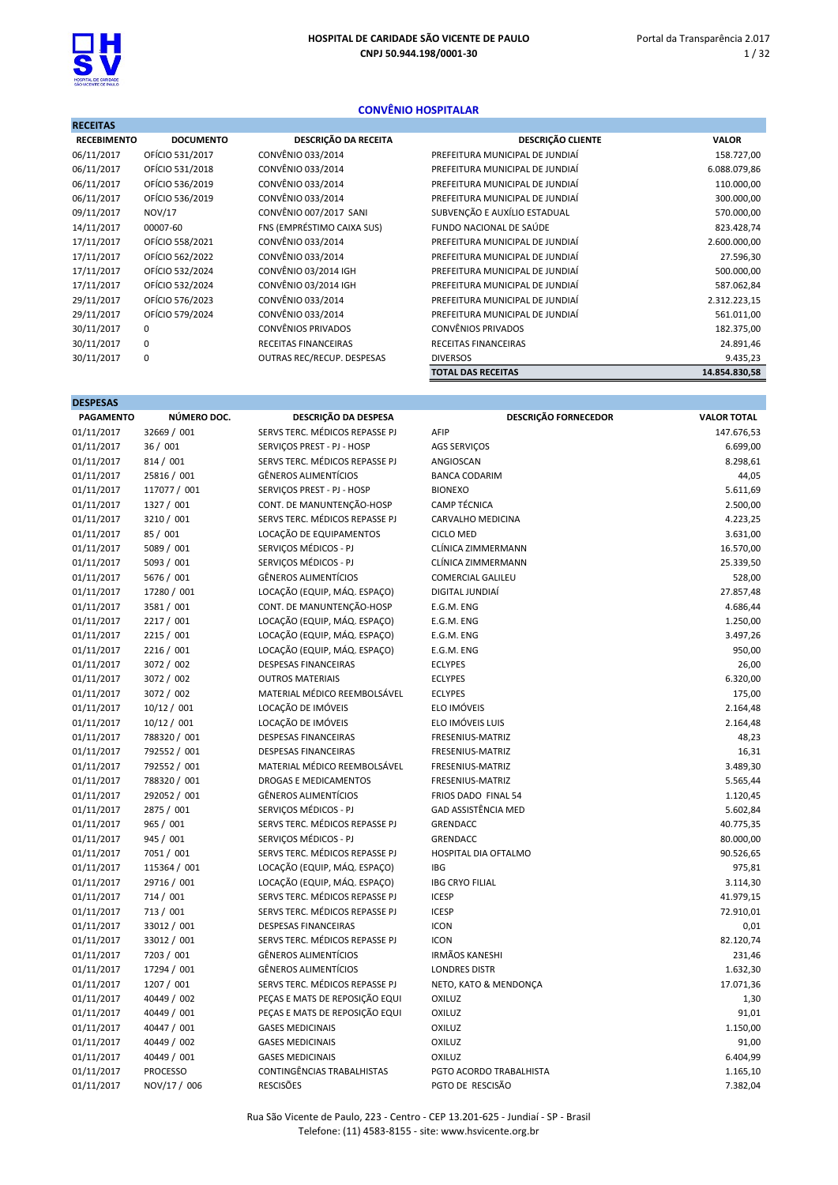**HOSPITAL DE CARIDADE SÃO VICENTE DE PAULO**
**CNPJ 50.944.198/0001-30**

Portal da Transparência 2.017

## CONVÊNIO HOSPITALAR

### RECEITAS

| RECEBIMENTO | DOCUMENTO | DESCRIÇÃO DA RECEITA | DESCRIÇÃO CLIENTE | VALOR |
|---|---|---|---|---|
| 06/11/2017 | OFÍCIO 531/2017 | CONVÊNIO 033/2014 | PREFEITURA MUNICIPAL DE JUNDIAÍ | 158.727,00 |
| 06/11/2017 | OFÍCIO 531/2018 | CONVÊNIO 033/2014 | PREFEITURA MUNICIPAL DE JUNDIAÍ | 6.088.079,86 |
| 06/11/2017 | OFÍCIO 536/2019 | CONVÊNIO 033/2014 | PREFEITURA MUNICIPAL DE JUNDIAÍ | 110.000,00 |
| 06/11/2017 | OFÍCIO 536/2019 | CONVÊNIO 033/2014 | PREFEITURA MUNICIPAL DE JUNDIAÍ | 300.000,00 |
| 09/11/2017 | NOV/17 | CONVÊNIO 007/2017 SANI | SUBVENÇÃO E AUXÍLIO ESTADUAL | 570.000,00 |
| 14/11/2017 | 00007-60 | FNS (EMPRÉSTIMO CAIXA SUS) | FUNDO NACIONAL DE SAÚDE | 823.428,74 |
| 17/11/2017 | OFÍCIO 558/2021 | CONVÊNIO 033/2014 | PREFEITURA MUNICIPAL DE JUNDIAÍ | 2.600.000,00 |
| 17/11/2017 | OFÍCIO 562/2022 | CONVÊNIO 033/2014 | PREFEITURA MUNICIPAL DE JUNDIAÍ | 27.596,30 |
| 17/11/2017 | OFÍCIO 532/2024 | CONVÊNIO 03/2014 IGH | PREFEITURA MUNICIPAL DE JUNDIAÍ | 500.000,00 |
| 17/11/2017 | OFÍCIO 532/2024 | CONVÊNIO 03/2014 IGH | PREFEITURA MUNICIPAL DE JUNDIAÍ | 587.062,84 |
| 29/11/2017 | OFÍCIO 576/2023 | CONVÊNIO 033/2014 | PREFEITURA MUNICIPAL DE JUNDIAÍ | 2.312.223,15 |
| 29/11/2017 | OFÍCIO 579/2024 | CONVÊNIO 033/2014 | PREFEITURA MUNICIPAL DE JUNDIAÍ | 561.011,00 |
| 30/11/2017 | 0 | CONVÊNIOS PRIVADOS | CONVÊNIOS PRIVADOS | 182.375,00 |
| 30/11/2017 | 0 | RECEITAS FINANCEIRAS | RECEITAS FINANCEIRAS | 24.891,46 |
| 30/11/2017 | 0 | OUTRAS REC/RECUP. DESPESAS | DIVERSOS | 9.435,23 |
| | | | **TOTAL DAS RECEITAS** | **14.854.830,58** |

### DESPESAS

| PAGAMENTO | NÚMERO DOC. | DESCRIÇÃO DA DESPESA | DESCRIÇÃO FORNECEDOR | VALOR TOTAL |
|---|---|---|---|---|
| 01/11/2017 | 32669 / 001 | SERVS TERC. MÉDICOS REPASSE PJ | AFIP | 147.676,53 |
| 01/11/2017 | 36 / 001 | SERVIÇOS PREST - PJ - HOSP | AGS SERVIÇOS | 6.699,00 |
| 01/11/2017 | 814 / 001 | SERVS TERC. MÉDICOS REPASSE PJ | ANGIOSCAN | 8.298,61 |
| 01/11/2017 | 25816 / 001 | GÊNEROS ALIMENTÍCIOS | BANCA CODARIM | 44,05 |
| 01/11/2017 | 117077 / 001 | SERVIÇOS PREST - PJ - HOSP | BIONEXO | 5.611,69 |
| 01/11/2017 | 1327 / 001 | CONT. DE MANUNTENÇÃO-HOSP | CAMP TÉCNICA | 2.500,00 |
| 01/11/2017 | 3210 / 001 | SERVS TERC. MÉDICOS REPASSE PJ | CARVALHO MEDICINA | 4.223,25 |
| 01/11/2017 | 85 / 001 | LOCAÇÃO DE EQUIPAMENTOS | CICLO MED | 3.631,00 |
| 01/11/2017 | 5089 / 001 | SERVIÇOS MÉDICOS - PJ | CLÍNICA ZIMMERMANN | 16.570,00 |
| 01/11/2017 | 5093 / 001 | SERVIÇOS MÉDICOS - PJ | CLÍNICA ZIMMERMANN | 25.339,50 |
| 01/11/2017 | 5676 / 001 | GÊNEROS ALIMENTÍCIOS | COMERCIAL GALILEU | 528,00 |
| 01/11/2017 | 17280 / 001 | LOCAÇÃO (EQUIP, MÁQ. ESPAÇO) | DIGITAL JUNDIAÍ | 27.857,48 |
| 01/11/2017 | 3581 / 001 | CONT. DE MANUNTENÇÃO-HOSP | E.G.M. ENG | 4.686,44 |
| 01/11/2017 | 2217 / 001 | LOCAÇÃO (EQUIP, MÁQ. ESPAÇO) | E.G.M. ENG | 1.250,00 |
| 01/11/2017 | 2215 / 001 | LOCAÇÃO (EQUIP, MÁQ. ESPAÇO) | E.G.M. ENG | 3.497,26 |
| 01/11/2017 | 2216 / 001 | LOCAÇÃO (EQUIP, MÁQ. ESPAÇO) | E.G.M. ENG | 950,00 |
| 01/11/2017 | 3072 / 002 | DESPESAS FINANCEIRAS | ECLYPES | 26,00 |
| 01/11/2017 | 3072 / 002 | OUTROS MATERIAIS | ECLYPES | 6.320,00 |
| 01/11/2017 | 3072 / 002 | MATERIAL MÉDICO REEMBOLSÁVEL | ECLYPES | 175,00 |
| 01/11/2017 | 10/12 / 001 | LOCAÇÃO DE IMÓVEIS | ELO IMÓVEIS | 2.164,48 |
| 01/11/2017 | 10/12 / 001 | LOCAÇÃO DE IMÓVEIS | ELO IMÓVEIS LUIS | 2.164,48 |
| 01/11/2017 | 788320 / 001 | DESPESAS FINANCEIRAS | FRESENIUS-MATRIZ | 48,23 |
| 01/11/2017 | 792552 / 001 | DESPESAS FINANCEIRAS | FRESENIUS-MATRIZ | 16,31 |
| 01/11/2017 | 792552 / 001 | MATERIAL MÉDICO REEMBOLSÁVEL | FRESENIUS-MATRIZ | 3.489,30 |
| 01/11/2017 | 788320 / 001 | DROGAS E MEDICAMENTOS | FRESENIUS-MATRIZ | 5.565,44 |
| 01/11/2017 | 292052 / 001 | GÊNEROS ALIMENTÍCIOS | FRIOS DADO FINAL 54 | 1.120,45 |
| 01/11/2017 | 2875 / 001 | SERVIÇOS MÉDICOS - PJ | GAD ASSISTÊNCIA MED | 5.602,84 |
| 01/11/2017 | 965 / 001 | SERVS TERC. MÉDICOS REPASSE PJ | GRENDACC | 40.775,35 |
| 01/11/2017 | 945 / 001 | SERVIÇOS MÉDICOS - PJ | GRENDACC | 80.000,00 |
| 01/11/2017 | 7051 / 001 | SERVS TERC. MÉDICOS REPASSE PJ | HOSPITAL DIA OFTALMO | 90.526,65 |
| 01/11/2017 | 115364 / 001 | LOCAÇÃO (EQUIP, MÁQ. ESPAÇO) | IBG | 975,81 |
| 01/11/2017 | 29716 / 001 | LOCAÇÃO (EQUIP, MÁQ. ESPAÇO) | IBG CRYO FILIAL | 3.114,30 |
| 01/11/2017 | 714 / 001 | SERVS TERC. MÉDICOS REPASSE PJ | ICESP | 41.979,15 |
| 01/11/2017 | 713 / 001 | SERVS TERC. MÉDICOS REPASSE PJ | ICESP | 72.910,01 |
| 01/11/2017 | 33012 / 001 | DESPESAS FINANCEIRAS | ICON | 0,01 |
| 01/11/2017 | 33012 / 001 | SERVS TERC. MÉDICOS REPASSE PJ | ICON | 82.120,74 |
| 01/11/2017 | 7203 / 001 | GÊNEROS ALIMENTÍCIOS | IRMÃOS KANESHI | 231,46 |
| 01/11/2017 | 17294 / 001 | GÊNEROS ALIMENTÍCIOS | LONDRES DISTR | 1.632,30 |
| 01/11/2017 | 1207 / 001 | SERVS TERC. MÉDICOS REPASSE PJ | NETO, KATO & MENDONÇA | 17.071,36 |
| 01/11/2017 | 40449 / 002 | PEÇAS E MATS DE REPOSIÇÃO EQUI | OXILUZ | 1,30 |
| 01/11/2017 | 40449 / 001 | PEÇAS E MATS DE REPOSIÇÃO EQUI | OXILUZ | 91,01 |
| 01/11/2017 | 40447 / 001 | GASES MEDICINAIS | OXILUZ | 1.150,00 |
| 01/11/2017 | 40449 / 002 | GASES MEDICINAIS | OXILUZ | 91,00 |
| 01/11/2017 | 40449 / 001 | GASES MEDICINAIS | OXILUZ | 6.404,99 |
| 01/11/2017 | PROCESSO | CONTINGÊNCIAS TRABALHISTAS | PGTO ACORDO TRABALHISTA | 1.165,10 |
| 01/11/2017 | NOV/17 / 006 | RESCISÕES | PGTO DE RESCISÃO | 7.382,04 |

Rua São Vicente de Paulo, 223 - Centro - CEP 13.201-625 - Jundiaí - SP - Brasil
Telefone: (11) 4583-8155 - site: www.hsvicente.org.br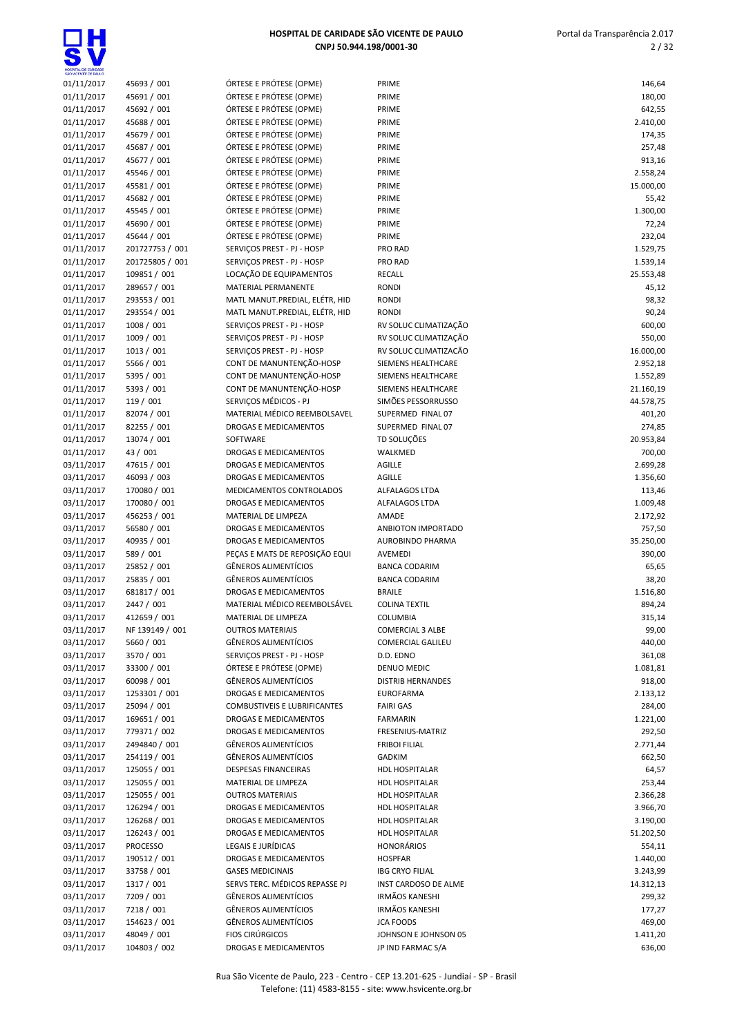| | | | | |
|---|---|---|---|---|
| 01/11/2017 | 45693 / 001 | ÓRTESE E PRÓTESE (OPME) | PRIME | 146,64 |
| 01/11/2017 | 45691 / 001 | ÓRTESE E PRÓTESE (OPME) | PRIME | 180,00 |
| 01/11/2017 | 45692 / 001 | ÓRTESE E PRÓTESE (OPME) | PRIME | 642,55 |
| 01/11/2017 | 45688 / 001 | ÓRTESE E PRÓTESE (OPME) | PRIME | 2.410,00 |
| 01/11/2017 | 45679 / 001 | ÓRTESE E PRÓTESE (OPME) | PRIME | 174,35 |
| 01/11/2017 | 45687 / 001 | ÓRTESE E PRÓTESE (OPME) | PRIME | 257,48 |
| 01/11/2017 | 45677 / 001 | ÓRTESE E PRÓTESE (OPME) | PRIME | 913,16 |
| 01/11/2017 | 45546 / 001 | ÓRTESE E PRÓTESE (OPME) | PRIME | 2.558,24 |
| 01/11/2017 | 45581 / 001 | ÓRTESE E PRÓTESE (OPME) | PRIME | 15.000,00 |
| 01/11/2017 | 45682 / 001 | ÓRTESE E PRÓTESE (OPME) | PRIME | 55,42 |
| 01/11/2017 | 45545 / 001 | ÓRTESE E PRÓTESE (OPME) | PRIME | 1.300,00 |
| 01/11/2017 | 45690 / 001 | ÓRTESE E PRÓTESE (OPME) | PRIME | 72,24 |
| 01/11/2017 | 45644 / 001 | ÓRTESE E PRÓTESE (OPME) | PRIME | 232,04 |
| 01/11/2017 | 201727753 / 001 | SERVIÇOS PREST - PJ - HOSP | PRO RAD | 1.529,75 |
| 01/11/2017 | 201725805 / 001 | SERVIÇOS PREST - PJ - HOSP | PRO RAD | 1.539,14 |
| 01/11/2017 | 109851 / 001 | LOCAÇÃO DE EQUIPAMENTOS | RECALL | 25.553,48 |
| 01/11/2017 | 289657 / 001 | MATERIAL PERMANENTE | RONDI | 45,12 |
| 01/11/2017 | 293553 / 001 | MATL MANUT.PREDIAL, ELÉTR, HID | RONDI | 98,32 |
| 01/11/2017 | 293554 / 001 | MATL MANUT.PREDIAL, ELÉTR, HID | RONDI | 90,24 |
| 01/11/2017 | 1008 / 001 | SERVIÇOS PREST - PJ - HOSP | RV SOLUC CLIMATIZAÇÃO | 600,00 |
| 01/11/2017 | 1009 / 001 | SERVIÇOS PREST - PJ - HOSP | RV SOLUC CLIMATIZAÇÃO | 550,00 |
| 01/11/2017 | 1013 / 001 | SERVIÇOS PREST - PJ - HOSP | RV SOLUC CLIMATIZAÇÃO | 16.000,00 |
| 01/11/2017 | 5566 / 001 | CONT DE MANUNTENÇÃO-HOSP | SIEMENS HEALTHCARE | 2.952,18 |
| 01/11/2017 | 5395 / 001 | CONT DE MANUNTENÇÃO-HOSP | SIEMENS HEALTHCARE | 1.552,89 |
| 01/11/2017 | 5393 / 001 | CONT DE MANUNTENÇÃO-HOSP | SIEMENS HEALTHCARE | 21.160,19 |
| 01/11/2017 | 119 / 001 | SERVIÇOS MÉDICOS - PJ | SIMÕES PESSORRUSSO | 44.578,75 |
| 01/11/2017 | 82074 / 001 | MATERIAL MÉDICO REEMBOLSAVEL | SUPERMED FINAL 07 | 401,20 |
| 01/11/2017 | 82255 / 001 | DROGAS E MEDICAMENTOS | SUPERMED FINAL 07 | 274,85 |
| 01/11/2017 | 13074 / 001 | SOFTWARE | TD SOLUÇÕES | 20.953,84 |
| 01/11/2017 | 43 / 001 | DROGAS E MEDICAMENTOS | WALKMED | 700,00 |
| 03/11/2017 | 47615 / 001 | DROGAS E MEDICAMENTOS | AGILLE | 2.699,28 |
| 03/11/2017 | 46093 / 003 | DROGAS E MEDICAMENTOS | AGILLE | 1.356,60 |
| 03/11/2017 | 170080 / 001 | MEDICAMENTOS CONTROLADOS | ALFALAGOS LTDA | 113,46 |
| 03/11/2017 | 170080 / 001 | DROGAS E MEDICAMENTOS | ALFALAGOS LTDA | 1.009,48 |
| 03/11/2017 | 456253 / 001 | MATERIAL DE LIMPEZA | AMADE | 2.172,92 |
| 03/11/2017 | 56580 / 001 | DROGAS E MEDICAMENTOS | ANBIOTON IMPORTADO | 757,50 |
| 03/11/2017 | 40935 / 001 | DROGAS E MEDICAMENTOS | AUROBINDO PHARMA | 35.250,00 |
| 03/11/2017 | 589 / 001 | PEÇAS E MATS DE REPOSIÇÃO EQUI | AVEMEDI | 390,00 |
| 03/11/2017 | 25852 / 001 | GÊNEROS ALIMENTÍCIOS | BANCA CODARIM | 65,65 |
| 03/11/2017 | 25835 / 001 | GÊNEROS ALIMENTÍCIOS | BANCA CODARIM | 38,20 |
| 03/11/2017 | 681817 / 001 | DROGAS E MEDICAMENTOS | BRAILE | 1.516,80 |
| 03/11/2017 | 2447 / 001 | MATERIAL MÉDICO REEMBOLSÁVEL | COLINA TEXTIL | 894,24 |
| 03/11/2017 | 412659 / 001 | MATERIAL DE LIMPEZA | COLUMBIA | 315,14 |
| 03/11/2017 | NF 139149 / 001 | OUTROS MATERIAIS | COMERCIAL 3 ALBE | 99,00 |
| 03/11/2017 | 5660 / 001 | GÊNEROS ALIMENTÍCIOS | COMERCIAL GALILEU | 440,00 |
| 03/11/2017 | 3570 / 001 | SERVIÇOS PREST - PJ - HOSP | D.D. EDNO | 361,08 |
| 03/11/2017 | 33300 / 001 | ÓRTESE E PRÓTESE (OPME) | DENUO MEDIC | 1.081,81 |
| 03/11/2017 | 60098 / 001 | GÊNEROS ALIMENTÍCIOS | DISTRIB HERNANDES | 918,00 |
| 03/11/2017 | 1253301 / 001 | DROGAS E MEDICAMENTOS | EUROFARMA | 2.133,12 |
| 03/11/2017 | 25094 / 001 | COMBUSTIVEIS E LUBRIFICANTES | FAIRI GAS | 284,00 |
| 03/11/2017 | 169651 / 001 | DROGAS E MEDICAMENTOS | FARMARIN | 1.221,00 |
| 03/11/2017 | 779371 / 002 | DROGAS E MEDICAMENTOS | FRESENIUS-MATRIZ | 292,50 |
| 03/11/2017 | 2494840 / 001 | GÊNEROS ALIMENTÍCIOS | FRIBOI FILIAL | 2.771,44 |
| 03/11/2017 | 254119 / 001 | GÊNEROS ALIMENTÍCIOS | GADKIM | 662,50 |
| 03/11/2017 | 125055 / 001 | DESPESAS FINANCEIRAS | HDL HOSPITALAR | 64,57 |
| 03/11/2017 | 125055 / 001 | MATERIAL DE LIMPEZA | HDL HOSPITALAR | 253,44 |
| 03/11/2017 | 125055 / 001 | OUTROS MATERIAIS | HDL HOSPITALAR | 2.366,28 |
| 03/11/2017 | 126294 / 001 | DROGAS E MEDICAMENTOS | HDL HOSPITALAR | 3.966,70 |
| 03/11/2017 | 126268 / 001 | DROGAS E MEDICAMENTOS | HDL HOSPITALAR | 3.190,00 |
| 03/11/2017 | 126243 / 001 | DROGAS E MEDICAMENTOS | HDL HOSPITALAR | 51.202,50 |
| 03/11/2017 | PROCESSO | LEGAIS E JURÍDICAS | HONORÁRIOS | 554,11 |
| 03/11/2017 | 190512 / 001 | DROGAS E MEDICAMENTOS | HOSPFAR | 1.440,00 |
| 03/11/2017 | 33758 / 001 | GASES MEDICINAIS | IBG CRYO FILIAL | 3.243,99 |
| 03/11/2017 | 1317 / 001 | SERVS TERC. MÉDICOS REPASSE PJ | INST CARDOSO DE ALME | 14.312,13 |
| 03/11/2017 | 7209 / 001 | GÊNEROS ALIMENTÍCIOS | IRMÃOS KANESHI | 299,32 |
| 03/11/2017 | 7218 / 001 | GÊNEROS ALIMENTÍCIOS | IRMÃOS KANESHI | 177,27 |
| 03/11/2017 | 154623 / 001 | GÊNEROS ALIMENTÍCIOS | JCA FOODS | 469,00 |
| 03/11/2017 | 48049 / 001 | FIOS CIRÚRGICOS | JOHNSON E JOHNSON 05 | 1.411,20 |
| 03/11/2017 | 104803 / 002 | DROGAS E MEDICAMENTOS | JP IND FARMAC S/A | 636,00 |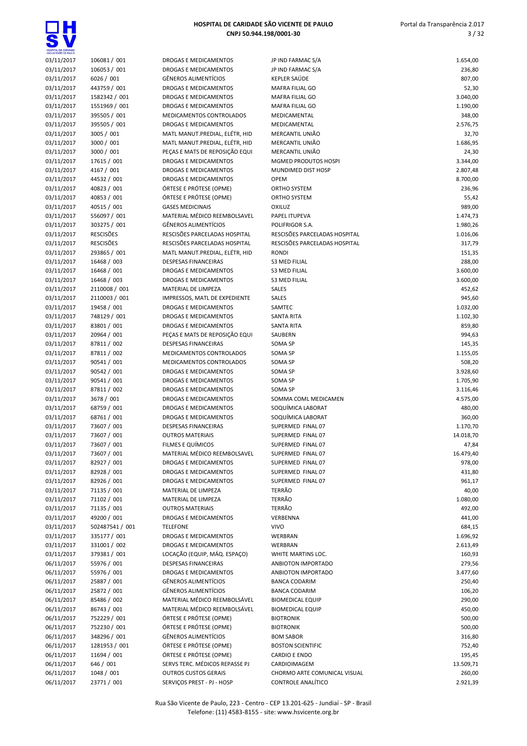| | | | | |
|---|---|---|---|---|
| 03/11/2017 | 106081 / 001 | DROGAS E MEDICAMENTOS | JP IND FARMAC S/A | 1.654,00 |
| 03/11/2017 | 106053 / 001 | DROGAS E MEDICAMENTOS | JP IND FARMAC S/A | 236,80 |
| 03/11/2017 | 6026 / 001 | GÊNEROS ALIMENTÍCIOS | KEPLER SAÚDE | 807,00 |
| 03/11/2017 | 443759 / 001 | DROGAS E MEDICAMENTOS | MAFRA FILIAL GO | 52,30 |
| 03/11/2017 | 1582342 / 001 | DROGAS E MEDICAMENTOS | MAFRA FILIAL GO | 3.040,00 |
| 03/11/2017 | 1551969 / 001 | DROGAS E MEDICAMENTOS | MAFRA FILIAL GO | 1.190,00 |
| 03/11/2017 | 395505 / 001 | MEDICAMENTOS CONTROLADOS | MEDICAMENTAL | 348,00 |
| 03/11/2017 | 395505 / 001 | DROGAS E MEDICAMENTOS | MEDICAMENTAL | 2.576,75 |
| 03/11/2017 | 3005 / 001 | MATL MANUT.PREDIAL, ELÉTR, HID | MERCANTIL UNIÃO | 32,70 |
| 03/11/2017 | 3000 / 001 | MATL MANUT.PREDIAL, ELÉTR, HID | MERCANTIL UNIÃO | 1.686,95 |
| 03/11/2017 | 3000 / 001 | PEÇAS E MATS DE REPOSIÇÃO EQUI | MERCANTIL UNIÃO | 24,30 |
| 03/11/2017 | 17615 / 001 | DROGAS E MEDICAMENTOS | MGMED PRODUTOS HOSPI | 3.344,00 |
| 03/11/2017 | 4167 / 001 | DROGAS E MEDICAMENTOS | MUNDIMED DIST HOSP | 2.807,48 |
| 03/11/2017 | 44532 / 001 | DROGAS E MEDICAMENTOS | OPEM | 8.700,00 |
| 03/11/2017 | 40823 / 001 | ÓRTESE E PRÓTESE (OPME) | ORTHO SYSTEM | 236,96 |
| 03/11/2017 | 40853 / 001 | ÓRTESE E PRÓTESE (OPME) | ORTHO SYSTEM | 55,42 |
| 03/11/2017 | 40515 / 001 | GASES MEDICINAIS | OXILUZ | 989,00 |
| 03/11/2017 | 556097 / 001 | MATERIAL MÉDICO REEMBOLSAVEL | PAPEL ITUPEVA | 1.474,73 |
| 03/11/2017 | 303275 / 001 | GÊNEROS ALIMENTÍCIOS | POLIFRIGOR S.A. | 1.980,26 |
| 03/11/2017 | RESCISÕES | RESCISÕES PARCELADAS HOSPITAL | RESCISÕES PARCELADAS HOSPITAL | 1.016,06 |
| 03/11/2017 | RESCISÕES | RESCISÕES PARCELADAS HOSPITAL | RESCISÕES PARCELADAS HOSPITAL | 317,79 |
| 03/11/2017 | 293865 / 001 | MATL MANUT.PREDIAL, ELÉTR, HID | RONDI | 151,35 |
| 03/11/2017 | 16468 / 003 | DESPESAS FINANCEIRAS | S3 MED FILIAL | 288,00 |
| 03/11/2017 | 16468 / 001 | DROGAS E MEDICAMENTOS | S3 MED FILIAL | 3.600,00 |
| 03/11/2017 | 16468 / 003 | DROGAS E MEDICAMENTOS | S3 MED FILIAL | 3.600,00 |
| 03/11/2017 | 2110008 / 001 | MATERIAL DE LIMPEZA | SALES | 452,62 |
| 03/11/2017 | 2110003 / 001 | IMPRESSOS, MATL DE EXPEDIENTE | SALES | 945,60 |
| 03/11/2017 | 19458 / 001 | DROGAS E MEDICAMENTOS | SAMTEC | 1.032,00 |
| 03/11/2017 | 748129 / 001 | DROGAS E MEDICAMENTOS | SANTA RITA | 1.102,30 |
| 03/11/2017 | 83801 / 001 | DROGAS E MEDICAMENTOS | SANTA RITA | 859,80 |
| 03/11/2017 | 20964 / 001 | PEÇAS E MATS DE REPOSIÇÃO EQUI | SAUBERN | 994,63 |
| 03/11/2017 | 87811 / 002 | DESPESAS FINANCEIRAS | SOMA SP | 145,35 |
| 03/11/2017 | 87811 / 002 | MEDICAMENTOS CONTROLADOS | SOMA SP | 1.155,05 |
| 03/11/2017 | 90541 / 001 | MEDICAMENTOS CONTROLADOS | SOMA SP | 508,20 |
| 03/11/2017 | 90542 / 001 | DROGAS E MEDICAMENTOS | SOMA SP | 3.928,60 |
| 03/11/2017 | 90541 / 001 | DROGAS E MEDICAMENTOS | SOMA SP | 1.705,90 |
| 03/11/2017 | 87811 / 002 | DROGAS E MEDICAMENTOS | SOMA SP | 3.116,46 |
| 03/11/2017 | 3678 / 001 | DROGAS E MEDICAMENTOS | SOMMA COML MEDICAMEN | 4.575,00 |
| 03/11/2017 | 68759 / 001 | DROGAS E MEDICAMENTOS | SOQUÍMICA LABORAT | 480,00 |
| 03/11/2017 | 68761 / 001 | DROGAS E MEDICAMENTOS | SOQUÍMICA LABORAT | 360,00 |
| 03/11/2017 | 73607 / 001 | DESPESAS FINANCEIRAS | SUPERMED FINAL 07 | 1.170,70 |
| 03/11/2017 | 73607 / 001 | OUTROS MATERIAIS | SUPERMED FINAL 07 | 14.018,70 |
| 03/11/2017 | 73607 / 001 | FILMES E QUÍMICOS | SUPERMED FINAL 07 | 47,84 |
| 03/11/2017 | 73607 / 001 | MATERIAL MÉDICO REEMBOLSAVEL | SUPERMED FINAL 07 | 16.479,40 |
| 03/11/2017 | 82927 / 001 | DROGAS E MEDICAMENTOS | SUPERMED FINAL 07 | 978,00 |
| 03/11/2017 | 82928 / 001 | DROGAS E MEDICAMENTOS | SUPERMED FINAL 07 | 431,80 |
| 03/11/2017 | 82926 / 001 | DROGAS E MEDICAMENTOS | SUPERMED FINAL 07 | 961,17 |
| 03/11/2017 | 71135 / 001 | MATERIAL DE LIMPEZA | TERRÃO | 40,00 |
| 03/11/2017 | 71102 / 001 | MATERIAL DE LIMPEZA | TERRÃO | 1.080,00 |
| 03/11/2017 | 71135 / 001 | OUTROS MATERIAIS | TERRÃO | 492,00 |
| 03/11/2017 | 49200 / 001 | DROGAS E MEDICAMENTOS | VERBENNA | 441,00 |
| 03/11/2017 | 502487541 / 001 | TELEFONE | VIVO | 684,15 |
| 03/11/2017 | 335177 / 001 | DROGAS E MEDICAMENTOS | WERBRAN | 1.696,92 |
| 03/11/2017 | 331001 / 002 | DROGAS E MEDICAMENTOS | WERBRAN | 2.613,49 |
| 03/11/2017 | 379381 / 001 | LOCAÇÃO (EQUIP, MÁQ. ESPAÇO) | WHITE MARTINS LOC. | 160,93 |
| 06/11/2017 | 55976 / 001 | DESPESAS FINANCEIRAS | ANBIOTON IMPORTADO | 279,56 |
| 06/11/2017 | 55976 / 001 | DROGAS E MEDICAMENTOS | ANBIOTON IMPORTADO | 3.477,60 |
| 06/11/2017 | 25887 / 001 | GÊNEROS ALIMENTÍCIOS | BANCA CODARIM | 250,40 |
| 06/11/2017 | 25872 / 001 | GÊNEROS ALIMENTÍCIOS | BANCA CODARIM | 106,20 |
| 06/11/2017 | 85486 / 002 | MATERIAL MÉDICO REEMBOLSÁVEL | BIOMEDICAL EQUIP | 290,00 |
| 06/11/2017 | 86743 / 001 | MATERIAL MÉDICO REEMBOLSÁVEL | BIOMEDICAL EQUIP | 450,00 |
| 06/11/2017 | 752229 / 001 | ÓRTESE E PRÓTESE (OPME) | BIOTRONIK | 500,00 |
| 06/11/2017 | 752230 / 001 | ÓRTESE E PRÓTESE (OPME) | BIOTRONIK | 500,00 |
| 06/11/2017 | 348296 / 001 | GÊNEROS ALIMENTÍCIOS | BOM SABOR | 316,80 |
| 06/11/2017 | 1281953 / 001 | ÓRTESE E PRÓTESE (OPME) | BOSTON SCIENTIFIC | 752,40 |
| 06/11/2017 | 11694 / 001 | ÓRTESE E PRÓTESE (OPME) | CARDIO E ENDO | 195,45 |
| 06/11/2017 | 646 / 001 | SERVS TERC. MÉDICOS REPASSE PJ | CARDIOIMAGEM | 13.509,71 |
| 06/11/2017 | 1048 / 001 | OUTROS CUSTOS GERAIS | CHORMO ARTE COMUNICAL VISUAL | 260,00 |
| 06/11/2017 | 23771 / 001 | SERVIÇOS PREST - PJ - HOSP | CONTROLE ANALÍTICO | 2.921,39 |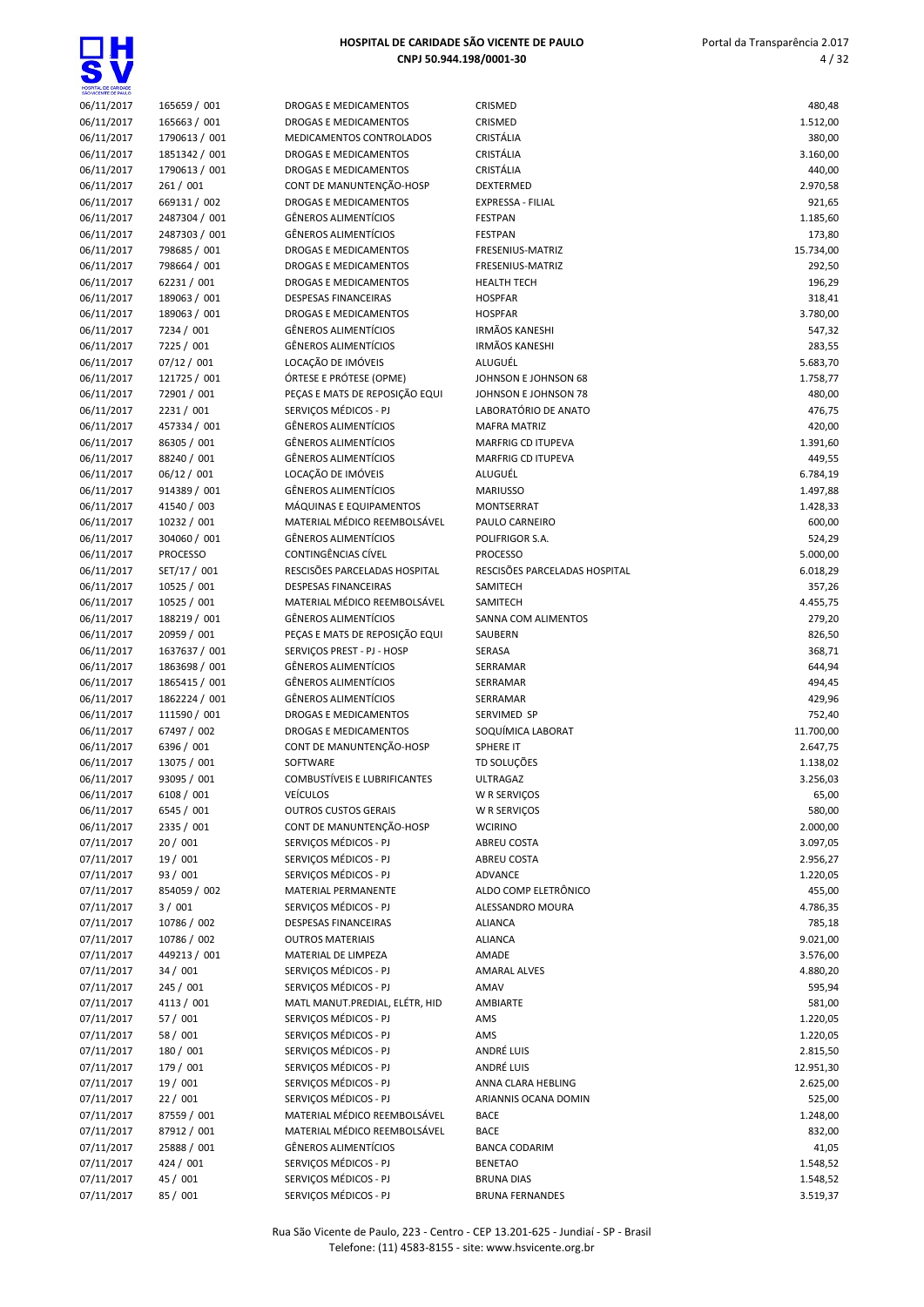| | | | | |
|---|---|---|---|---|
| 06/11/2017 | 165659 / 001 | DROGAS E MEDICAMENTOS | CRISMED | 480,48 |
| 06/11/2017 | 165663 / 001 | DROGAS E MEDICAMENTOS | CRISMED | 1.512,00 |
| 06/11/2017 | 1790613 / 001 | MEDICAMENTOS CONTROLADOS | CRISTÁLIA | 380,00 |
| 06/11/2017 | 1851342 / 001 | DROGAS E MEDICAMENTOS | CRISTÁLIA | 3.160,00 |
| 06/11/2017 | 1790613 / 001 | DROGAS E MEDICAMENTOS | CRISTÁLIA | 440,00 |
| 06/11/2017 | 261 / 001 | CONT DE MANUNTENÇÃO-HOSP | DEXTERMED | 2.970,58 |
| 06/11/2017 | 669131 / 002 | DROGAS E MEDICAMENTOS | EXPRESSA - FILIAL | 921,65 |
| 06/11/2017 | 2487304 / 001 | GÊNEROS ALIMENTÍCIOS | FESTPAN | 1.185,60 |
| 06/11/2017 | 2487303 / 001 | GÊNEROS ALIMENTÍCIOS | FESTPAN | 173,80 |
| 06/11/2017 | 798685 / 001 | DROGAS E MEDICAMENTOS | FRESENIUS-MATRIZ | 15.734,00 |
| 06/11/2017 | 798664 / 001 | DROGAS E MEDICAMENTOS | FRESENIUS-MATRIZ | 292,50 |
| 06/11/2017 | 62231 / 001 | DROGAS E MEDICAMENTOS | HEALTH TECH | 196,29 |
| 06/11/2017 | 189063 / 001 | DESPESAS FINANCEIRAS | HOSPFAR | 318,41 |
| 06/11/2017 | 189063 / 001 | DROGAS E MEDICAMENTOS | HOSPFAR | 3.780,00 |
| 06/11/2017 | 7234 / 001 | GÊNEROS ALIMENTÍCIOS | IRMÃOS KANESHI | 547,32 |
| 06/11/2017 | 7225 / 001 | GÊNEROS ALIMENTÍCIOS | IRMÃOS KANESHI | 283,55 |
| 06/11/2017 | 07/12 / 001 | LOCAÇÃO DE IMÓVEIS | ALUGUÉL | 5.683,70 |
| 06/11/2017 | 121725 / 001 | ÓRTESE E PRÓTESE (OPME) | JOHNSON E JOHNSON 68 | 1.758,77 |
| 06/11/2017 | 72901 / 001 | PEÇAS E MATS DE REPOSIÇÃO EQUI | JOHNSON E JOHNSON 78 | 480,00 |
| 06/11/2017 | 2231 / 001 | SERVIÇOS MÉDICOS - PJ | LABORATÓRIO DE ANATO | 476,75 |
| 06/11/2017 | 457334 / 001 | GÊNEROS ALIMENTÍCIOS | MAFRA MATRIZ | 420,00 |
| 06/11/2017 | 86305 / 001 | GÊNEROS ALIMENTÍCIOS | MARFRIG CD ITUPEVA | 1.391,60 |
| 06/11/2017 | 88240 / 001 | GÊNEROS ALIMENTÍCIOS | MARFRIG CD ITUPEVA | 449,55 |
| 06/11/2017 | 06/12 / 001 | LOCAÇÃO DE IMÓVEIS | ALUGUÉL | 6.784,19 |
| 06/11/2017 | 914389 / 001 | GÊNEROS ALIMENTÍCIOS | MARIUSSO | 1.497,88 |
| 06/11/2017 | 41540 / 003 | MÁQUINAS E EQUIPAMENTOS | MONTSERRAT | 1.428,33 |
| 06/11/2017 | 10232 / 001 | MATERIAL MÉDICO REEMBOLSÁVEL | PAULO CARNEIRO | 600,00 |
| 06/11/2017 | 304060 / 001 | GÊNEROS ALIMENTÍCIOS | POLIFRIGOR S.A. | 524,29 |
| 06/11/2017 | PROCESSO | CONTINGÊNCIAS CÍVEL | PROCESSO | 5.000,00 |
| 06/11/2017 | SET/17 / 001 | RESCISÕES PARCELADAS HOSPITAL | RESCISÕES PARCELADAS HOSPITAL | 6.018,29 |
| 06/11/2017 | 10525 / 001 | DESPESAS FINANCEIRAS | SAMITECH | 357,26 |
| 06/11/2017 | 10525 / 001 | MATERIAL MÉDICO REEMBOLSÁVEL | SAMITECH | 4.455,75 |
| 06/11/2017 | 188219 / 001 | GÊNEROS ALIMENTÍCIOS | SANNA COM ALIMENTOS | 279,20 |
| 06/11/2017 | 20959 / 001 | PEÇAS E MATS DE REPOSIÇÃO EQUI | SAUBERN | 826,50 |
| 06/11/2017 | 1637637 / 001 | SERVIÇOS PREST - PJ - HOSP | SERASA | 368,71 |
| 06/11/2017 | 1863698 / 001 | GÊNEROS ALIMENTÍCIOS | SERRAMAR | 644,94 |
| 06/11/2017 | 1865415 / 001 | GÊNEROS ALIMENTÍCIOS | SERRAMAR | 494,45 |
| 06/11/2017 | 1862224 / 001 | GÊNEROS ALIMENTÍCIOS | SERRAMAR | 429,96 |
| 06/11/2017 | 111590 / 001 | DROGAS E MEDICAMENTOS | SERVIMED SP | 752,40 |
| 06/11/2017 | 67497 / 002 | DROGAS E MEDICAMENTOS | SOQUÍMICA LABORAT | 11.700,00 |
| 06/11/2017 | 6396 / 001 | CONT DE MANUNTENÇÃO-HOSP | SPHERE IT | 2.647,75 |
| 06/11/2017 | 13075 / 001 | SOFTWARE | TD SOLUÇÕES | 1.138,02 |
| 06/11/2017 | 93095 / 001 | COMBUSTÍVEIS E LUBRIFICANTES | ULTRAGAZ | 3.256,03 |
| 06/11/2017 | 6108 / 001 | VEÍCULOS | W R SERVIÇOS | 65,00 |
| 06/11/2017 | 6545 / 001 | OUTROS CUSTOS GERAIS | W R SERVIÇOS | 580,00 |
| 06/11/2017 | 2335 / 001 | CONT DE MANUNTENÇÃO-HOSP | WCIRINO | 2.000,00 |
| 07/11/2017 | 20 / 001 | SERVIÇOS MÉDICOS - PJ | ABREU COSTA | 3.097,05 |
| 07/11/2017 | 19 / 001 | SERVIÇOS MÉDICOS - PJ | ABREU COSTA | 2.956,27 |
| 07/11/2017 | 93 / 001 | SERVIÇOS MÉDICOS - PJ | ADVANCE | 1.220,05 |
| 07/11/2017 | 854059 / 002 | MATERIAL PERMANENTE | ALDO COMP ELETRÔNICO | 455,00 |
| 07/11/2017 | 3 / 001 | SERVIÇOS MÉDICOS - PJ | ALESSANDRO MOURA | 4.786,35 |
| 07/11/2017 | 10786 / 002 | DESPESAS FINANCEIRAS | ALIANCA | 785,18 |
| 07/11/2017 | 10786 / 002 | OUTROS MATERIAIS | ALIANCA | 9.021,00 |
| 07/11/2017 | 449213 / 001 | MATERIAL DE LIMPEZA | AMADE | 3.576,00 |
| 07/11/2017 | 34 / 001 | SERVIÇOS MÉDICOS - PJ | AMARAL ALVES | 4.880,20 |
| 07/11/2017 | 245 / 001 | SERVIÇOS MÉDICOS - PJ | AMAV | 595,94 |
| 07/11/2017 | 4113 / 001 | MATL MANUT.PREDIAL, ELÉTR, HID | AMBIARTE | 581,00 |
| 07/11/2017 | 57 / 001 | SERVIÇOS MÉDICOS - PJ | AMS | 1.220,05 |
| 07/11/2017 | 58 / 001 | SERVIÇOS MÉDICOS - PJ | AMS | 1.220,05 |
| 07/11/2017 | 180 / 001 | SERVIÇOS MÉDICOS - PJ | ANDRÉ LUIS | 2.815,50 |
| 07/11/2017 | 179 / 001 | SERVIÇOS MÉDICOS - PJ | ANDRÉ LUIS | 12.951,30 |
| 07/11/2017 | 19 / 001 | SERVIÇOS MÉDICOS - PJ | ANNA CLARA HEBLING | 2.625,00 |
| 07/11/2017 | 22 / 001 | SERVIÇOS MÉDICOS - PJ | ARIANNIS OCANA DOMIN | 525,00 |
| 07/11/2017 | 87559 / 001 | MATERIAL MÉDICO REEMBOLSÁVEL | BACE | 1.248,00 |
| 07/11/2017 | 87912 / 001 | MATERIAL MÉDICO REEMBOLSÁVEL | BACE | 832,00 |
| 07/11/2017 | 25888 / 001 | GÊNEROS ALIMENTÍCIOS | BANCA CODARIM | 41,05 |
| 07/11/2017 | 424 / 001 | SERVIÇOS MÉDICOS - PJ | BENETAO | 1.548,52 |
| 07/11/2017 | 45 / 001 | SERVIÇOS MÉDICOS - PJ | BRUNA DIAS | 1.548,52 |
| 07/11/2017 | 85 / 001 | SERVIÇOS MÉDICOS - PJ | BRUNA FERNANDES | 3.519,37 |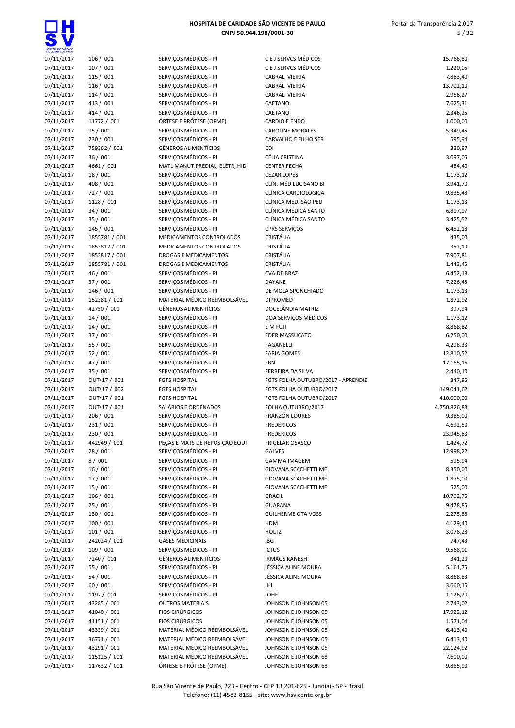| | | | | |
|---|---|---|---|---|
| 07/11/2017 | 106 / 001 | SERVIÇOS MÉDICOS - PJ | C E J SERVCS MÉDICOS | 15.766,80 |
| 07/11/2017 | 107 / 001 | SERVIÇOS MÉDICOS - PJ | C E J SERVCS MÉDICOS | 1.220,05 |
| 07/11/2017 | 115 / 001 | SERVIÇOS MÉDICOS - PJ | CABRAL VIEIRIA | 7.883,40 |
| 07/11/2017 | 116 / 001 | SERVIÇOS MÉDICOS - PJ | CABRAL VIEIRIA | 13.702,10 |
| 07/11/2017 | 114 / 001 | SERVIÇOS MÉDICOS - PJ | CABRAL VIEIRIA | 2.956,27 |
| 07/11/2017 | 413 / 001 | SERVIÇOS MÉDICOS - PJ | CAETANO | 7.625,31 |
| 07/11/2017 | 414 / 001 | SERVIÇOS MÉDICOS - PJ | CAETANO | 2.346,25 |
| 07/11/2017 | 11772 / 001 | ÓRTESE E PRÓTESE (OPME) | CARDIO E ENDO | 1.000,00 |
| 07/11/2017 | 95 / 001 | SERVIÇOS MÉDICOS - PJ | CAROLINE MORALES | 5.349,45 |
| 07/11/2017 | 230 / 001 | SERVIÇOS MÉDICOS - PJ | CARVALHO E FILHO SER | 595,94 |
| 07/11/2017 | 759262 / 001 | GÊNEROS ALIMENTÍCIOS | CDI | 330,97 |
| 07/11/2017 | 36 / 001 | SERVIÇOS MÉDICOS - PJ | CÉLIA CRISTINA | 3.097,05 |
| 07/11/2017 | 4661 / 001 | MATL MANUT.PREDIAL, ELÉTR, HID | CENTER FECHA | 484,40 |
| 07/11/2017 | 18 / 001 | SERVIÇOS MÉDICOS - PJ | CEZAR LOPES | 1.173,12 |
| 07/11/2017 | 408 / 001 | SERVIÇOS MÉDICOS - PJ | CLÍN. MÉD LUCISANO BI | 3.941,70 |
| 07/11/2017 | 727 / 001 | SERVIÇOS MÉDICOS - PJ | CLÍNICA CARDIOLOGICA | 9.835,48 |
| 07/11/2017 | 1128 / 001 | SERVIÇOS MÉDICOS - PJ | CLÍNICA MÉD. SÃO PED | 1.173,13 |
| 07/11/2017 | 34 / 001 | SERVIÇOS MÉDICOS - PJ | CLÍNICA MÉDICA SANTO | 6.897,97 |
| 07/11/2017 | 35 / 001 | SERVIÇOS MÉDICOS - PJ | CLÍNICA MÉDICA SANTO | 3.425,52 |
| 07/11/2017 | 145 / 001 | SERVIÇOS MÉDICOS - PJ | CPRS SERVIÇOS | 6.452,18 |
| 07/11/2017 | 1855781 / 001 | MEDICAMENTOS CONTROLADOS | CRISTÁLIA | 435,00 |
| 07/11/2017 | 1853817 / 001 | MEDICAMENTOS CONTROLADOS | CRISTÁLIA | 352,19 |
| 07/11/2017 | 1853817 / 001 | DROGAS E MEDICAMENTOS | CRISTÁLIA | 7.907,81 |
| 07/11/2017 | 1855781 / 001 | DROGAS E MEDICAMENTOS | CRISTÁLIA | 1.443,45 |
| 07/11/2017 | 46 / 001 | SERVIÇOS MÉDICOS - PJ | CVA DE BRAZ | 6.452,18 |
| 07/11/2017 | 37 / 001 | SERVIÇOS MÉDICOS - PJ | DAYANE | 7.226,45 |
| 07/11/2017 | 146 / 001 | SERVIÇOS MÉDICOS - PJ | DE MOLA SPONCHIADO | 1.173,13 |
| 07/11/2017 | 152381 / 001 | MATERIAL MÉDICO REEMBOLSÁVEL | DIPROMED | 1.872,92 |
| 07/11/2017 | 42750 / 001 | GÊNEROS ALIMENTÍCIOS | DOCELÂNDIA MATRIZ | 397,94 |
| 07/11/2017 | 14 / 001 | SERVIÇOS MÉDICOS - PJ | DQA SERVIÇOS MÉDICOS | 1.173,12 |
| 07/11/2017 | 14 / 001 | SERVIÇOS MÉDICOS - PJ | E M FUJI | 8.868,82 |
| 07/11/2017 | 37 / 001 | SERVIÇOS MÉDICOS - PJ | EDER MASSUCATO | 6.250,00 |
| 07/11/2017 | 55 / 001 | SERVIÇOS MÉDICOS - PJ | FAGANELLI | 4.298,33 |
| 07/11/2017 | 52 / 001 | SERVIÇOS MÉDICOS - PJ | FARIA GOMES | 12.810,52 |
| 07/11/2017 | 47 / 001 | SERVIÇOS MÉDICOS - PJ | FBN | 17.165,16 |
| 07/11/2017 | 35 / 001 | SERVIÇOS MÉDICOS - PJ | FERREIRA DA SILVA | 2.440,10 |
| 07/11/2017 | OUT/17 / 001 | FGTS HOSPITAL | FGTS FOLHA OUTUBRO/2017 - APRENDIZ | 347,95 |
| 07/11/2017 | OUT/17 / 002 | FGTS HOSPITAL | FGTS FOLHA OUTUBRO/2017 | 149.041,62 |
| 07/11/2017 | OUT/17 / 001 | FGTS HOSPITAL | FGTS FOLHA OUTUBRO/2017 | 410.000,00 |
| 07/11/2017 | OUT/17 / 001 | SALÁRIOS E ORDENADOS | FOLHA OUTUBRO/2017 | 4.750.826,83 |
| 07/11/2017 | 206 / 001 | SERVIÇOS MÉDICOS - PJ | FRANZON LOURES | 9.385,00 |
| 07/11/2017 | 231 / 001 | SERVIÇOS MÉDICOS - PJ | FREDERICOS | 4.692,50 |
| 07/11/2017 | 230 / 001 | SERVIÇOS MÉDICOS - PJ | FREDERICOS | 23.945,83 |
| 07/11/2017 | 442949 / 001 | PEÇAS E MATS DE REPOSIÇÃO EQUI | FRIGELAR OSASCO | 1.424,72 |
| 07/11/2017 | 28 / 001 | SERVIÇOS MÉDICOS - PJ | GALVES | 12.998,22 |
| 07/11/2017 | 8 / 001 | SERVIÇOS MÉDICOS - PJ | GAMMA IMAGEM | 595,94 |
| 07/11/2017 | 16 / 001 | SERVIÇOS MÉDICOS - PJ | GIOVANA SCACHETTI ME | 8.350,00 |
| 07/11/2017 | 17 / 001 | SERVIÇOS MÉDICOS - PJ | GIOVANA SCACHETTI ME | 1.875,00 |
| 07/11/2017 | 15 / 001 | SERVIÇOS MÉDICOS - PJ | GIOVANA SCACHETTI ME | 525,00 |
| 07/11/2017 | 106 / 001 | SERVIÇOS MÉDICOS - PJ | GRACIL | 10.792,75 |
| 07/11/2017 | 25 / 001 | SERVIÇOS MÉDICOS - PJ | GUARANA | 9.478,85 |
| 07/11/2017 | 130 / 001 | SERVIÇOS MÉDICOS - PJ | GUILHERME OTA VOSS | 2.275,86 |
| 07/11/2017 | 100 / 001 | SERVIÇOS MÉDICOS - PJ | HDM | 4.129,40 |
| 07/11/2017 | 101 / 001 | SERVIÇOS MÉDICOS - PJ | HOLTZ | 3.078,28 |
| 07/11/2017 | 242024 / 001 | GASES MEDICINAIS | IBG | 747,43 |
| 07/11/2017 | 109 / 001 | SERVIÇOS MÉDICOS - PJ | ICTUS | 9.568,01 |
| 07/11/2017 | 7240 / 001 | GÊNEROS ALIMENTÍCIOS | IRMÃOS KANESHI | 341,20 |
| 07/11/2017 | 55 / 001 | SERVIÇOS MÉDICOS - PJ | JÉSSICA ALINE MOURA | 5.161,75 |
| 07/11/2017 | 54 / 001 | SERVIÇOS MÉDICOS - PJ | JÉSSICA ALINE MOURA | 8.868,83 |
| 07/11/2017 | 60 / 001 | SERVIÇOS MÉDICOS - PJ | JHL | 3.660,15 |
| 07/11/2017 | 1197 / 001 | SERVIÇOS MÉDICOS - PJ | JOHE | 1.126,20 |
| 07/11/2017 | 43285 / 001 | OUTROS MATERIAIS | JOHNSON E JOHNSON 05 | 2.743,02 |
| 07/11/2017 | 41040 / 001 | FIOS CIRÚRGICOS | JOHNSON E JOHNSON 05 | 17.922,12 |
| 07/11/2017 | 41151 / 001 | FIOS CIRÚRGICOS | JOHNSON E JOHNSON 05 | 1.571,04 |
| 07/11/2017 | 43339 / 001 | MATERIAL MÉDICO REEMBOLSÁVEL | JOHNSON E JOHNSON 05 | 6.413,40 |
| 07/11/2017 | 36771 / 001 | MATERIAL MÉDICO REEMBOLSÁVEL | JOHNSON E JOHNSON 05 | 6.413,40 |
| 07/11/2017 | 43291 / 001 | MATERIAL MÉDICO REEMBOLSÁVEL | JOHNSON E JOHNSON 05 | 22.124,92 |
| 07/11/2017 | 115125 / 001 | MATERIAL MÉDICO REEMBOLSÁVEL | JOHNSON E JOHNSON 68 | 7.600,00 |
| 07/11/2017 | 117632 / 001 | ÓRTESE E PRÓTESE (OPME) | JOHNSON E JOHNSON 68 | 9.865,90 |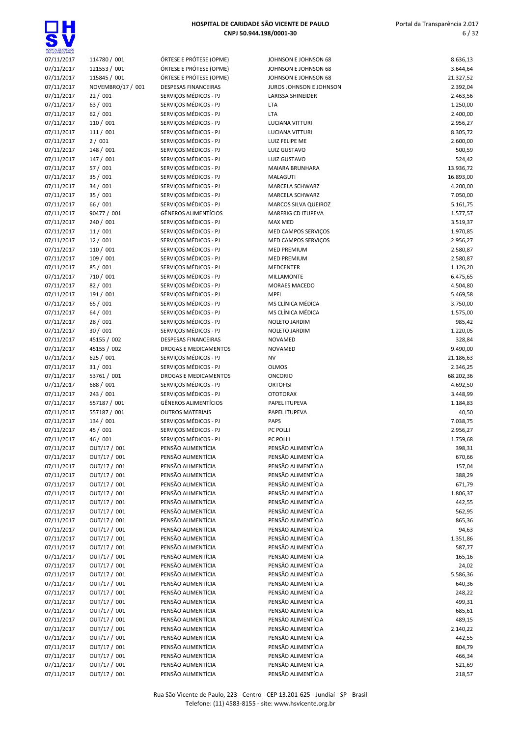| | | | | |
|---|---|---|---|---|
| 07/11/2017 | 114780 / 001 | ÓRTESE E PRÓTESE (OPME) | JOHNSON E JOHNSON 68 | 8.636,13 |
| 07/11/2017 | 121553 / 001 | ÓRTESE E PRÓTESE (OPME) | JOHNSON E JOHNSON 68 | 3.644,64 |
| 07/11/2017 | 115845 / 001 | ÓRTESE E PRÓTESE (OPME) | JOHNSON E JOHNSON 68 | 21.327,52 |
| 07/11/2017 | NOVEMBRO/17 / 001 | DESPESAS FINANCEIRAS | JUROS JOHNSON E JOHNSON | 2.392,04 |
| 07/11/2017 | 22 / 001 | SERVIÇOS MÉDICOS - PJ | LARISSA SHINEIDER | 2.463,56 |
| 07/11/2017 | 63 / 001 | SERVIÇOS MÉDICOS - PJ | LTA | 1.250,00 |
| 07/11/2017 | 62 / 001 | SERVIÇOS MÉDICOS - PJ | LTA | 2.400,00 |
| 07/11/2017 | 110 / 001 | SERVIÇOS MÉDICOS - PJ | LUCIANA VITTURI | 2.956,27 |
| 07/11/2017 | 111 / 001 | SERVIÇOS MÉDICOS - PJ | LUCIANA VITTURI | 8.305,72 |
| 07/11/2017 | 2 / 001 | SERVIÇOS MÉDICOS - PJ | LUIZ FELIPE ME | 2.600,00 |
| 07/11/2017 | 148 / 001 | SERVIÇOS MÉDICOS - PJ | LUIZ GUSTAVO | 500,59 |
| 07/11/2017 | 147 / 001 | SERVIÇOS MÉDICOS - PJ | LUIZ GUSTAVO | 524,42 |
| 07/11/2017 | 57 / 001 | SERVIÇOS MÉDICOS - PJ | MAIARA BRUNHARA | 13.936,72 |
| 07/11/2017 | 35 / 001 | SERVIÇOS MÉDICOS - PJ | MALAGUTI | 16.893,00 |
| 07/11/2017 | 34 / 001 | SERVIÇOS MÉDICOS - PJ | MARCELA SCHWARZ | 4.200,00 |
| 07/11/2017 | 35 / 001 | SERVIÇOS MÉDICOS - PJ | MARCELA SCHWARZ | 7.050,00 |
| 07/11/2017 | 66 / 001 | SERVIÇOS MÉDICOS - PJ | MARCOS SILVA QUEIROZ | 5.161,75 |
| 07/11/2017 | 90477 / 001 | GÊNEROS ALIMENTÍCIOS | MARFRIG CD ITUPEVA | 1.577,57 |
| 07/11/2017 | 240 / 001 | SERVIÇOS MÉDICOS - PJ | MAX MED | 3.519,37 |
| 07/11/2017 | 11 / 001 | SERVIÇOS MÉDICOS - PJ | MED CAMPOS SERVIÇOS | 1.970,85 |
| 07/11/2017 | 12 / 001 | SERVIÇOS MÉDICOS - PJ | MED CAMPOS SERVIÇOS | 2.956,27 |
| 07/11/2017 | 110 / 001 | SERVIÇOS MÉDICOS - PJ | MED PREMIUM | 2.580,87 |
| 07/11/2017 | 109 / 001 | SERVIÇOS MÉDICOS - PJ | MED PREMIUM | 2.580,87 |
| 07/11/2017 | 85 / 001 | SERVIÇOS MÉDICOS - PJ | MEDCENTER | 1.126,20 |
| 07/11/2017 | 710 / 001 | SERVIÇOS MÉDICOS - PJ | MILLAMONTE | 6.475,65 |
| 07/11/2017 | 82 / 001 | SERVIÇOS MÉDICOS - PJ | MORAES MACEDO | 4.504,80 |
| 07/11/2017 | 191 / 001 | SERVIÇOS MÉDICOS - PJ | MPFL | 5.469,58 |
| 07/11/2017 | 65 / 001 | SERVIÇOS MÉDICOS - PJ | MS CLÍNICA MÉDICA | 3.750,00 |
| 07/11/2017 | 64 / 001 | SERVIÇOS MÉDICOS - PJ | MS CLÍNICA MÉDICA | 1.575,00 |
| 07/11/2017 | 28 / 001 | SERVIÇOS MÉDICOS - PJ | NOLETO JARDIM | 985,42 |
| 07/11/2017 | 30 / 001 | SERVIÇOS MÉDICOS - PJ | NOLETO JARDIM | 1.220,05 |
| 07/11/2017 | 45155 / 002 | DESPESAS FINANCEIRAS | NOVAMED | 328,84 |
| 07/11/2017 | 45155 / 002 | DROGAS E MEDICAMENTOS | NOVAMED | 9.490,00 |
| 07/11/2017 | 625 / 001 | SERVIÇOS MÉDICOS - PJ | NV | 21.186,63 |
| 07/11/2017 | 31 / 001 | SERVIÇOS MÉDICOS - PJ | OLMOS | 2.346,25 |
| 07/11/2017 | 53761 / 001 | DROGAS E MEDICAMENTOS | ONCORIO | 68.202,36 |
| 07/11/2017 | 688 / 001 | SERVIÇOS MÉDICOS - PJ | ORTOFISI | 4.692,50 |
| 07/11/2017 | 243 / 001 | SERVIÇOS MÉDICOS - PJ | OTOTORAX | 3.448,99 |
| 07/11/2017 | 557187 / 001 | GÊNEROS ALIMENTÍCIOS | PAPEL ITUPEVA | 1.184,83 |
| 07/11/2017 | 557187 / 001 | OUTROS MATERIAIS | PAPEL ITUPEVA | 40,50 |
| 07/11/2017 | 134 / 001 | SERVIÇOS MÉDICOS - PJ | PAPS | 7.038,75 |
| 07/11/2017 | 45 / 001 | SERVIÇOS MÉDICOS - PJ | PC POLLI | 2.956,27 |
| 07/11/2017 | 46 / 001 | SERVIÇOS MÉDICOS - PJ | PC POLLI | 1.759,68 |
| 07/11/2017 | OUT/17 / 001 | PENSÃO ALIMENTÍCIA | PENSÃO ALIMENTÍCIA | 398,31 |
| 07/11/2017 | OUT/17 / 001 | PENSÃO ALIMENTÍCIA | PENSÃO ALIMENTÍCIA | 670,66 |
| 07/11/2017 | OUT/17 / 001 | PENSÃO ALIMENTÍCIA | PENSÃO ALIMENTÍCIA | 157,04 |
| 07/11/2017 | OUT/17 / 001 | PENSÃO ALIMENTÍCIA | PENSÃO ALIMENTÍCIA | 388,29 |
| 07/11/2017 | OUT/17 / 001 | PENSÃO ALIMENTÍCIA | PENSÃO ALIMENTÍCIA | 671,79 |
| 07/11/2017 | OUT/17 / 001 | PENSÃO ALIMENTÍCIA | PENSÃO ALIMENTÍCIA | 1.806,37 |
| 07/11/2017 | OUT/17 / 001 | PENSÃO ALIMENTÍCIA | PENSÃO ALIMENTÍCIA | 442,55 |
| 07/11/2017 | OUT/17 / 001 | PENSÃO ALIMENTÍCIA | PENSÃO ALIMENTÍCIA | 562,95 |
| 07/11/2017 | OUT/17 / 001 | PENSÃO ALIMENTÍCIA | PENSÃO ALIMENTÍCIA | 865,36 |
| 07/11/2017 | OUT/17 / 001 | PENSÃO ALIMENTÍCIA | PENSÃO ALIMENTÍCIA | 94,63 |
| 07/11/2017 | OUT/17 / 001 | PENSÃO ALIMENTÍCIA | PENSÃO ALIMENTÍCIA | 1.351,86 |
| 07/11/2017 | OUT/17 / 001 | PENSÃO ALIMENTÍCIA | PENSÃO ALIMENTÍCIA | 587,77 |
| 07/11/2017 | OUT/17 / 001 | PENSÃO ALIMENTÍCIA | PENSÃO ALIMENTÍCIA | 165,16 |
| 07/11/2017 | OUT/17 / 001 | PENSÃO ALIMENTÍCIA | PENSÃO ALIMENTÍCIA | 24,02 |
| 07/11/2017 | OUT/17 / 001 | PENSÃO ALIMENTÍCIA | PENSÃO ALIMENTÍCIA | 5.586,36 |
| 07/11/2017 | OUT/17 / 001 | PENSÃO ALIMENTÍCIA | PENSÃO ALIMENTÍCIA | 640,36 |
| 07/11/2017 | OUT/17 / 001 | PENSÃO ALIMENTÍCIA | PENSÃO ALIMENTÍCIA | 248,22 |
| 07/11/2017 | OUT/17 / 001 | PENSÃO ALIMENTÍCIA | PENSÃO ALIMENTÍCIA | 499,31 |
| 07/11/2017 | OUT/17 / 001 | PENSÃO ALIMENTÍCIA | PENSÃO ALIMENTÍCIA | 685,61 |
| 07/11/2017 | OUT/17 / 001 | PENSÃO ALIMENTÍCIA | PENSÃO ALIMENTÍCIA | 489,15 |
| 07/11/2017 | OUT/17 / 001 | PENSÃO ALIMENTÍCIA | PENSÃO ALIMENTÍCIA | 2.140,22 |
| 07/11/2017 | OUT/17 / 001 | PENSÃO ALIMENTÍCIA | PENSÃO ALIMENTÍCIA | 442,55 |
| 07/11/2017 | OUT/17 / 001 | PENSÃO ALIMENTÍCIA | PENSÃO ALIMENTÍCIA | 804,79 |
| 07/11/2017 | OUT/17 / 001 | PENSÃO ALIMENTÍCIA | PENSÃO ALIMENTÍCIA | 466,34 |
| 07/11/2017 | OUT/17 / 001 | PENSÃO ALIMENTÍCIA | PENSÃO ALIMENTÍCIA | 521,69 |
| 07/11/2017 | OUT/17 / 001 | PENSÃO ALIMENTÍCIA | PENSÃO ALIMENTÍCIA | 218,57 |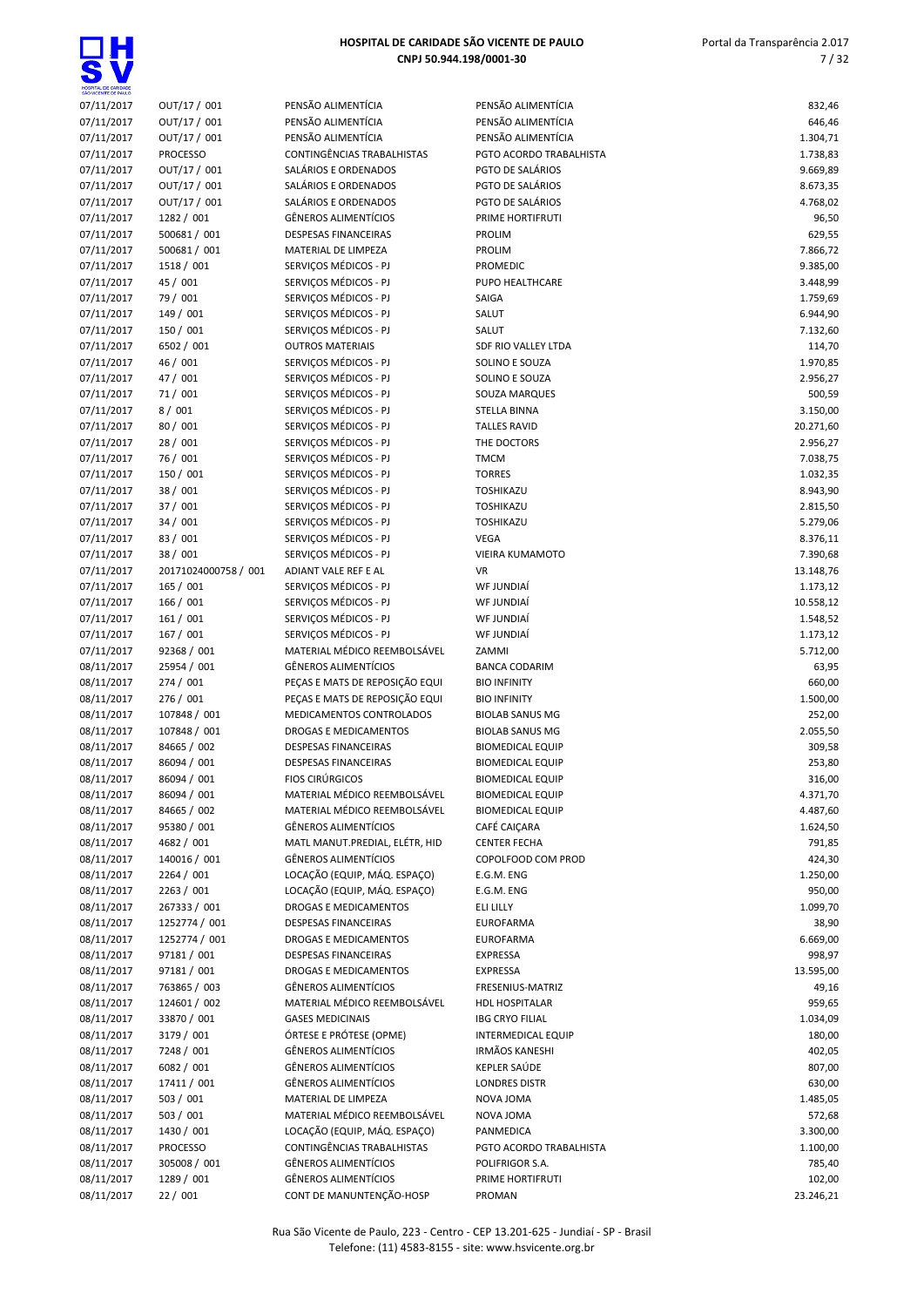| | | | | |
|---|---|---|---|---|
| 07/11/2017 | OUT/17 / 001 | PENSÃO ALIMENTÍCIA | PENSÃO ALIMENTÍCIA | 832,46 |
| 07/11/2017 | OUT/17 / 001 | PENSÃO ALIMENTÍCIA | PENSÃO ALIMENTÍCIA | 646,46 |
| 07/11/2017 | OUT/17 / 001 | PENSÃO ALIMENTÍCIA | PENSÃO ALIMENTÍCIA | 1.304,71 |
| 07/11/2017 | PROCESSO | CONTINGÊNCIAS TRABALHISTAS | PGTO ACORDO TRABALHISTA | 1.738,83 |
| 07/11/2017 | OUT/17 / 001 | SALÁRIOS E ORDENADOS | PGTO DE SALÁRIOS | 9.669,89 |
| 07/11/2017 | OUT/17 / 001 | SALÁRIOS E ORDENADOS | PGTO DE SALÁRIOS | 8.673,35 |
| 07/11/2017 | OUT/17 / 001 | SALÁRIOS E ORDENADOS | PGTO DE SALÁRIOS | 4.768,02 |
| 07/11/2017 | 1282 / 001 | GÊNEROS ALIMENTÍCIOS | PRIME HORTIFRUTI | 96,50 |
| 07/11/2017 | 500681 / 001 | DESPESAS FINANCEIRAS | PROLIM | 629,55 |
| 07/11/2017 | 500681 / 001 | MATERIAL DE LIMPEZA | PROLIM | 7.866,72 |
| 07/11/2017 | 1518 / 001 | SERVIÇOS MÉDICOS - PJ | PROMEDIC | 9.385,00 |
| 07/11/2017 | 45 / 001 | SERVIÇOS MÉDICOS - PJ | PUPO HEALTHCARE | 3.448,99 |
| 07/11/2017 | 79 / 001 | SERVIÇOS MÉDICOS - PJ | SAIGA | 1.759,69 |
| 07/11/2017 | 149 / 001 | SERVIÇOS MÉDICOS - PJ | SALUT | 6.944,90 |
| 07/11/2017 | 150 / 001 | SERVIÇOS MÉDICOS - PJ | SALUT | 7.132,60 |
| 07/11/2017 | 6502 / 001 | OUTROS MATERIAIS | SDF RIO VALLEY LTDA | 114,70 |
| 07/11/2017 | 46 / 001 | SERVIÇOS MÉDICOS - PJ | SOLINO E SOUZA | 1.970,85 |
| 07/11/2017 | 47 / 001 | SERVIÇOS MÉDICOS - PJ | SOLINO E SOUZA | 2.956,27 |
| 07/11/2017 | 71 / 001 | SERVIÇOS MÉDICOS - PJ | SOUZA MARQUES | 500,59 |
| 07/11/2017 | 8 / 001 | SERVIÇOS MÉDICOS - PJ | STELLA BINNA | 3.150,00 |
| 07/11/2017 | 80 / 001 | SERVIÇOS MÉDICOS - PJ | TALLES RAVID | 20.271,60 |
| 07/11/2017 | 28 / 001 | SERVIÇOS MÉDICOS - PJ | THE DOCTORS | 2.956,27 |
| 07/11/2017 | 76 / 001 | SERVIÇOS MÉDICOS - PJ | TMCM | 7.038,75 |
| 07/11/2017 | 150 / 001 | SERVIÇOS MÉDICOS - PJ | TORRES | 1.032,35 |
| 07/11/2017 | 38 / 001 | SERVIÇOS MÉDICOS - PJ | TOSHIKAZU | 8.943,90 |
| 07/11/2017 | 37 / 001 | SERVIÇOS MÉDICOS - PJ | TOSHIKAZU | 2.815,50 |
| 07/11/2017 | 34 / 001 | SERVIÇOS MÉDICOS - PJ | TOSHIKAZU | 5.279,06 |
| 07/11/2017 | 83 / 001 | SERVIÇOS MÉDICOS - PJ | VEGA | 8.376,11 |
| 07/11/2017 | 38 / 001 | SERVIÇOS MÉDICOS - PJ | VIEIRA KUMAMOTO | 7.390,68 |
| 07/11/2017 | 20171024000758 / 001 | ADIANT VALE REF E AL | VR | 13.148,76 |
| 07/11/2017 | 165 / 001 | SERVIÇOS MÉDICOS - PJ | WF JUNDIAÍ | 1.173,12 |
| 07/11/2017 | 166 / 001 | SERVIÇOS MÉDICOS - PJ | WF JUNDIAÍ | 10.558,12 |
| 07/11/2017 | 161 / 001 | SERVIÇOS MÉDICOS - PJ | WF JUNDIAÍ | 1.548,52 |
| 07/11/2017 | 167 / 001 | SERVIÇOS MÉDICOS - PJ | WF JUNDIAÍ | 1.173,12 |
| 07/11/2017 | 92368 / 001 | MATERIAL MÉDICO REEMBOLSÁVEL | ZAMMI | 5.712,00 |
| 08/11/2017 | 25954 / 001 | GÊNEROS ALIMENTÍCIOS | BANCA CODARIM | 63,95 |
| 08/11/2017 | 274 / 001 | PEÇAS E MATS DE REPOSIÇÃO EQUI | BIO INFINITY | 660,00 |
| 08/11/2017 | 276 / 001 | PEÇAS E MATS DE REPOSIÇÃO EQUI | BIO INFINITY | 1.500,00 |
| 08/11/2017 | 107848 / 001 | MEDICAMENTOS CONTROLADOS | BIOLAB SANUS MG | 252,00 |
| 08/11/2017 | 107848 / 001 | DROGAS E MEDICAMENTOS | BIOLAB SANUS MG | 2.055,50 |
| 08/11/2017 | 84665 / 002 | DESPESAS FINANCEIRAS | BIOMEDICAL EQUIP | 309,58 |
| 08/11/2017 | 86094 / 001 | DESPESAS FINANCEIRAS | BIOMEDICAL EQUIP | 253,80 |
| 08/11/2017 | 86094 / 001 | FIOS CIRÚRGICOS | BIOMEDICAL EQUIP | 316,00 |
| 08/11/2017 | 86094 / 001 | MATERIAL MÉDICO REEMBOLSÁVEL | BIOMEDICAL EQUIP | 4.371,70 |
| 08/11/2017 | 84665 / 002 | MATERIAL MÉDICO REEMBOLSÁVEL | BIOMEDICAL EQUIP | 4.487,60 |
| 08/11/2017 | 95380 / 001 | GÊNEROS ALIMENTÍCIOS | CAFÉ CAIÇARA | 1.624,50 |
| 08/11/2017 | 4682 / 001 | MATL MANUT.PREDIAL, ELÉTR, HID | CENTER FECHA | 791,85 |
| 08/11/2017 | 140016 / 001 | GÊNEROS ALIMENTÍCIOS | COPOLFOOD COM PROD | 424,30 |
| 08/11/2017 | 2264 / 001 | LOCAÇÃO (EQUIP, MÁQ. ESPAÇO) | E.G.M. ENG | 1.250,00 |
| 08/11/2017 | 2263 / 001 | LOCAÇÃO (EQUIP, MÁQ. ESPAÇO) | E.G.M. ENG | 950,00 |
| 08/11/2017 | 267333 / 001 | DROGAS E MEDICAMENTOS | ELI LILLY | 1.099,70 |
| 08/11/2017 | 1252774 / 001 | DESPESAS FINANCEIRAS | EUROFARMA | 38,90 |
| 08/11/2017 | 1252774 / 001 | DROGAS E MEDICAMENTOS | EUROFARMA | 6.669,00 |
| 08/11/2017 | 97181 / 001 | DESPESAS FINANCEIRAS | EXPRESSA | 998,97 |
| 08/11/2017 | 97181 / 001 | DROGAS E MEDICAMENTOS | EXPRESSA | 13.595,00 |
| 08/11/2017 | 763865 / 003 | GÊNEROS ALIMENTÍCIOS | FRESENIUS-MATRIZ | 49,16 |
| 08/11/2017 | 124601 / 002 | MATERIAL MÉDICO REEMBOLSÁVEL | HDL HOSPITALAR | 959,65 |
| 08/11/2017 | 33870 / 001 | GASES MEDICINAIS | IBG CRYO FILIAL | 1.034,09 |
| 08/11/2017 | 3179 / 001 | ÓRTESE E PRÓTESE (OPME) | INTERMEDICAL EQUIP | 180,00 |
| 08/11/2017 | 7248 / 001 | GÊNEROS ALIMENTÍCIOS | IRMÃOS KANESHI | 402,05 |
| 08/11/2017 | 6082 / 001 | GÊNEROS ALIMENTÍCIOS | KEPLER SAÚDE | 807,00 |
| 08/11/2017 | 17411 / 001 | GÊNEROS ALIMENTÍCIOS | LONDRES DISTR | 630,00 |
| 08/11/2017 | 503 / 001 | MATERIAL DE LIMPEZA | NOVA JOMA | 1.485,05 |
| 08/11/2017 | 503 / 001 | MATERIAL MÉDICO REEMBOLSÁVEL | NOVA JOMA | 572,68 |
| 08/11/2017 | 1430 / 001 | LOCAÇÃO (EQUIP, MÁQ. ESPAÇO) | PANMEDICA | 3.300,00 |
| 08/11/2017 | PROCESSO | CONTINGÊNCIAS TRABALHISTAS | PGTO ACORDO TRABALHISTA | 1.100,00 |
| 08/11/2017 | 305008 / 001 | GÊNEROS ALIMENTÍCIOS | POLIFRIGOR S.A. | 785,40 |
| 08/11/2017 | 1289 / 001 | GÊNEROS ALIMENTÍCIOS | PRIME HORTIFRUTI | 102,00 |
| 08/11/2017 | 22 / 001 | CONT DE MANUNTENÇÃO-HOSP | PROMAN | 23.246,21 |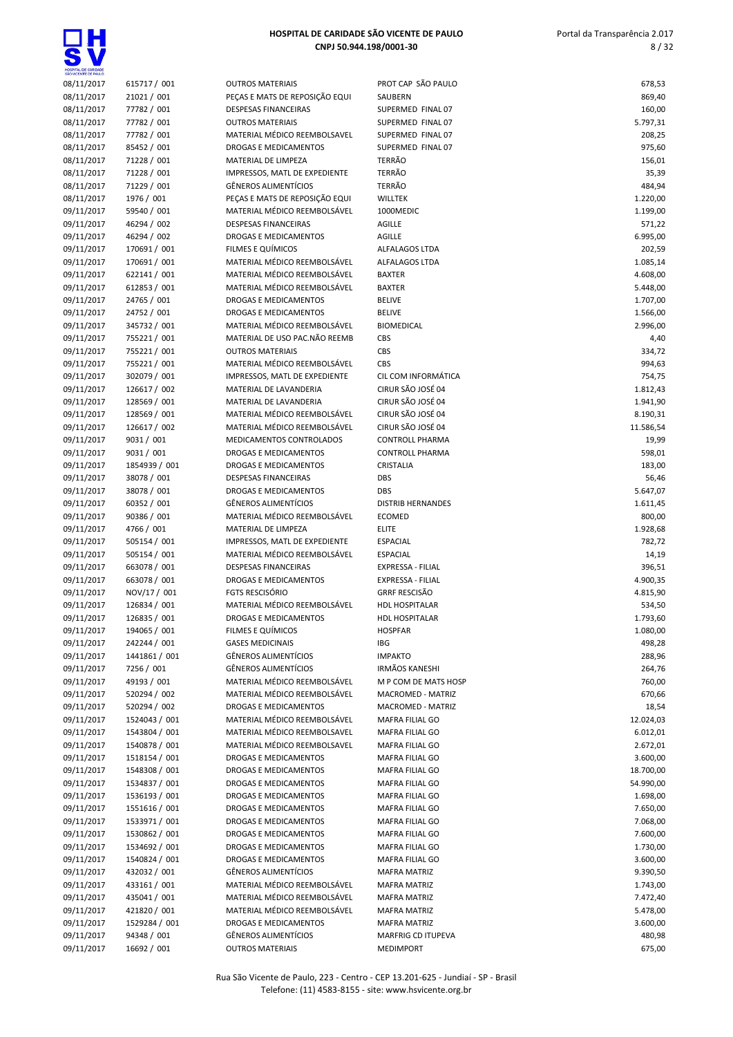| 08/11/2017 | 615717 / 001 | OUTROS MATERIAIS | PROT CAP SÃO PAULO | 678,53 |
|---|---|---|---|---|
| 08/11/2017 | 21021 / 001 | PEÇAS E MATS DE REPOSIÇÃO EQUI | SAUBERN | 869,40 |
| 08/11/2017 | 77782 / 001 | DESPESAS FINANCEIRAS | SUPERMED FINAL 07 | 160,00 |
| 08/11/2017 | 77782 / 001 | OUTROS MATERIAIS | SUPERMED FINAL 07 | 5.797,31 |
| 08/11/2017 | 77782 / 001 | MATERIAL MÉDICO REEMBOLSAVEL | SUPERMED FINAL 07 | 208,25 |
| 08/11/2017 | 85452 / 001 | DROGAS E MEDICAMENTOS | SUPERMED FINAL 07 | 975,60 |
| 08/11/2017 | 71228 / 001 | MATERIAL DE LIMPEZA | TERRÃO | 156,01 |
| 08/11/2017 | 71228 / 001 | IMPRESSOS, MATL DE EXPEDIENTE | TERRÃO | 35,39 |
| 08/11/2017 | 71229 / 001 | GÊNEROS ALIMENTÍCIOS | TERRÃO | 484,94 |
| 08/11/2017 | 1976 / 001 | PEÇAS E MATS DE REPOSIÇÃO EQUI | WILLTEK | 1.220,00 |
| 09/11/2017 | 59540 / 001 | MATERIAL MÉDICO REEMBOLSÁVEL | 1000MEDIC | 1.199,00 |
| 09/11/2017 | 46294 / 002 | DESPESAS FINANCEIRAS | AGILLE | 571,22 |
| 09/11/2017 | 46294 / 002 | DROGAS E MEDICAMENTOS | AGILLE | 6.995,00 |
| 09/11/2017 | 170691 / 001 | FILMES E QUÍMICOS | ALFALAGOS LTDA | 202,59 |
| 09/11/2017 | 170691 / 001 | MATERIAL MÉDICO REEMBOLSÁVEL | ALFALAGOS LTDA | 1.085,14 |
| 09/11/2017 | 622141 / 001 | MATERIAL MÉDICO REEMBOLSÁVEL | BAXTER | 4.608,00 |
| 09/11/2017 | 612853 / 001 | MATERIAL MÉDICO REEMBOLSÁVEL | BAXTER | 5.448,00 |
| 09/11/2017 | 24765 / 001 | DROGAS E MEDICAMENTOS | BELIVE | 1.707,00 |
| 09/11/2017 | 24752 / 001 | DROGAS E MEDICAMENTOS | BELIVE | 1.566,00 |
| 09/11/2017 | 345732 / 001 | MATERIAL MÉDICO REEMBOLSÁVEL | BIOMEDICAL | 2.996,00 |
| 09/11/2017 | 755221 / 001 | MATERIAL DE USO PAC.NÃO REEMB | CBS | 4,40 |
| 09/11/2017 | 755221 / 001 | OUTROS MATERIAIS | CBS | 334,72 |
| 09/11/2017 | 755221 / 001 | MATERIAL MÉDICO REEMBOLSÁVEL | CBS | 994,63 |
| 09/11/2017 | 302079 / 001 | IMPRESSOS, MATL DE EXPEDIENTE | CIL COM INFORMÁTICA | 754,75 |
| 09/11/2017 | 126617 / 002 | MATERIAL DE LAVANDERIA | CIRUR SÃO JOSÉ 04 | 1.812,43 |
| 09/11/2017 | 128569 / 001 | MATERIAL DE LAVANDERIA | CIRUR SÃO JOSÉ 04 | 1.941,90 |
| 09/11/2017 | 128569 / 001 | MATERIAL MÉDICO REEMBOLSÁVEL | CIRUR SÃO JOSÉ 04 | 8.190,31 |
| 09/11/2017 | 126617 / 002 | MATERIAL MÉDICO REEMBOLSÁVEL | CIRUR SÃO JOSÉ 04 | 11.586,54 |
| 09/11/2017 | 9031 / 001 | MEDICAMENTOS CONTROLADOS | CONTROLL PHARMA | 19,99 |
| 09/11/2017 | 9031 / 001 | DROGAS E MEDICAMENTOS | CONTROLL PHARMA | 598,01 |
| 09/11/2017 | 1854939 / 001 | DROGAS E MEDICAMENTOS | CRISTALIA | 183,00 |
| 09/11/2017 | 38078 / 001 | DESPESAS FINANCEIRAS | DBS | 56,46 |
| 09/11/2017 | 38078 / 001 | DROGAS E MEDICAMENTOS | DBS | 5.647,07 |
| 09/11/2017 | 60352 / 001 | GÊNEROS ALIMENTÍCIOS | DISTRIB HERNANDES | 1.611,45 |
| 09/11/2017 | 90386 / 001 | MATERIAL MÉDICO REEMBOLSÁVEL | ECOMED | 800,00 |
| 09/11/2017 | 4766 / 001 | MATERIAL DE LIMPEZA | ELITE | 1.928,68 |
| 09/11/2017 | 505154 / 001 | IMPRESSOS, MATL DE EXPEDIENTE | ESPACIAL | 782,72 |
| 09/11/2017 | 505154 / 001 | MATERIAL MÉDICO REEMBOLSÁVEL | ESPACIAL | 14,19 |
| 09/11/2017 | 663078 / 001 | DESPESAS FINANCEIRAS | EXPRESSA - FILIAL | 396,51 |
| 09/11/2017 | 663078 / 001 | DROGAS E MEDICAMENTOS | EXPRESSA - FILIAL | 4.900,35 |
| 09/11/2017 | NOV/17 / 001 | FGTS RESCISÓRIO | GRRF RESCISÃO | 4.815,90 |
| 09/11/2017 | 126834 / 001 | MATERIAL MÉDICO REEMBOLSÁVEL | HDL HOSPITALAR | 534,50 |
| 09/11/2017 | 126835 / 001 | DROGAS E MEDICAMENTOS | HDL HOSPITALAR | 1.793,60 |
| 09/11/2017 | 194065 / 001 | FILMES E QUÍMICOS | HOSPFAR | 1.080,00 |
| 09/11/2017 | 242244 / 001 | GASES MEDICINAIS | IBG | 498,28 |
| 09/11/2017 | 1441861 / 001 | GÊNEROS ALIMENTÍCIOS | IMPAKTO | 288,96 |
| 09/11/2017 | 7256 / 001 | GÊNEROS ALIMENTÍCIOS | IRMÃOS KANESHI | 264,76 |
| 09/11/2017 | 49193 / 001 | MATERIAL MÉDICO REEMBOLSÁVEL | M P COM DE MATS HOSP | 760,00 |
| 09/11/2017 | 520294 / 002 | MATERIAL MÉDICO REEMBOLSÁVEL | MACROMED - MATRIZ | 670,66 |
| 09/11/2017 | 520294 / 002 | DROGAS E MEDICAMENTOS | MACROMED - MATRIZ | 18,54 |
| 09/11/2017 | 1524043 / 001 | MATERIAL MÉDICO REEMBOLSÁVEL | MAFRA FILIAL GO | 12.024,03 |
| 09/11/2017 | 1543804 / 001 | MATERIAL MÉDICO REEMBOLSAVEL | MAFRA FILIAL GO | 6.012,01 |
| 09/11/2017 | 1540878 / 001 | MATERIAL MÉDICO REEMBOLSAVEL | MAFRA FILIAL GO | 2.672,01 |
| 09/11/2017 | 1518154 / 001 | DROGAS E MEDICAMENTOS | MAFRA FILIAL GO | 3.600,00 |
| 09/11/2017 | 1548308 / 001 | DROGAS E MEDICAMENTOS | MAFRA FILIAL GO | 18.700,00 |
| 09/11/2017 | 1534837 / 001 | DROGAS E MEDICAMENTOS | MAFRA FILIAL GO | 54.990,00 |
| 09/11/2017 | 1536193 / 001 | DROGAS E MEDICAMENTOS | MAFRA FILIAL GO | 1.698,00 |
| 09/11/2017 | 1551616 / 001 | DROGAS E MEDICAMENTOS | MAFRA FILIAL GO | 7.650,00 |
| 09/11/2017 | 1533971 / 001 | DROGAS E MEDICAMENTOS | MAFRA FILIAL GO | 7.068,00 |
| 09/11/2017 | 1530862 / 001 | DROGAS E MEDICAMENTOS | MAFRA FILIAL GO | 7.600,00 |
| 09/11/2017 | 1534692 / 001 | DROGAS E MEDICAMENTOS | MAFRA FILIAL GO | 1.730,00 |
| 09/11/2017 | 1540824 / 001 | DROGAS E MEDICAMENTOS | MAFRA FILIAL GO | 3.600,00 |
| 09/11/2017 | 432032 / 001 | GÊNEROS ALIMENTÍCIOS | MAFRA MATRIZ | 9.390,50 |
| 09/11/2017 | 433161 / 001 | MATERIAL MÉDICO REEMBOLSÁVEL | MAFRA MATRIZ | 1.743,00 |
| 09/11/2017 | 435041 / 001 | MATERIAL MÉDICO REEMBOLSÁVEL | MAFRA MATRIZ | 7.472,40 |
| 09/11/2017 | 421820 / 001 | MATERIAL MÉDICO REEMBOLSÁVEL | MAFRA MATRIZ | 5.478,00 |
| 09/11/2017 | 1529284 / 001 | DROGAS E MEDICAMENTOS | MAFRA MATRIZ | 3.600,00 |
| 09/11/2017 | 94348 / 001 | GÊNEROS ALIMENTÍCIOS | MARFRIG CD ITUPEVA | 480,98 |
| 09/11/2017 | 16692 / 001 | OUTROS MATERIAIS | MEDIMPORT | 675,00 |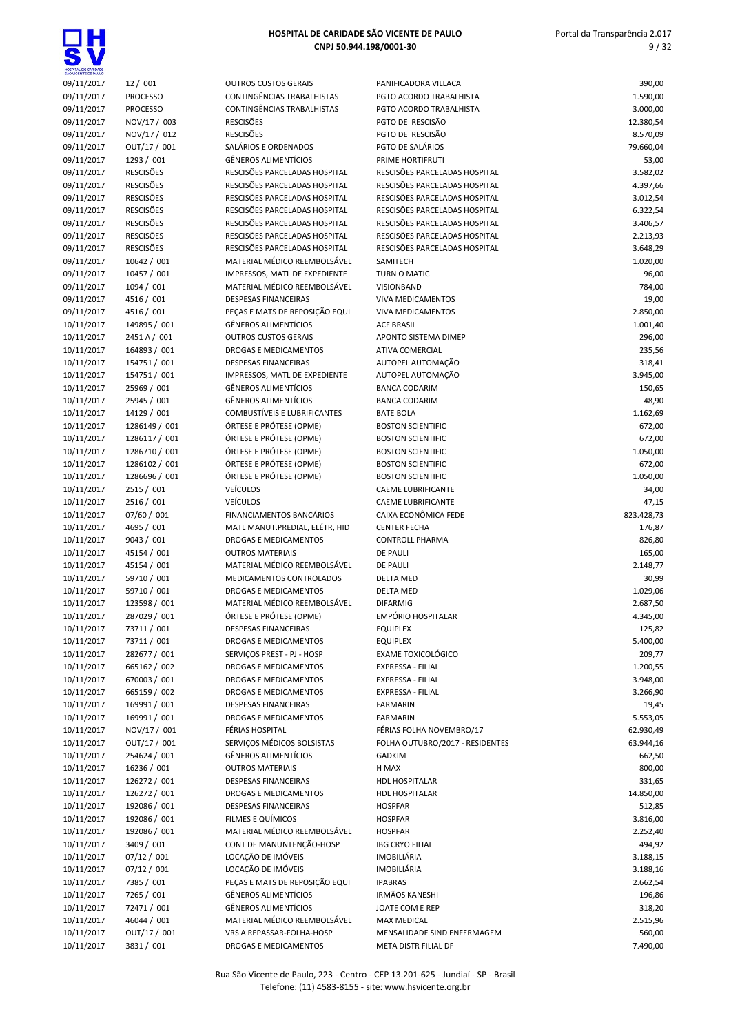| | | | | |
|---|---|---|---|---|
| 09/11/2017 | 12 / 001 | OUTROS CUSTOS GERAIS | PANIFICADORA VILLACA | 390,00 |
| 09/11/2017 | PROCESSO | CONTINGÊNCIAS TRABALHISTAS | PGTO ACORDO TRABALHISTA | 1.590,00 |
| 09/11/2017 | PROCESSO | CONTINGÊNCIAS TRABALHISTAS | PGTO ACORDO TRABALHISTA | 3.000,00 |
| 09/11/2017 | NOV/17 / 003 | RESCISÕES | PGTO DE RESCISÃO | 12.380,54 |
| 09/11/2017 | NOV/17 / 012 | RESCISÕES | PGTO DE RESCISÃO | 8.570,09 |
| 09/11/2017 | OUT/17 / 001 | SALÁRIOS E ORDENADOS | PGTO DE SALÁRIOS | 79.660,04 |
| 09/11/2017 | 1293 / 001 | GÊNEROS ALIMENTÍCIOS | PRIME HORTIFRUTI | 53,00 |
| 09/11/2017 | RESCISÕES | RESCISÕES PARCELADAS HOSPITAL | RESCISÕES PARCELADAS HOSPITAL | 3.582,02 |
| 09/11/2017 | RESCISÕES | RESCISÕES PARCELADAS HOSPITAL | RESCISÕES PARCELADAS HOSPITAL | 4.397,66 |
| 09/11/2017 | RESCISÕES | RESCISÕES PARCELADAS HOSPITAL | RESCISÕES PARCELADAS HOSPITAL | 3.012,54 |
| 09/11/2017 | RESCISÕES | RESCISÕES PARCELADAS HOSPITAL | RESCISÕES PARCELADAS HOSPITAL | 6.322,54 |
| 09/11/2017 | RESCISÕES | RESCISÕES PARCELADAS HOSPITAL | RESCISÕES PARCELADAS HOSPITAL | 3.406,57 |
| 09/11/2017 | RESCISÕES | RESCISÕES PARCELADAS HOSPITAL | RESCISÕES PARCELADAS HOSPITAL | 2.213,93 |
| 09/11/2017 | RESCISÕES | RESCISÕES PARCELADAS HOSPITAL | RESCISÕES PARCELADAS HOSPITAL | 3.648,29 |
| 09/11/2017 | 10642 / 001 | MATERIAL MÉDICO REEMBOLSÁVEL | SAMITECH | 1.020,00 |
| 09/11/2017 | 10457 / 001 | IMPRESSOS, MATL DE EXPEDIENTE | TURN O MATIC | 96,00 |
| 09/11/2017 | 1094 / 001 | MATERIAL MÉDICO REEMBOLSÁVEL | VISIONBAND | 784,00 |
| 09/11/2017 | 4516 / 001 | DESPESAS FINANCEIRAS | VIVA MEDICAMENTOS | 19,00 |
| 09/11/2017 | 4516 / 001 | PEÇAS E MATS DE REPOSIÇÃO EQUI | VIVA MEDICAMENTOS | 2.850,00 |
| 10/11/2017 | 149895 / 001 | GÊNEROS ALIMENTÍCIOS | ACF BRASIL | 1.001,40 |
| 10/11/2017 | 2451 A / 001 | OUTROS CUSTOS GERAIS | APONTO SISTEMA DIMEP | 296,00 |
| 10/11/2017 | 164893 / 001 | DROGAS E MEDICAMENTOS | ATIVA COMERCIAL | 235,56 |
| 10/11/2017 | 154751 / 001 | DESPESAS FINANCEIRAS | AUTOPEL AUTOMAÇÃO | 318,41 |
| 10/11/2017 | 154751 / 001 | IMPRESSOS, MATL DE EXPEDIENTE | AUTOPEL AUTOMAÇÃO | 3.945,00 |
| 10/11/2017 | 25969 / 001 | GÊNEROS ALIMENTÍCIOS | BANCA CODARIM | 150,65 |
| 10/11/2017 | 25945 / 001 | GÊNEROS ALIMENTÍCIOS | BANCA CODARIM | 48,90 |
| 10/11/2017 | 14129 / 001 | COMBUSTÍVEIS E LUBRIFICANTES | BATE BOLA | 1.162,69 |
| 10/11/2017 | 1286149 / 001 | ÓRTESE E PRÓTESE (OPME) | BOSTON SCIENTIFIC | 672,00 |
| 10/11/2017 | 1286117 / 001 | ÓRTESE E PRÓTESE (OPME) | BOSTON SCIENTIFIC | 672,00 |
| 10/11/2017 | 1286710 / 001 | ÓRTESE E PRÓTESE (OPME) | BOSTON SCIENTIFIC | 1.050,00 |
| 10/11/2017 | 1286102 / 001 | ÓRTESE E PRÓTESE (OPME) | BOSTON SCIENTIFIC | 672,00 |
| 10/11/2017 | 1286696 / 001 | ÓRTESE E PRÓTESE (OPME) | BOSTON SCIENTIFIC | 1.050,00 |
| 10/11/2017 | 2515 / 001 | VEÍCULOS | CAEME LUBRIFICANTE | 34,00 |
| 10/11/2017 | 2516 / 001 | VEÍCULOS | CAEME LUBRIFICANTE | 47,15 |
| 10/11/2017 | 07/60 / 001 | FINANCIAMENTOS BANCÁRIOS | CAIXA ECONÔMICA FEDE | 823.428,73 |
| 10/11/2017 | 4695 / 001 | MATL MANUT.PREDIAL, ELÉTR, HID | CENTER FECHA | 176,87 |
| 10/11/2017 | 9043 / 001 | DROGAS E MEDICAMENTOS | CONTROLL PHARMA | 826,80 |
| 10/11/2017 | 45154 / 001 | OUTROS MATERIAIS | DE PAULI | 165,00 |
| 10/11/2017 | 45154 / 001 | MATERIAL MÉDICO REEMBOLSÁVEL | DE PAULI | 2.148,77 |
| 10/11/2017 | 59710 / 001 | MEDICAMENTOS CONTROLADOS | DELTA MED | 30,99 |
| 10/11/2017 | 59710 / 001 | DROGAS E MEDICAMENTOS | DELTA MED | 1.029,06 |
| 10/11/2017 | 123598 / 001 | MATERIAL MÉDICO REEMBOLSÁVEL | DIFARMIG | 2.687,50 |
| 10/11/2017 | 287029 / 001 | ÓRTESE E PRÓTESE (OPME) | EMPÓRIO HOSPITALAR | 4.345,00 |
| 10/11/2017 | 73711 / 001 | DESPESAS FINANCEIRAS | EQUIPLEX | 125,82 |
| 10/11/2017 | 73711 / 001 | DROGAS E MEDICAMENTOS | EQUIPLEX | 5.400,00 |
| 10/11/2017 | 282677 / 001 | SERVIÇOS PREST - PJ - HOSP | EXAME TOXICOLÓGICO | 209,77 |
| 10/11/2017 | 665162 / 002 | DROGAS E MEDICAMENTOS | EXPRESSA - FILIAL | 1.200,55 |
| 10/11/2017 | 670003 / 001 | DROGAS E MEDICAMENTOS | EXPRESSA - FILIAL | 3.948,00 |
| 10/11/2017 | 665159 / 002 | DROGAS E MEDICAMENTOS | EXPRESSA - FILIAL | 3.266,90 |
| 10/11/2017 | 169991 / 001 | DESPESAS FINANCEIRAS | FARMARIN | 19,45 |
| 10/11/2017 | 169991 / 001 | DROGAS E MEDICAMENTOS | FARMARIN | 5.553,05 |
| 10/11/2017 | NOV/17 / 001 | FÉRIAS HOSPITAL | FÉRIAS FOLHA NOVEMBRO/17 | 62.930,49 |
| 10/11/2017 | OUT/17 / 001 | SERVIÇOS MÉDICOS BOLSISTAS | FOLHA OUTUBRO/2017 - RESIDENTES | 63.944,16 |
| 10/11/2017 | 254624 / 001 | GÊNEROS ALIMENTÍCIOS | GADKIM | 662,50 |
| 10/11/2017 | 16236 / 001 | OUTROS MATERIAIS | H MAX | 800,00 |
| 10/11/2017 | 126272 / 001 | DESPESAS FINANCEIRAS | HDL HOSPITALAR | 331,65 |
| 10/11/2017 | 126272 / 001 | DROGAS E MEDICAMENTOS | HDL HOSPITALAR | 14.850,00 |
| 10/11/2017 | 192086 / 001 | DESPESAS FINANCEIRAS | HOSPFAR | 512,85 |
| 10/11/2017 | 192086 / 001 | FILMES E QUÍMICOS | HOSPFAR | 3.816,00 |
| 10/11/2017 | 192086 / 001 | MATERIAL MÉDICO REEMBOLSÁVEL | HOSPFAR | 2.252,40 |
| 10/11/2017 | 3409 / 001 | CONT DE MANUNTENÇÃO-HOSP | IBG CRYO FILIAL | 494,92 |
| 10/11/2017 | 07/12 / 001 | LOCAÇÃO DE IMÓVEIS | IMOBILIÁRIA | 3.188,15 |
| 10/11/2017 | 07/12 / 001 | LOCAÇÃO DE IMÓVEIS | IMOBILIÁRIA | 3.188,16 |
| 10/11/2017 | 7385 / 001 | PEÇAS E MATS DE REPOSIÇÃO EQUI | IPABRAS | 2.662,54 |
| 10/11/2017 | 7265 / 001 | GÊNEROS ALIMENTÍCIOS | IRMÃOS KANESHI | 196,86 |
| 10/11/2017 | 72471 / 001 | GÊNEROS ALIMENTÍCIOS | JOATE COM E REP | 318,20 |
| 10/11/2017 | 46044 / 001 | MATERIAL MÉDICO REEMBOLSÁVEL | MAX MEDICAL | 2.515,96 |
| 10/11/2017 | OUT/17 / 001 | VRS A REPASSAR-FOLHA-HOSP | MENSALIDADE SIND ENFERMAGEM | 560,00 |
| 10/11/2017 | 3831 / 001 | DROGAS E MEDICAMENTOS | META DISTR FILIAL DF | 7.490,00 |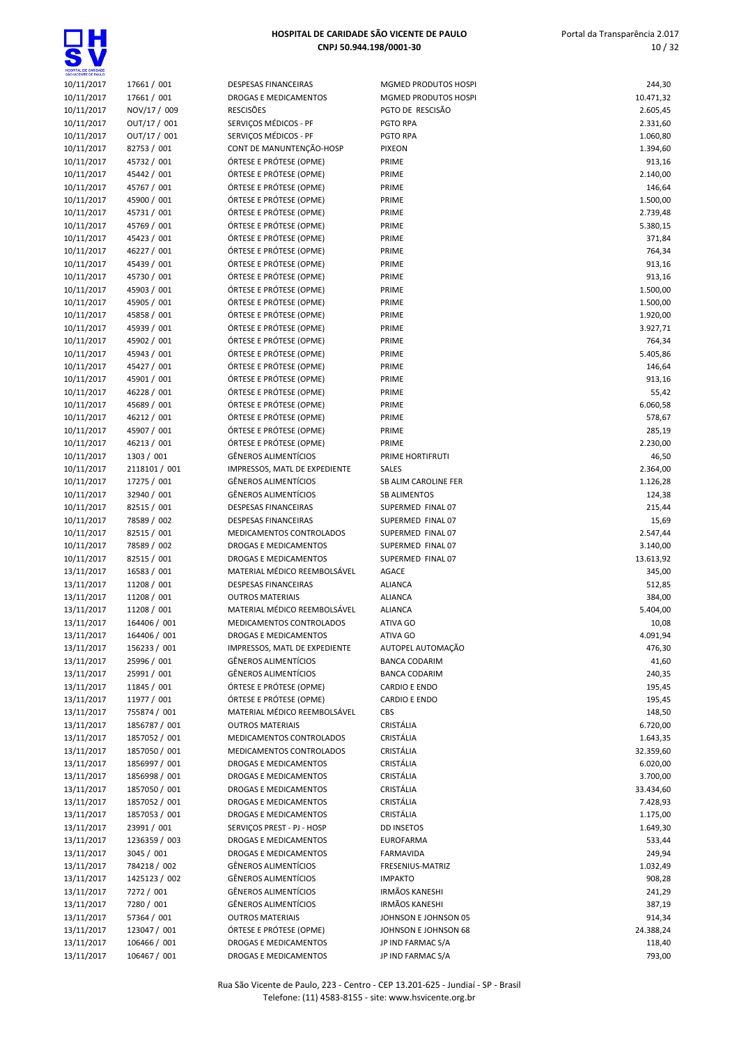| | | | | |
|---|---|---|---|---|
| 10/11/2017 | 17661 / 001 | DESPESAS FINANCEIRAS | MGMED PRODUTOS HOSPI | 244,30 |
| 10/11/2017 | 17661 / 001 | DROGAS E MEDICAMENTOS | MGMED PRODUTOS HOSPI | 10.471,32 |
| 10/11/2017 | NOV/17 / 009 | RESCISÕES | PGTO DE RESCISÃO | 2.605,45 |
| 10/11/2017 | OUT/17 / 001 | SERVIÇOS MÉDICOS - PF | PGTO RPA | 2.331,60 |
| 10/11/2017 | OUT/17 / 001 | SERVIÇOS MÉDICOS - PF | PGTO RPA | 1.060,80 |
| 10/11/2017 | 82753 / 001 | CONT DE MANUNTENÇÃO-HOSP | PIXEON | 1.394,60 |
| 10/11/2017 | 45732 / 001 | ÓRTESE E PRÓTESE (OPME) | PRIME | 913,16 |
| 10/11/2017 | 45442 / 001 | ÓRTESE E PRÓTESE (OPME) | PRIME | 2.140,00 |
| 10/11/2017 | 45767 / 001 | ÓRTESE E PRÓTESE (OPME) | PRIME | 146,64 |
| 10/11/2017 | 45900 / 001 | ÓRTESE E PRÓTESE (OPME) | PRIME | 1.500,00 |
| 10/11/2017 | 45731 / 001 | ÓRTESE E PRÓTESE (OPME) | PRIME | 2.739,48 |
| 10/11/2017 | 45769 / 001 | ÓRTESE E PRÓTESE (OPME) | PRIME | 5.380,15 |
| 10/11/2017 | 45423 / 001 | ÓRTESE E PRÓTESE (OPME) | PRIME | 371,84 |
| 10/11/2017 | 46227 / 001 | ÓRTESE E PRÓTESE (OPME) | PRIME | 764,34 |
| 10/11/2017 | 45439 / 001 | ÓRTESE E PRÓTESE (OPME) | PRIME | 913,16 |
| 10/11/2017 | 45730 / 001 | ÓRTESE E PRÓTESE (OPME) | PRIME | 913,16 |
| 10/11/2017 | 45903 / 001 | ÓRTESE E PRÓTESE (OPME) | PRIME | 1.500,00 |
| 10/11/2017 | 45905 / 001 | ÓRTESE E PRÓTESE (OPME) | PRIME | 1.500,00 |
| 10/11/2017 | 45858 / 001 | ÓRTESE E PRÓTESE (OPME) | PRIME | 1.920,00 |
| 10/11/2017 | 45939 / 001 | ÓRTESE E PRÓTESE (OPME) | PRIME | 3.927,71 |
| 10/11/2017 | 45902 / 001 | ÓRTESE E PRÓTESE (OPME) | PRIME | 764,34 |
| 10/11/2017 | 45943 / 001 | ÓRTESE E PRÓTESE (OPME) | PRIME | 5.405,86 |
| 10/11/2017 | 45427 / 001 | ÓRTESE E PRÓTESE (OPME) | PRIME | 146,64 |
| 10/11/2017 | 45901 / 001 | ÓRTESE E PRÓTESE (OPME) | PRIME | 913,16 |
| 10/11/2017 | 46228 / 001 | ÓRTESE E PRÓTESE (OPME) | PRIME | 55,42 |
| 10/11/2017 | 45689 / 001 | ÓRTESE E PRÓTESE (OPME) | PRIME | 6.060,58 |
| 10/11/2017 | 46212 / 001 | ÓRTESE E PRÓTESE (OPME) | PRIME | 578,67 |
| 10/11/2017 | 45907 / 001 | ÓRTESE E PRÓTESE (OPME) | PRIME | 285,19 |
| 10/11/2017 | 46213 / 001 | ÓRTESE E PRÓTESE (OPME) | PRIME | 2.230,00 |
| 10/11/2017 | 1303 / 001 | GÊNEROS ALIMENTÍCIOS | PRIME HORTIFRUTI | 46,50 |
| 10/11/2017 | 2118101 / 001 | IMPRESSOS, MATL DE EXPEDIENTE | SALES | 2.364,00 |
| 10/11/2017 | 17275 / 001 | GÊNEROS ALIMENTÍCIOS | SB ALIM CAROLINE FER | 1.126,28 |
| 10/11/2017 | 32940 / 001 | GÊNEROS ALIMENTÍCIOS | SB ALIMENTOS | 124,38 |
| 10/11/2017 | 82515 / 001 | DESPESAS FINANCEIRAS | SUPERMED FINAL 07 | 215,44 |
| 10/11/2017 | 78589 / 002 | DESPESAS FINANCEIRAS | SUPERMED FINAL 07 | 15,69 |
| 10/11/2017 | 82515 / 001 | MEDICAMENTOS CONTROLADOS | SUPERMED FINAL 07 | 2.547,44 |
| 10/11/2017 | 78589 / 002 | DROGAS E MEDICAMENTOS | SUPERMED FINAL 07 | 3.140,00 |
| 10/11/2017 | 82515 / 001 | DROGAS E MEDICAMENTOS | SUPERMED FINAL 07 | 13.613,92 |
| 13/11/2017 | 16583 / 001 | MATERIAL MÉDICO REEMBOLSÁVEL | AGACE | 345,00 |
| 13/11/2017 | 11208 / 001 | DESPESAS FINANCEIRAS | ALIANCA | 512,85 |
| 13/11/2017 | 11208 / 001 | OUTROS MATERIAIS | ALIANCA | 384,00 |
| 13/11/2017 | 11208 / 001 | MATERIAL MÉDICO REEMBOLSÁVEL | ALIANCA | 5.404,00 |
| 13/11/2017 | 164406 / 001 | MEDICAMENTOS CONTROLADOS | ATIVA GO | 10,08 |
| 13/11/2017 | 164406 / 001 | DROGAS E MEDICAMENTOS | ATIVA GO | 4.091,94 |
| 13/11/2017 | 156233 / 001 | IMPRESSOS, MATL DE EXPEDIENTE | AUTOPEL AUTOMAÇÃO | 476,30 |
| 13/11/2017 | 25996 / 001 | GÊNEROS ALIMENTÍCIOS | BANCA CODARIM | 41,60 |
| 13/11/2017 | 25991 / 001 | GÊNEROS ALIMENTÍCIOS | BANCA CODARIM | 240,35 |
| 13/11/2017 | 11845 / 001 | ÓRTESE E PRÓTESE (OPME) | CARDIO E ENDO | 195,45 |
| 13/11/2017 | 11977 / 001 | ÓRTESE E PRÓTESE (OPME) | CARDIO E ENDO | 195,45 |
| 13/11/2017 | 755874 / 001 | MATERIAL MÉDICO REEMBOLSÁVEL | CBS | 148,50 |
| 13/11/2017 | 1856787 / 001 | OUTROS MATERIAIS | CRISTÁLIA | 6.720,00 |
| 13/11/2017 | 1857052 / 001 | MEDICAMENTOS CONTROLADOS | CRISTÁLIA | 1.643,35 |
| 13/11/2017 | 1857050 / 001 | MEDICAMENTOS CONTROLADOS | CRISTÁLIA | 32.359,60 |
| 13/11/2017 | 1856997 / 001 | DROGAS E MEDICAMENTOS | CRISTÁLIA | 6.020,00 |
| 13/11/2017 | 1856998 / 001 | DROGAS E MEDICAMENTOS | CRISTÁLIA | 3.700,00 |
| 13/11/2017 | 1857050 / 001 | DROGAS E MEDICAMENTOS | CRISTÁLIA | 33.434,60 |
| 13/11/2017 | 1857052 / 001 | DROGAS E MEDICAMENTOS | CRISTÁLIA | 7.428,93 |
| 13/11/2017 | 1857053 / 001 | DROGAS E MEDICAMENTOS | CRISTÁLIA | 1.175,00 |
| 13/11/2017 | 23991 / 001 | SERVIÇOS PREST - PJ - HOSP | DD INSETOS | 1.649,30 |
| 13/11/2017 | 1236359 / 003 | DROGAS E MEDICAMENTOS | EUROFARMA | 533,44 |
| 13/11/2017 | 3045 / 001 | DROGAS E MEDICAMENTOS | FARMAVIDA | 249,94 |
| 13/11/2017 | 784218 / 002 | GÊNEROS ALIMENTÍCIOS | FRESENIUS-MATRIZ | 1.032,49 |
| 13/11/2017 | 1425123 / 002 | GÊNEROS ALIMENTÍCIOS | IMPAKTO | 908,28 |
| 13/11/2017 | 7272 / 001 | GÊNEROS ALIMENTÍCIOS | IRMÃOS KANESHI | 241,29 |
| 13/11/2017 | 7280 / 001 | GÊNEROS ALIMENTÍCIOS | IRMÃOS KANESHI | 387,19 |
| 13/11/2017 | 57364 / 001 | OUTROS MATERIAIS | JOHNSON E JOHNSON 05 | 914,34 |
| 13/11/2017 | 123047 / 001 | ÓRTESE E PRÓTESE (OPME) | JOHNSON E JOHNSON 68 | 24.388,24 |
| 13/11/2017 | 106466 / 001 | DROGAS E MEDICAMENTOS | JP IND FARMAC S/A | 118,40 |
| 13/11/2017 | 106467 / 001 | DROGAS E MEDICAMENTOS | JP IND FARMAC S/A | 793,00 |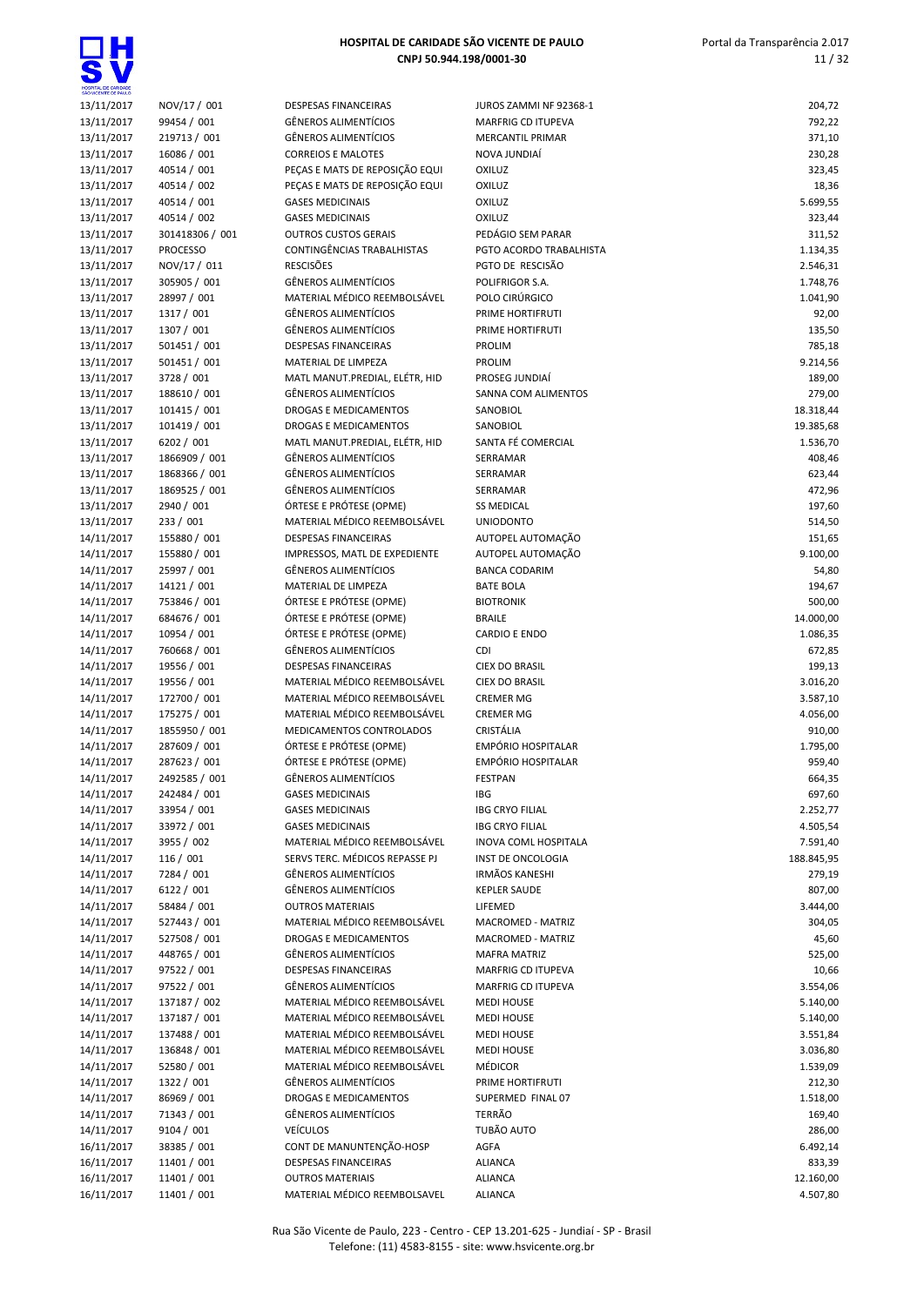| | | | | |
|---|---|---|---|---|
| 13/11/2017 | NOV/17 / 001 | DESPESAS FINANCEIRAS | JUROS ZAMMI NF 92368-1 | 204,72 |
| 13/11/2017 | 99454 / 001 | GÊNEROS ALIMENTÍCIOS | MARFRIG CD ITUPEVA | 792,22 |
| 13/11/2017 | 219713 / 001 | GÊNEROS ALIMENTÍCIOS | MERCANTIL PRIMAR | 371,10 |
| 13/11/2017 | 16086 / 001 | CORREIOS E MALOTES | NOVA JUNDIAÍ | 230,28 |
| 13/11/2017 | 40514 / 001 | PEÇAS E MATS DE REPOSIÇÃO EQUI | OXILUZ | 323,45 |
| 13/11/2017 | 40514 / 002 | PEÇAS E MATS DE REPOSIÇÃO EQUI | OXILUZ | 18,36 |
| 13/11/2017 | 40514 / 001 | GASES MEDICINAIS | OXILUZ | 5.699,55 |
| 13/11/2017 | 40514 / 002 | GASES MEDICINAIS | OXILUZ | 323,44 |
| 13/11/2017 | 301418306 / 001 | OUTROS CUSTOS GERAIS | PEDÁGIO SEM PARAR | 311,52 |
| 13/11/2017 | PROCESSO | CONTINGÊNCIAS TRABALHISTAS | PGTO ACORDO TRABALHISTA | 1.134,35 |
| 13/11/2017 | NOV/17 / 011 | RESCISÕES | PGTO DE RESCISÃO | 2.546,31 |
| 13/11/2017 | 305905 / 001 | GÊNEROS ALIMENTÍCIOS | POLIFRIGOR S.A. | 1.748,76 |
| 13/11/2017 | 28997 / 001 | MATERIAL MÉDICO REEMBOLSÁVEL | POLO CIRÚRGICO | 1.041,90 |
| 13/11/2017 | 1317 / 001 | GÊNEROS ALIMENTÍCIOS | PRIME HORTIFRUTI | 92,00 |
| 13/11/2017 | 1307 / 001 | GÊNEROS ALIMENTÍCIOS | PRIME HORTIFRUTI | 135,50 |
| 13/11/2017 | 501451 / 001 | DESPESAS FINANCEIRAS | PROLIM | 785,18 |
| 13/11/2017 | 501451 / 001 | MATERIAL DE LIMPEZA | PROLIM | 9.214,56 |
| 13/11/2017 | 3728 / 001 | MATL MANUT.PREDIAL, ELÉTR, HID | PROSEG JUNDIAÍ | 189,00 |
| 13/11/2017 | 188610 / 001 | GÊNEROS ALIMENTÍCIOS | SANNA COM ALIMENTOS | 279,00 |
| 13/11/2017 | 101415 / 001 | DROGAS E MEDICAMENTOS | SANOBIOL | 18.318,44 |
| 13/11/2017 | 101419 / 001 | DROGAS E MEDICAMENTOS | SANOBIOL | 19.385,68 |
| 13/11/2017 | 6202 / 001 | MATL MANUT.PREDIAL, ELÉTR, HID | SANTA FÉ COMERCIAL | 1.536,70 |
| 13/11/2017 | 1866909 / 001 | GÊNEROS ALIMENTÍCIOS | SERRAMAR | 408,46 |
| 13/11/2017 | 1868366 / 001 | GÊNEROS ALIMENTÍCIOS | SERRAMAR | 623,44 |
| 13/11/2017 | 1869525 / 001 | GÊNEROS ALIMENTÍCIOS | SERRAMAR | 472,96 |
| 13/11/2017 | 2940 / 001 | ÓRTESE E PRÓTESE (OPME) | SS MEDICAL | 197,60 |
| 13/11/2017 | 233 / 001 | MATERIAL MÉDICO REEMBOLSÁVEL | UNIODONTO | 514,50 |
| 14/11/2017 | 155880 / 001 | DESPESAS FINANCEIRAS | AUTOPEL AUTOMAÇÃO | 151,65 |
| 14/11/2017 | 155880 / 001 | IMPRESSOS, MATL DE EXPEDIENTE | AUTOPEL AUTOMAÇÃO | 9.100,00 |
| 14/11/2017 | 25997 / 001 | GÊNEROS ALIMENTÍCIOS | BANCA CODARIM | 54,80 |
| 14/11/2017 | 14121 / 001 | MATERIAL DE LIMPEZA | BATE BOLA | 194,67 |
| 14/11/2017 | 753846 / 001 | ÓRTESE E PRÓTESE (OPME) | BIOTRONIK | 500,00 |
| 14/11/2017 | 684676 / 001 | ÓRTESE E PRÓTESE (OPME) | BRAILE | 14.000,00 |
| 14/11/2017 | 10954 / 001 | ÓRTESE E PRÓTESE (OPME) | CARDIO E ENDO | 1.086,35 |
| 14/11/2017 | 760668 / 001 | GÊNEROS ALIMENTÍCIOS | CDI | 672,85 |
| 14/11/2017 | 19556 / 001 | DESPESAS FINANCEIRAS | CIEX DO BRASIL | 199,13 |
| 14/11/2017 | 19556 / 001 | MATERIAL MÉDICO REEMBOLSÁVEL | CIEX DO BRASIL | 3.016,20 |
| 14/11/2017 | 172700 / 001 | MATERIAL MÉDICO REEMBOLSÁVEL | CREMER MG | 3.587,10 |
| 14/11/2017 | 175275 / 001 | MATERIAL MÉDICO REEMBOLSÁVEL | CREMER MG | 4.056,00 |
| 14/11/2017 | 1855950 / 001 | MEDICAMENTOS CONTROLADOS | CRISTÁLIA | 910,00 |
| 14/11/2017 | 287609 / 001 | ÓRTESE E PRÓTESE (OPME) | EMPÓRIO HOSPITALAR | 1.795,00 |
| 14/11/2017 | 287623 / 001 | ÓRTESE E PRÓTESE (OPME) | EMPÓRIO HOSPITALAR | 959,40 |
| 14/11/2017 | 2492585 / 001 | GÊNEROS ALIMENTÍCIOS | FESTPAN | 664,35 |
| 14/11/2017 | 242484 / 001 | GASES MEDICINAIS | IBG | 697,60 |
| 14/11/2017 | 33954 / 001 | GASES MEDICINAIS | IBG CRYO FILIAL | 2.252,77 |
| 14/11/2017 | 33972 / 001 | GASES MEDICINAIS | IBG CRYO FILIAL | 4.505,54 |
| 14/11/2017 | 3955 / 002 | MATERIAL MÉDICO REEMBOLSÁVEL | INOVA COML HOSPITALA | 7.591,40 |
| 14/11/2017 | 116 / 001 | SERVS TERC. MÉDICOS REPASSE PJ | INST DE ONCOLOGIA | 188.845,95 |
| 14/11/2017 | 7284 / 001 | GÊNEROS ALIMENTÍCIOS | IRMÃOS KANESHI | 279,19 |
| 14/11/2017 | 6122 / 001 | GÊNEROS ALIMENTÍCIOS | KEPLER SAUDE | 807,00 |
| 14/11/2017 | 58484 / 001 | OUTROS MATERIAIS | LIFEMED | 3.444,00 |
| 14/11/2017 | 527443 / 001 | MATERIAL MÉDICO REEMBOLSÁVEL | MACROMED - MATRIZ | 304,05 |
| 14/11/2017 | 527508 / 001 | DROGAS E MEDICAMENTOS | MACROMED - MATRIZ | 45,60 |
| 14/11/2017 | 448765 / 001 | GÊNEROS ALIMENTÍCIOS | MAFRA MATRIZ | 525,00 |
| 14/11/2017 | 97522 / 001 | DESPESAS FINANCEIRAS | MARFRIG CD ITUPEVA | 10,66 |
| 14/11/2017 | 97522 / 001 | GÊNEROS ALIMENTÍCIOS | MARFRIG CD ITUPEVA | 3.554,06 |
| 14/11/2017 | 137187 / 002 | MATERIAL MÉDICO REEMBOLSÁVEL | MEDI HOUSE | 5.140,00 |
| 14/11/2017 | 137187 / 001 | MATERIAL MÉDICO REEMBOLSÁVEL | MEDI HOUSE | 5.140,00 |
| 14/11/2017 | 137488 / 001 | MATERIAL MÉDICO REEMBOLSÁVEL | MEDI HOUSE | 3.551,84 |
| 14/11/2017 | 136848 / 001 | MATERIAL MÉDICO REEMBOLSÁVEL | MEDI HOUSE | 3.036,80 |
| 14/11/2017 | 52580 / 001 | MATERIAL MÉDICO REEMBOLSÁVEL | MÉDICOR | 1.539,09 |
| 14/11/2017 | 1322 / 001 | GÊNEROS ALIMENTÍCIOS | PRIME HORTIFRUTI | 212,30 |
| 14/11/2017 | 86969 / 001 | DROGAS E MEDICAMENTOS | SUPERMED FINAL 07 | 1.518,00 |
| 14/11/2017 | 71343 / 001 | GÊNEROS ALIMENTÍCIOS | TERRÃO | 169,40 |
| 14/11/2017 | 9104 / 001 | VEÍCULOS | TUBÃO AUTO | 286,00 |
| 16/11/2017 | 38385 / 001 | CONT DE MANUNTENÇÃO-HOSP | AGFA | 6.492,14 |
| 16/11/2017 | 11401 / 001 | DESPESAS FINANCEIRAS | ALIANCA | 833,39 |
| 16/11/2017 | 11401 / 001 | OUTROS MATERIAIS | ALIANCA | 12.160,00 |
| 16/11/2017 | 11401 / 001 | MATERIAL MÉDICO REEMBOLSAVEL | ALIANCA | 4.507,80 |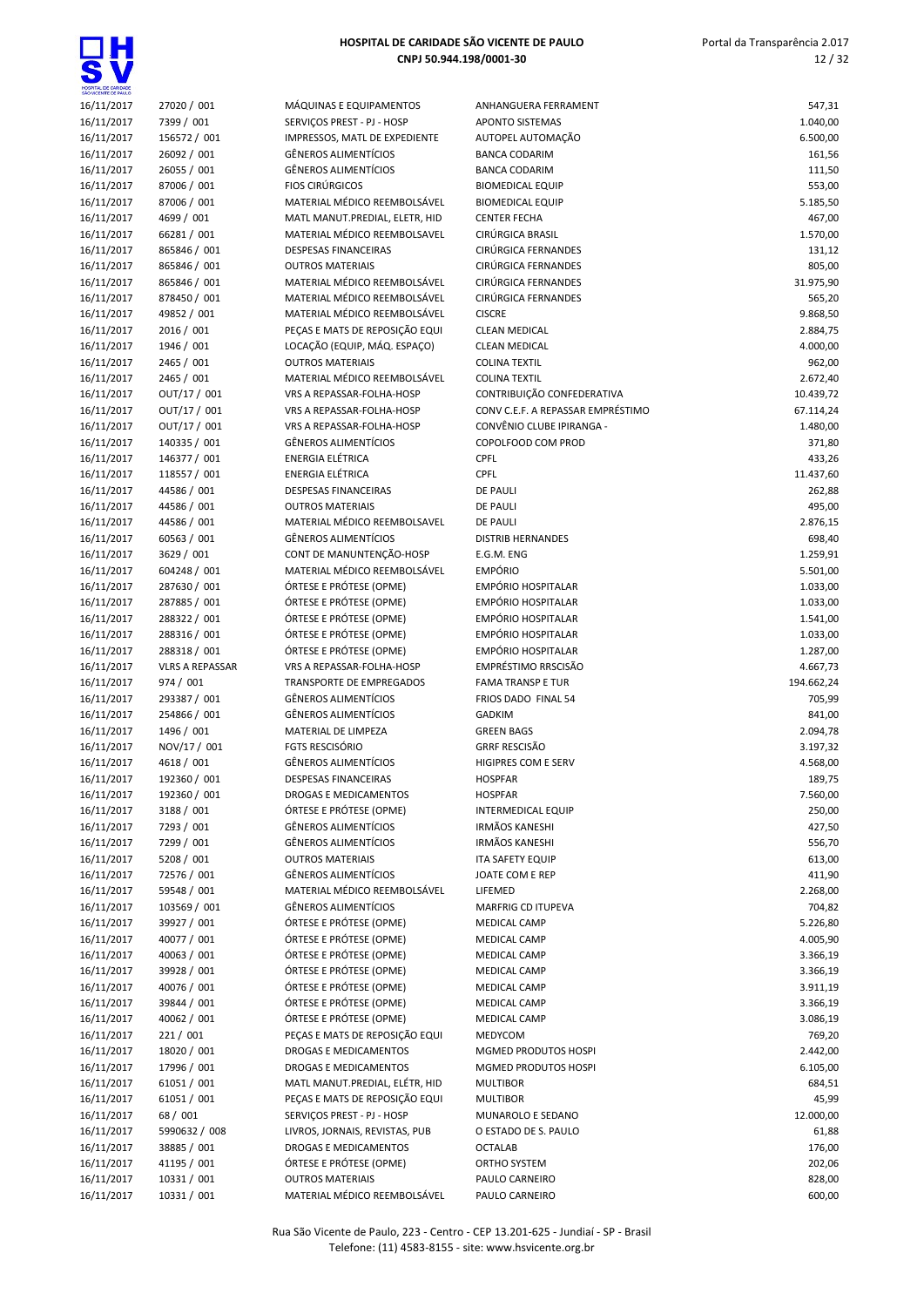# HOSPITAL DE CARIDADE SÃO VICENTE DE PAULO
**CNPJ 50.944.198/0001-30**

| | | | | |
|---|---|---|---|---|
| 16/11/2017 | 27020 / 001 | MÁQUINAS E EQUIPAMENTOS | ANHANGUERA FERRAMENT | 547,31 |
| 16/11/2017 | 7399 / 001 | SERVIÇOS PREST - PJ - HOSP | APONTO SISTEMAS | 1.040,00 |
| 16/11/2017 | 156572 / 001 | IMPRESSOS, MATL DE EXPEDIENTE | AUTOPEL AUTOMAÇÃO | 6.500,00 |
| 16/11/2017 | 26092 / 001 | GÊNEROS ALIMENTÍCIOS | BANCA CODARIM | 161,56 |
| 16/11/2017 | 26055 / 001 | GÊNEROS ALIMENTÍCIOS | BANCA CODARIM | 111,50 |
| 16/11/2017 | 87006 / 001 | FIOS CIRÚRGICOS | BIOMEDICAL EQUIP | 553,00 |
| 16/11/2017 | 87006 / 001 | MATERIAL MÉDICO REEMBOLSÁVEL | BIOMEDICAL EQUIP | 5.185,50 |
| 16/11/2017 | 4699 / 001 | MATL MANUT.PREDIAL, ELETR, HID | CENTER FECHA | 467,00 |
| 16/11/2017 | 66281 / 001 | MATERIAL MÉDICO REEMBOLSAVEL | CIRÚRGICA BRASIL | 1.570,00 |
| 16/11/2017 | 865846 / 001 | DESPESAS FINANCEIRAS | CIRÚRGICA FERNANDES | 131,12 |
| 16/11/2017 | 865846 / 001 | OUTROS MATERIAIS | CIRÚRGICA FERNANDES | 805,00 |
| 16/11/2017 | 865846 / 001 | MATERIAL MÉDICO REEMBOLSÁVEL | CIRÚRGICA FERNANDES | 31.975,90 |
| 16/11/2017 | 878450 / 001 | MATERIAL MÉDICO REEMBOLSÁVEL | CIRÚRGICA FERNANDES | 565,20 |
| 16/11/2017 | 49852 / 001 | MATERIAL MÉDICO REEMBOLSÁVEL | CISCRE | 9.868,50 |
| 16/11/2017 | 2016 / 001 | PEÇAS E MATS DE REPOSIÇÃO EQUI | CLEAN MEDICAL | 2.884,75 |
| 16/11/2017 | 1946 / 001 | LOCAÇÃO (EQUIP, MÁQ. ESPAÇO) | CLEAN MEDICAL | 4.000,00 |
| 16/11/2017 | 2465 / 001 | OUTROS MATERIAIS | COLINA TEXTIL | 962,00 |
| 16/11/2017 | 2465 / 001 | MATERIAL MÉDICO REEMBOLSÁVEL | COLINA TEXTIL | 2.672,40 |
| 16/11/2017 | OUT/17 / 001 | VRS A REPASSAR-FOLHA-HOSP | CONTRIBUIÇÃO CONFEDERATIVA | 10.439,72 |
| 16/11/2017 | OUT/17 / 001 | VRS A REPASSAR-FOLHA-HOSP | CONV C.E.F. A REPASSAR EMPRÉSTIMO | 67.114,24 |
| 16/11/2017 | OUT/17 / 001 | VRS A REPASSAR-FOLHA-HOSP | CONVÊNIO CLUBE IPIRANGA - | 1.480,00 |
| 16/11/2017 | 140335 / 001 | GÊNEROS ALIMENTÍCIOS | COPOLFOOD COM PROD | 371,80 |
| 16/11/2017 | 146377 / 001 | ENERGIA ELÉTRICA | CPFL | 433,26 |
| 16/11/2017 | 118557 / 001 | ENERGIA ELÉTRICA | CPFL | 11.437,60 |
| 16/11/2017 | 44586 / 001 | DESPESAS FINANCEIRAS | DE PAULI | 262,88 |
| 16/11/2017 | 44586 / 001 | OUTROS MATERIAIS | DE PAULI | 495,00 |
| 16/11/2017 | 44586 / 001 | MATERIAL MÉDICO REEMBOLSAVEL | DE PAULI | 2.876,15 |
| 16/11/2017 | 60563 / 001 | GÊNEROS ALIMENTÍCIOS | DISTRIB HERNANDES | 698,40 |
| 16/11/2017 | 3629 / 001 | CONT DE MANUNTENÇÃO-HOSP | E.G.M. ENG | 1.259,91 |
| 16/11/2017 | 604248 / 001 | MATERIAL MÉDICO REEMBOLSÁVEL | EMPÓRIO | 5.501,00 |
| 16/11/2017 | 287630 / 001 | ÓRTESE E PRÓTESE (OPME) | EMPÓRIO HOSPITALAR | 1.033,00 |
| 16/11/2017 | 287885 / 001 | ÓRTESE E PRÓTESE (OPME) | EMPÓRIO HOSPITALAR | 1.033,00 |
| 16/11/2017 | 288322 / 001 | ÓRTESE E PRÓTESE (OPME) | EMPÓRIO HOSPITALAR | 1.541,00 |
| 16/11/2017 | 288316 / 001 | ÓRTESE E PRÓTESE (OPME) | EMPÓRIO HOSPITALAR | 1.033,00 |
| 16/11/2017 | 288318 / 001 | ÓRTESE E PRÓTESE (OPME) | EMPÓRIO HOSPITALAR | 1.287,00 |
| 16/11/2017 | VLRS A REPASSAR | VRS A REPASSAR-FOLHA-HOSP | EMPRÉSTIMO RRSCISÃO | 4.667,73 |
| 16/11/2017 | 974 / 001 | TRANSPORTE DE EMPREGADOS | FAMA TRANSP E TUR | 194.662,24 |
| 16/11/2017 | 293387 / 001 | GÊNEROS ALIMENTÍCIOS | FRIOS DADO FINAL 54 | 705,99 |
| 16/11/2017 | 254866 / 001 | GÊNEROS ALIMENTÍCIOS | GADKIM | 841,00 |
| 16/11/2017 | 1496 / 001 | MATERIAL DE LIMPEZA | GREEN BAGS | 2.094,78 |
| 16/11/2017 | NOV/17 / 001 | FGTS RESCISÓRIO | GRRF RESCISÃO | 3.197,32 |
| 16/11/2017 | 4618 / 001 | GÊNEROS ALIMENTÍCIOS | HIGIPRES COM E SERV | 4.568,00 |
| 16/11/2017 | 192360 / 001 | DESPESAS FINANCEIRAS | HOSPFAR | 189,75 |
| 16/11/2017 | 192360 / 001 | DROGAS E MEDICAMENTOS | HOSPFAR | 7.560,00 |
| 16/11/2017 | 3188 / 001 | ÓRTESE E PRÓTESE (OPME) | INTERMEDICAL EQUIP | 250,00 |
| 16/11/2017 | 7293 / 001 | GÊNEROS ALIMENTÍCIOS | IRMÃOS KANESHI | 427,50 |
| 16/11/2017 | 7299 / 001 | GÊNEROS ALIMENTÍCIOS | IRMÃOS KANESHI | 556,70 |
| 16/11/2017 | 5208 / 001 | OUTROS MATERIAIS | ITA SAFETY EQUIP | 613,00 |
| 16/11/2017 | 72576 / 001 | GÊNEROS ALIMENTÍCIOS | JOATE COM E REP | 411,90 |
| 16/11/2017 | 59548 / 001 | MATERIAL MÉDICO REEMBOLSÁVEL | LIFEMED | 2.268,00 |
| 16/11/2017 | 103569 / 001 | GÊNEROS ALIMENTÍCIOS | MARFRIG CD ITUPEVA | 704,82 |
| 16/11/2017 | 39927 / 001 | ÓRTESE E PRÓTESE (OPME) | MEDICAL CAMP | 5.226,80 |
| 16/11/2017 | 40077 / 001 | ÓRTESE E PRÓTESE (OPME) | MEDICAL CAMP | 4.005,90 |
| 16/11/2017 | 40063 / 001 | ÓRTESE E PRÓTESE (OPME) | MEDICAL CAMP | 3.366,19 |
| 16/11/2017 | 39928 / 001 | ÓRTESE E PRÓTESE (OPME) | MEDICAL CAMP | 3.366,19 |
| 16/11/2017 | 40076 / 001 | ÓRTESE E PRÓTESE (OPME) | MEDICAL CAMP | 3.911,19 |
| 16/11/2017 | 39844 / 001 | ÓRTESE E PRÓTESE (OPME) | MEDICAL CAMP | 3.366,19 |
| 16/11/2017 | 40062 / 001 | ÓRTESE E PRÓTESE (OPME) | MEDICAL CAMP | 3.086,19 |
| 16/11/2017 | 221 / 001 | PEÇAS E MATS DE REPOSIÇÃO EQUI | MEDYCOM | 769,20 |
| 16/11/2017 | 18020 / 001 | DROGAS E MEDICAMENTOS | MGMED PRODUTOS HOSPI | 2.442,00 |
| 16/11/2017 | 17996 / 001 | DROGAS E MEDICAMENTOS | MGMED PRODUTOS HOSPI | 6.105,00 |
| 16/11/2017 | 61051 / 001 | MATL MANUT.PREDIAL, ELÉTR, HID | MULTIBOR | 684,51 |
| 16/11/2017 | 61051 / 001 | PEÇAS E MATS DE REPOSIÇÃO EQUI | MULTIBOR | 45,99 |
| 16/11/2017 | 68 / 001 | SERVIÇOS PREST - PJ - HOSP | MUNAROLO E SEDANO | 12.000,00 |
| 16/11/2017 | 5990632 / 008 | LIVROS, JORNAIS, REVISTAS, PUB | O ESTADO DE S. PAULO | 61,88 |
| 16/11/2017 | 38885 / 001 | DROGAS E MEDICAMENTOS | OCTALAB | 176,00 |
| 16/11/2017 | 41195 / 001 | ÓRTESE E PRÓTESE (OPME) | ORTHO SYSTEM | 202,06 |
| 16/11/2017 | 10331 / 001 | OUTROS MATERIAIS | PAULO CARNEIRO | 828,00 |
| 16/11/2017 | 10331 / 001 | MATERIAL MÉDICO REEMBOLSÁVEL | PAULO CARNEIRO | 600,00 |

Rua São Vicente de Paulo, 223 - Centro - CEP 13.201-625 - Jundiaí - SP - Brasil
Telefone: (11) 4583-8155 - site: www.hsvicente.org.br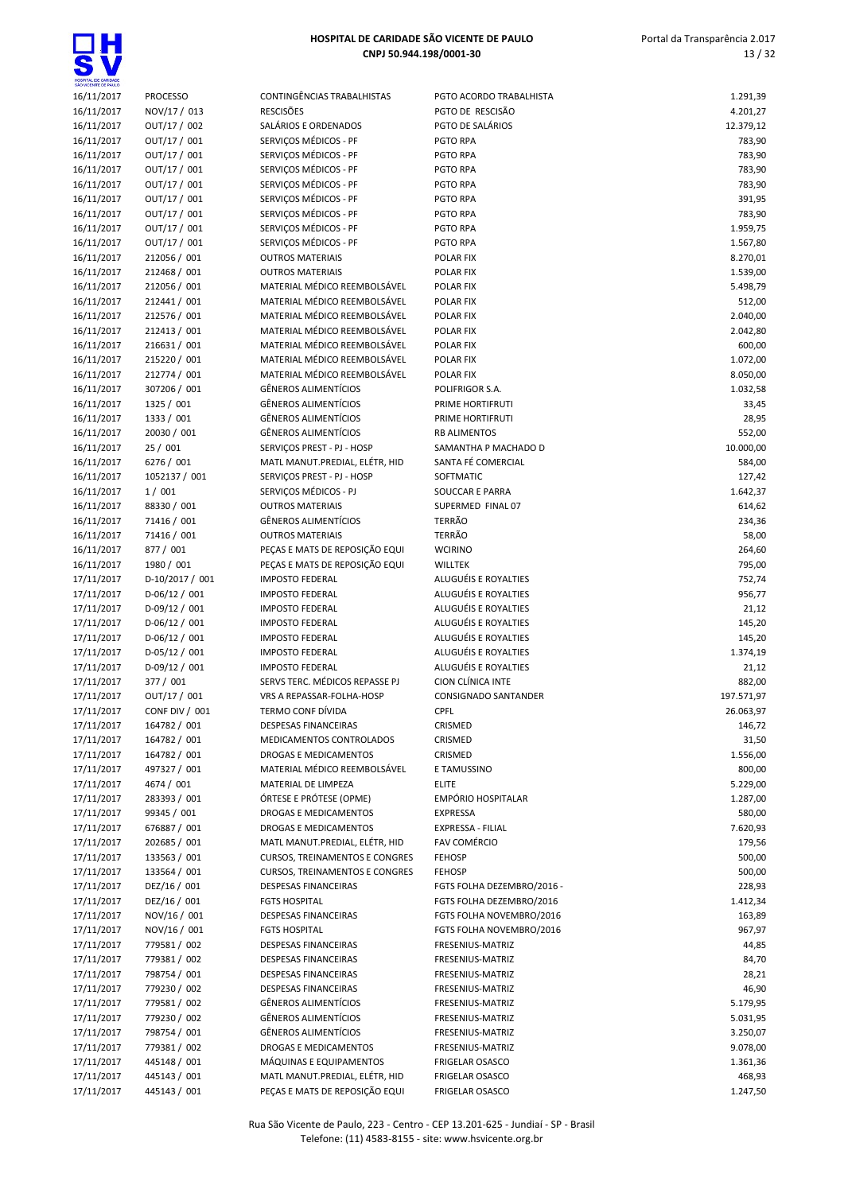| | | | | |
|---|---|---|---|---|
| 16/11/2017 | PROCESSO | CONTINGÊNCIAS TRABALHISTAS | PGTO ACORDO TRABALHISTA | 1.291,39 |
| 16/11/2017 | NOV/17 / 013 | RESCISÕES | PGTO DE RESCISÃO | 4.201,27 |
| 16/11/2017 | OUT/17 / 002 | SALÁRIOS E ORDENADOS | PGTO DE SALÁRIOS | 12.379,12 |
| 16/11/2017 | OUT/17 / 001 | SERVIÇOS MÉDICOS - PF | PGTO RPA | 783,90 |
| 16/11/2017 | OUT/17 / 001 | SERVIÇOS MÉDICOS - PF | PGTO RPA | 783,90 |
| 16/11/2017 | OUT/17 / 001 | SERVIÇOS MÉDICOS - PF | PGTO RPA | 783,90 |
| 16/11/2017 | OUT/17 / 001 | SERVIÇOS MÉDICOS - PF | PGTO RPA | 783,90 |
| 16/11/2017 | OUT/17 / 001 | SERVIÇOS MÉDICOS - PF | PGTO RPA | 391,95 |
| 16/11/2017 | OUT/17 / 001 | SERVIÇOS MÉDICOS - PF | PGTO RPA | 783,90 |
| 16/11/2017 | OUT/17 / 001 | SERVIÇOS MÉDICOS - PF | PGTO RPA | 1.959,75 |
| 16/11/2017 | OUT/17 / 001 | SERVIÇOS MÉDICOS - PF | PGTO RPA | 1.567,80 |
| 16/11/2017 | 212056 / 001 | OUTROS MATERIAIS | POLAR FIX | 8.270,01 |
| 16/11/2017 | 212468 / 001 | OUTROS MATERIAIS | POLAR FIX | 1.539,00 |
| 16/11/2017 | 212056 / 001 | MATERIAL MÉDICO REEMBOLSÁVEL | POLAR FIX | 5.498,79 |
| 16/11/2017 | 212441 / 001 | MATERIAL MÉDICO REEMBOLSÁVEL | POLAR FIX | 512,00 |
| 16/11/2017 | 212576 / 001 | MATERIAL MÉDICO REEMBOLSÁVEL | POLAR FIX | 2.040,00 |
| 16/11/2017 | 212413 / 001 | MATERIAL MÉDICO REEMBOLSÁVEL | POLAR FIX | 2.042,80 |
| 16/11/2017 | 216631 / 001 | MATERIAL MÉDICO REEMBOLSÁVEL | POLAR FIX | 600,00 |
| 16/11/2017 | 215220 / 001 | MATERIAL MÉDICO REEMBOLSÁVEL | POLAR FIX | 1.072,00 |
| 16/11/2017 | 212774 / 001 | MATERIAL MÉDICO REEMBOLSÁVEL | POLAR FIX | 8.050,00 |
| 16/11/2017 | 307206 / 001 | GÊNEROS ALIMENTÍCIOS | POLIFRIGOR S.A. | 1.032,58 |
| 16/11/2017 | 1325 / 001 | GÊNEROS ALIMENTÍCIOS | PRIME HORTIFRUTI | 33,45 |
| 16/11/2017 | 1333 / 001 | GÊNEROS ALIMENTÍCIOS | PRIME HORTIFRUTI | 28,95 |
| 16/11/2017 | 20030 / 001 | GÊNEROS ALIMENTÍCIOS | RB ALIMENTOS | 552,00 |
| 16/11/2017 | 25 / 001 | SERVIÇOS PREST - PJ - HOSP | SAMANTHA P MACHADO D | 10.000,00 |
| 16/11/2017 | 6276 / 001 | MATL MANUT.PREDIAL, ELÉTR, HID | SANTA FÉ COMERCIAL | 584,00 |
| 16/11/2017 | 1052137 / 001 | SERVIÇOS PREST - PJ - HOSP | SOFTMATIC | 127,42 |
| 16/11/2017 | 1 / 001 | SERVIÇOS MÉDICOS - PJ | SOUCCAR E PARRA | 1.642,37 |
| 16/11/2017 | 88330 / 001 | OUTROS MATERIAIS | SUPERMED FINAL 07 | 614,62 |
| 16/11/2017 | 71416 / 001 | GÊNEROS ALIMENTÍCIOS | TERRÃO | 234,36 |
| 16/11/2017 | 71416 / 001 | OUTROS MATERIAIS | TERRÃO | 58,00 |
| 16/11/2017 | 877 / 001 | PEÇAS E MATS DE REPOSIÇÃO EQUI | WCIRINO | 264,60 |
| 16/11/2017 | 1980 / 001 | PEÇAS E MATS DE REPOSIÇÃO EQUI | WILLTEK | 795,00 |
| 17/11/2017 | D-10/2017 / 001 | IMPOSTO FEDERAL | ALUGUÉIS E ROYALTIES | 752,74 |
| 17/11/2017 | D-06/12 / 001 | IMPOSTO FEDERAL | ALUGUÉIS E ROYALTIES | 956,77 |
| 17/11/2017 | D-09/12 / 001 | IMPOSTO FEDERAL | ALUGUÉIS E ROYALTIES | 21,12 |
| 17/11/2017 | D-06/12 / 001 | IMPOSTO FEDERAL | ALUGUÉIS E ROYALTIES | 145,20 |
| 17/11/2017 | D-06/12 / 001 | IMPOSTO FEDERAL | ALUGUÉIS E ROYALTIES | 145,20 |
| 17/11/2017 | D-05/12 / 001 | IMPOSTO FEDERAL | ALUGUÉIS E ROYALTIES | 1.374,19 |
| 17/11/2017 | D-09/12 / 001 | IMPOSTO FEDERAL | ALUGUÉIS E ROYALTIES | 21,12 |
| 17/11/2017 | 377 / 001 | SERVS TERC. MÉDICOS REPASSE PJ | CION CLÍNICA INTE | 882,00 |
| 17/11/2017 | OUT/17 / 001 | VRS A REPASSAR-FOLHA-HOSP | CONSIGNADO SANTANDER | 197.571,97 |
| 17/11/2017 | CONF DIV / 001 | TERMO CONF DÍVIDA | CPFL | 26.063,97 |
| 17/11/2017 | 164782 / 001 | DESPESAS FINANCEIRAS | CRISMED | 146,72 |
| 17/11/2017 | 164782 / 001 | MEDICAMENTOS CONTROLADOS | CRISMED | 31,50 |
| 17/11/2017 | 164782 / 001 | DROGAS E MEDICAMENTOS | CRISMED | 1.556,00 |
| 17/11/2017 | 497327 / 001 | MATERIAL MÉDICO REEMBOLSÁVEL | E TAMUSSINO | 800,00 |
| 17/11/2017 | 4674 / 001 | MATERIAL DE LIMPEZA | ELITE | 5.229,00 |
| 17/11/2017 | 283393 / 001 | ÓRTESE E PRÓTESE (OPME) | EMPÓRIO HOSPITALAR | 1.287,00 |
| 17/11/2017 | 99345 / 001 | DROGAS E MEDICAMENTOS | EXPRESSA | 580,00 |
| 17/11/2017 | 676887 / 001 | DROGAS E MEDICAMENTOS | EXPRESSA - FILIAL | 7.620,93 |
| 17/11/2017 | 202685 / 001 | MATL MANUT.PREDIAL, ELÉTR, HID | FAV COMÉRCIO | 179,56 |
| 17/11/2017 | 133563 / 001 | CURSOS, TREINAMENTOS E CONGRES | FEHOSP | 500,00 |
| 17/11/2017 | 133564 / 001 | CURSOS, TREINAMENTOS E CONGRES | FEHOSP | 500,00 |
| 17/11/2017 | DEZ/16 / 001 | DESPESAS FINANCEIRAS | FGTS FOLHA DEZEMBRO/2016 - | 228,93 |
| 17/11/2017 | DEZ/16 / 001 | FGTS HOSPITAL | FGTS FOLHA DEZEMBRO/2016 | 1.412,34 |
| 17/11/2017 | NOV/16 / 001 | DESPESAS FINANCEIRAS | FGTS FOLHA NOVEMBRO/2016 | 163,89 |
| 17/11/2017 | NOV/16 / 001 | FGTS HOSPITAL | FGTS FOLHA NOVEMBRO/2016 | 967,97 |
| 17/11/2017 | 779581 / 002 | DESPESAS FINANCEIRAS | FRESENIUS-MATRIZ | 44,85 |
| 17/11/2017 | 779381 / 002 | DESPESAS FINANCEIRAS | FRESENIUS-MATRIZ | 84,70 |
| 17/11/2017 | 798754 / 001 | DESPESAS FINANCEIRAS | FRESENIUS-MATRIZ | 28,21 |
| 17/11/2017 | 779230 / 002 | DESPESAS FINANCEIRAS | FRESENIUS-MATRIZ | 46,90 |
| 17/11/2017 | 779581 / 002 | GÊNEROS ALIMENTÍCIOS | FRESENIUS-MATRIZ | 5.179,95 |
| 17/11/2017 | 779230 / 002 | GÊNEROS ALIMENTÍCIOS | FRESENIUS-MATRIZ | 5.031,95 |
| 17/11/2017 | 798754 / 001 | GÊNEROS ALIMENTÍCIOS | FRESENIUS-MATRIZ | 3.250,07 |
| 17/11/2017 | 779381 / 002 | DROGAS E MEDICAMENTOS | FRESENIUS-MATRIZ | 9.078,00 |
| 17/11/2017 | 445148 / 001 | MÁQUINAS E EQUIPAMENTOS | FRIGELAR OSASCO | 1.361,36 |
| 17/11/2017 | 445143 / 001 | MATL MANUT.PREDIAL, ELÉTR, HID | FRIGELAR OSASCO | 468,93 |
| 17/11/2017 | 445143 / 001 | PEÇAS E MATS DE REPOSIÇÃO EQUI | FRIGELAR OSASCO | 1.247,50 |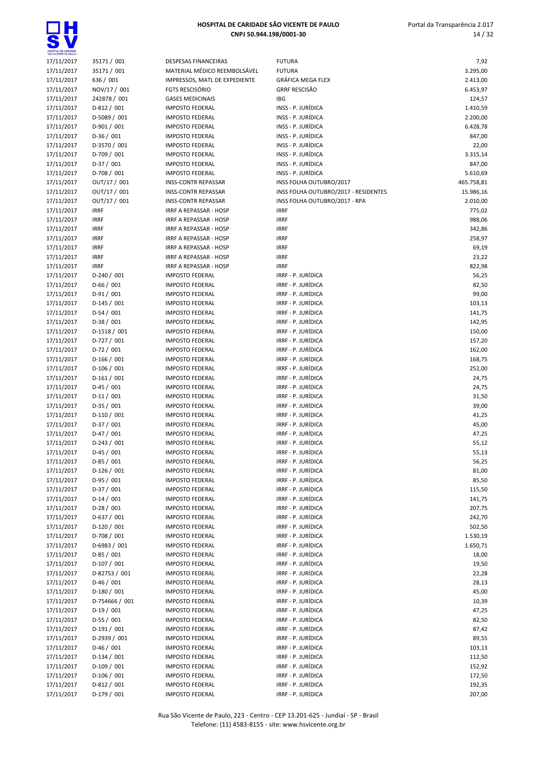| | | | | |
|---|---|---|---|---|
| 17/11/2017 | 35171 / 001 | DESPESAS FINANCEIRAS | FUTURA | 7,92 |
| 17/11/2017 | 35171 / 001 | MATERIAL MÉDICO REEMBOLSÁVEL | FUTURA | 3.295,00 |
| 17/11/2017 | 636 / 001 | IMPRESSOS, MATL DE EXPEDIENTE | GRÁFICA MEGA FLEX | 2.413,00 |
| 17/11/2017 | NOV/17 / 001 | FGTS RESCISÓRIO | GRRF RESCISÃO | 6.453,97 |
| 17/11/2017 | 242878 / 001 | GASES MEDICINAIS | IBG | 124,57 |
| 17/11/2017 | D-812 / 001 | IMPOSTO FEDERAL | INSS - P. JURÍDICA | 1.410,59 |
| 17/11/2017 | D-5089 / 001 | IMPOSTO FEDERAL | INSS - P. JURÍDICA | 2.200,00 |
| 17/11/2017 | D-901 / 001 | IMPOSTO FEDERAL | INSS - P. JURÍDICA | 6.428,78 |
| 17/11/2017 | D-36 / 001 | IMPOSTO FEDERAL | INSS - P. JURÍDICA | 847,00 |
| 17/11/2017 | D-3570 / 001 | IMPOSTO FEDERAL | INSS - P. JURÍDICA | 22,00 |
| 17/11/2017 | D-709 / 001 | IMPOSTO FEDERAL | INSS - P. JURÍDICA | 3.315,14 |
| 17/11/2017 | D-37 / 001 | IMPOSTO FEDERAL | INSS - P. JURÍDICA | 847,00 |
| 17/11/2017 | D-708 / 001 | IMPOSTO FEDERAL | INSS - P. JURÍDICA | 5.610,69 |
| 17/11/2017 | OUT/17 / 001 | INSS-CONTR REPASSAR | INSS FOLHA OUTUBRO/2017 | 465.758,81 |
| 17/11/2017 | OUT/17 / 001 | INSS-CONTR REPASSAR | INSS FOLHA OUTUBRO/2017 - RESIDENTES | 15.986,16 |
| 17/11/2017 | OUT/17 / 001 | INSS-CONTR REPASSAR | INSS FOLHA OUTUBRO/2017 - RPA | 2.010,00 |
| 17/11/2017 | IRRF | IRRF A REPASSAR - HOSP | IRRF | 775,02 |
| 17/11/2017 | IRRF | IRRF A REPASSAR - HOSP | IRRF | 988,06 |
| 17/11/2017 | IRRF | IRRF A REPASSAR - HOSP | IRRF | 342,86 |
| 17/11/2017 | IRRF | IRRF A REPASSAR - HOSP | IRRF | 258,97 |
| 17/11/2017 | IRRF | IRRF A REPASSAR - HOSP | IRRF | 69,19 |
| 17/11/2017 | IRRF | IRRF A REPASSAR - HOSP | IRRF | 23,22 |
| 17/11/2017 | IRRF | IRRF A REPASSAR - HOSP | IRRF | 822,98 |
| 17/11/2017 | D-240 / 001 | IMPOSTO FEDERAL | IRRF - P. JURÍDICA | 56,25 |
| 17/11/2017 | D-66 / 001 | IMPOSTO FEDERAL | IRRF - P. JURÍDICA | 82,50 |
| 17/11/2017 | D-91 / 001 | IMPOSTO FEDERAL | IRRF - P. JURÍDICA | 99,00 |
| 17/11/2017 | D-145 / 001 | IMPOSTO FEDERAL | IRRF - P. JURÍDICA | 103,13 |
| 17/11/2017 | D-54 / 001 | IMPOSTO FEDERAL | IRRF - P. JURÍDICA | 141,75 |
| 17/11/2017 | D-38 / 001 | IMPOSTO FEDERAL | IRRF - P. JURÍDICA | 142,95 |
| 17/11/2017 | D-1518 / 001 | IMPOSTO FEDERAL | IRRF - P. JURÍDICA | 150,00 |
| 17/11/2017 | D-727 / 001 | IMPOSTO FEDERAL | IRRF - P. JURÍDICA | 157,20 |
| 17/11/2017 | D-72 / 001 | IMPOSTO FEDERAL | IRRF - P. JURÍDICA | 162,00 |
| 17/11/2017 | D-166 / 001 | IMPOSTO FEDERAL | IRRF - P. JURÍDICA | 168,75 |
| 17/11/2017 | D-106 / 001 | IMPOSTO FEDERAL | IRRF - P. JURÍDICA | 252,00 |
| 17/11/2017 | D-161 / 001 | IMPOSTO FEDERAL | IRRF - P. JURÍDICA | 24,75 |
| 17/11/2017 | D-45 / 001 | IMPOSTO FEDERAL | IRRF - P. JURÍDICA | 24,75 |
| 17/11/2017 | D-11 / 001 | IMPOSTO FEDERAL | IRRF - P. JURÍDICA | 31,50 |
| 17/11/2017 | D-35 / 001 | IMPOSTO FEDERAL | IRRF - P. JURÍDICA | 39,00 |
| 17/11/2017 | D-110 / 001 | IMPOSTO FEDERAL | IRRF - P. JURÍDICA | 41,25 |
| 17/11/2017 | D-37 / 001 | IMPOSTO FEDERAL | IRRF - P. JURÍDICA | 45,00 |
| 17/11/2017 | D-47 / 001 | IMPOSTO FEDERAL | IRRF - P. JURÍDICA | 47,25 |
| 17/11/2017 | D-243 / 001 | IMPOSTO FEDERAL | IRRF - P. JURÍDICA | 55,12 |
| 17/11/2017 | D-45 / 001 | IMPOSTO FEDERAL | IRRF - P. JURÍDICA | 55,13 |
| 17/11/2017 | D-85 / 001 | IMPOSTO FEDERAL | IRRF - P. JURÍDICA | 56,25 |
| 17/11/2017 | D-126 / 001 | IMPOSTO FEDERAL | IRRF - P. JURÍDICA | 81,00 |
| 17/11/2017 | D-95 / 001 | IMPOSTO FEDERAL | IRRF - P. JURÍDICA | 85,50 |
| 17/11/2017 | D-37 / 001 | IMPOSTO FEDERAL | IRRF - P. JURÍDICA | 115,50 |
| 17/11/2017 | D-14 / 001 | IMPOSTO FEDERAL | IRRF - P. JURÍDICA | 141,75 |
| 17/11/2017 | D-28 / 001 | IMPOSTO FEDERAL | IRRF - P. JURÍDICA | 207,75 |
| 17/11/2017 | D-637 / 001 | IMPOSTO FEDERAL | IRRF - P. JURÍDICA | 242,70 |
| 17/11/2017 | D-120 / 001 | IMPOSTO FEDERAL | IRRF - P. JURÍDICA | 502,50 |
| 17/11/2017 | D-708 / 001 | IMPOSTO FEDERAL | IRRF - P. JURÍDICA | 1.530,19 |
| 17/11/2017 | D-6983 / 001 | IMPOSTO FEDERAL | IRRF - P. JURÍDICA | 1.650,71 |
| 17/11/2017 | D-85 / 001 | IMPOSTO FEDERAL | IRRF - P. JURÍDICA | 18,00 |
| 17/11/2017 | D-107 / 001 | IMPOSTO FEDERAL | IRRF - P. JURÍDICA | 19,50 |
| 17/11/2017 | D-82753 / 001 | IMPOSTO FEDERAL | IRRF - P. JURÍDICA | 22,28 |
| 17/11/2017 | D-46 / 001 | IMPOSTO FEDERAL | IRRF - P. JURÍDICA | 28,13 |
| 17/11/2017 | D-180 / 001 | IMPOSTO FEDERAL | IRRF - P. JURÍDICA | 45,00 |
| 17/11/2017 | D-754666 / 001 | IMPOSTO FEDERAL | IRRF - P. JURÍDICA | 10,39 |
| 17/11/2017 | D-19 / 001 | IMPOSTO FEDERAL | IRRF - P. JURÍDICA | 47,25 |
| 17/11/2017 | D-55 / 001 | IMPOSTO FEDERAL | IRRF - P. JURÍDICA | 82,50 |
| 17/11/2017 | D-191 / 001 | IMPOSTO FEDERAL | IRRF - P. JURÍDICA | 87,42 |
| 17/11/2017 | D-2939 / 001 | IMPOSTO FEDERAL | IRRF - P. JURÍDICA | 89,55 |
| 17/11/2017 | D-46 / 001 | IMPOSTO FEDERAL | IRRF - P. JURÍDICA | 103,13 |
| 17/11/2017 | D-134 / 001 | IMPOSTO FEDERAL | IRRF - P. JURÍDICA | 112,50 |
| 17/11/2017 | D-109 / 001 | IMPOSTO FEDERAL | IRRF - P. JURÍDICA | 152,92 |
| 17/11/2017 | D-106 / 001 | IMPOSTO FEDERAL | IRRF - P. JURÍDICA | 172,50 |
| 17/11/2017 | D-812 / 001 | IMPOSTO FEDERAL | IRRF - P. JURÍDICA | 192,35 |
| 17/11/2017 | D-179 / 001 | IMPOSTO FEDERAL | IRRF - P. JURÍDICA | 207,00 |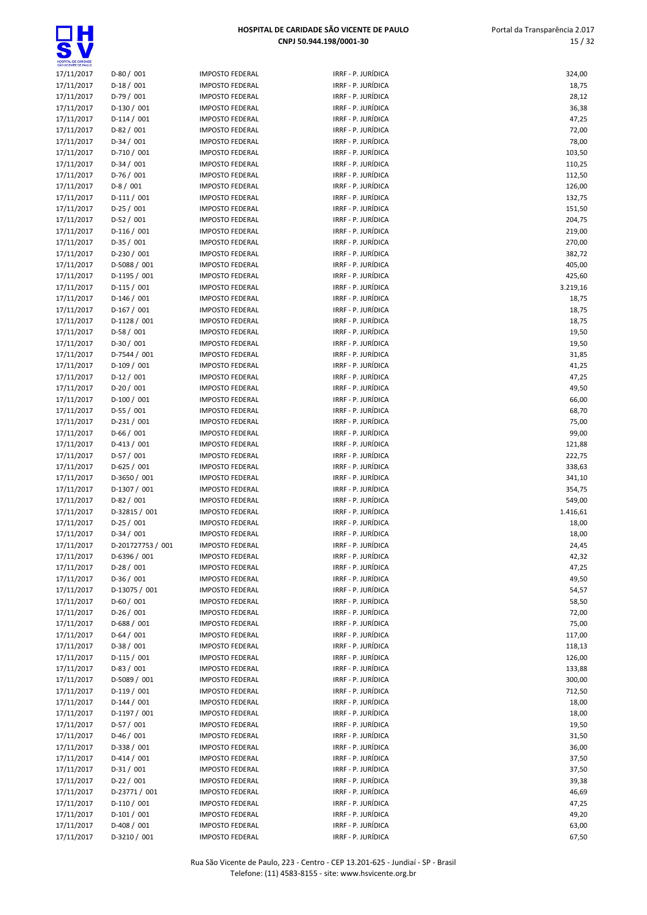| | | | | |
|---|---|---|---|---|
| 17/11/2017 | D-80 / 001 | IMPOSTO FEDERAL | IRRF - P. JURÍDICA | 324,00 |
| 17/11/2017 | D-18 / 001 | IMPOSTO FEDERAL | IRRF - P. JURÍDICA | 18,75 |
| 17/11/2017 | D-79 / 001 | IMPOSTO FEDERAL | IRRF - P. JURÍDICA | 28,12 |
| 17/11/2017 | D-130 / 001 | IMPOSTO FEDERAL | IRRF - P. JURÍDICA | 36,38 |
| 17/11/2017 | D-114 / 001 | IMPOSTO FEDERAL | IRRF - P. JURÍDICA | 47,25 |
| 17/11/2017 | D-82 / 001 | IMPOSTO FEDERAL | IRRF - P. JURÍDICA | 72,00 |
| 17/11/2017 | D-34 / 001 | IMPOSTO FEDERAL | IRRF - P. JURÍDICA | 78,00 |
| 17/11/2017 | D-710 / 001 | IMPOSTO FEDERAL | IRRF - P. JURÍDICA | 103,50 |
| 17/11/2017 | D-34 / 001 | IMPOSTO FEDERAL | IRRF - P. JURÍDICA | 110,25 |
| 17/11/2017 | D-76 / 001 | IMPOSTO FEDERAL | IRRF - P. JURÍDICA | 112,50 |
| 17/11/2017 | D-8 / 001 | IMPOSTO FEDERAL | IRRF - P. JURÍDICA | 126,00 |
| 17/11/2017 | D-111 / 001 | IMPOSTO FEDERAL | IRRF - P. JURÍDICA | 132,75 |
| 17/11/2017 | D-25 / 001 | IMPOSTO FEDERAL | IRRF - P. JURÍDICA | 151,50 |
| 17/11/2017 | D-52 / 001 | IMPOSTO FEDERAL | IRRF - P. JURÍDICA | 204,75 |
| 17/11/2017 | D-116 / 001 | IMPOSTO FEDERAL | IRRF - P. JURÍDICA | 219,00 |
| 17/11/2017 | D-35 / 001 | IMPOSTO FEDERAL | IRRF - P. JURÍDICA | 270,00 |
| 17/11/2017 | D-230 / 001 | IMPOSTO FEDERAL | IRRF - P. JURÍDICA | 382,72 |
| 17/11/2017 | D-5088 / 001 | IMPOSTO FEDERAL | IRRF - P. JURÍDICA | 405,00 |
| 17/11/2017 | D-1195 / 001 | IMPOSTO FEDERAL | IRRF - P. JURÍDICA | 425,60 |
| 17/11/2017 | D-115 / 001 | IMPOSTO FEDERAL | IRRF - P. JURÍDICA | 3.219,16 |
| 17/11/2017 | D-146 / 001 | IMPOSTO FEDERAL | IRRF - P. JURÍDICA | 18,75 |
| 17/11/2017 | D-167 / 001 | IMPOSTO FEDERAL | IRRF - P. JURÍDICA | 18,75 |
| 17/11/2017 | D-1128 / 001 | IMPOSTO FEDERAL | IRRF - P. JURÍDICA | 18,75 |
| 17/11/2017 | D-58 / 001 | IMPOSTO FEDERAL | IRRF - P. JURÍDICA | 19,50 |
| 17/11/2017 | D-30 / 001 | IMPOSTO FEDERAL | IRRF - P. JURÍDICA | 19,50 |
| 17/11/2017 | D-7544 / 001 | IMPOSTO FEDERAL | IRRF - P. JURÍDICA | 31,85 |
| 17/11/2017 | D-109 / 001 | IMPOSTO FEDERAL | IRRF - P. JURÍDICA | 41,25 |
| 17/11/2017 | D-12 / 001 | IMPOSTO FEDERAL | IRRF - P. JURÍDICA | 47,25 |
| 17/11/2017 | D-20 / 001 | IMPOSTO FEDERAL | IRRF - P. JURÍDICA | 49,50 |
| 17/11/2017 | D-100 / 001 | IMPOSTO FEDERAL | IRRF - P. JURÍDICA | 66,00 |
| 17/11/2017 | D-55 / 001 | IMPOSTO FEDERAL | IRRF - P. JURÍDICA | 68,70 |
| 17/11/2017 | D-231 / 001 | IMPOSTO FEDERAL | IRRF - P. JURÍDICA | 75,00 |
| 17/11/2017 | D-66 / 001 | IMPOSTO FEDERAL | IRRF - P. JURÍDICA | 99,00 |
| 17/11/2017 | D-413 / 001 | IMPOSTO FEDERAL | IRRF - P. JURÍDICA | 121,88 |
| 17/11/2017 | D-57 / 001 | IMPOSTO FEDERAL | IRRF - P. JURÍDICA | 222,75 |
| 17/11/2017 | D-625 / 001 | IMPOSTO FEDERAL | IRRF - P. JURÍDICA | 338,63 |
| 17/11/2017 | D-3650 / 001 | IMPOSTO FEDERAL | IRRF - P. JURÍDICA | 341,10 |
| 17/11/2017 | D-1307 / 001 | IMPOSTO FEDERAL | IRRF - P. JURÍDICA | 354,75 |
| 17/11/2017 | D-82 / 001 | IMPOSTO FEDERAL | IRRF - P. JURÍDICA | 549,00 |
| 17/11/2017 | D-32815 / 001 | IMPOSTO FEDERAL | IRRF - P. JURÍDICA | 1.416,61 |
| 17/11/2017 | D-25 / 001 | IMPOSTO FEDERAL | IRRF - P. JURÍDICA | 18,00 |
| 17/11/2017 | D-34 / 001 | IMPOSTO FEDERAL | IRRF - P. JURÍDICA | 18,00 |
| 17/11/2017 | D-201727753 / 001 | IMPOSTO FEDERAL | IRRF - P. JURÍDICA | 24,45 |
| 17/11/2017 | D-6396 / 001 | IMPOSTO FEDERAL | IRRF - P. JURÍDICA | 42,32 |
| 17/11/2017 | D-28 / 001 | IMPOSTO FEDERAL | IRRF - P. JURÍDICA | 47,25 |
| 17/11/2017 | D-36 / 001 | IMPOSTO FEDERAL | IRRF - P. JURÍDICA | 49,50 |
| 17/11/2017 | D-13075 / 001 | IMPOSTO FEDERAL | IRRF - P. JURÍDICA | 54,57 |
| 17/11/2017 | D-60 / 001 | IMPOSTO FEDERAL | IRRF - P. JURÍDICA | 58,50 |
| 17/11/2017 | D-26 / 001 | IMPOSTO FEDERAL | IRRF - P. JURÍDICA | 72,00 |
| 17/11/2017 | D-688 / 001 | IMPOSTO FEDERAL | IRRF - P. JURÍDICA | 75,00 |
| 17/11/2017 | D-64 / 001 | IMPOSTO FEDERAL | IRRF - P. JURÍDICA | 117,00 |
| 17/11/2017 | D-38 / 001 | IMPOSTO FEDERAL | IRRF - P. JURÍDICA | 118,13 |
| 17/11/2017 | D-115 / 001 | IMPOSTO FEDERAL | IRRF - P. JURÍDICA | 126,00 |
| 17/11/2017 | D-83 / 001 | IMPOSTO FEDERAL | IRRF - P. JURÍDICA | 133,88 |
| 17/11/2017 | D-5089 / 001 | IMPOSTO FEDERAL | IRRF - P. JURÍDICA | 300,00 |
| 17/11/2017 | D-119 / 001 | IMPOSTO FEDERAL | IRRF - P. JURÍDICA | 712,50 |
| 17/11/2017 | D-144 / 001 | IMPOSTO FEDERAL | IRRF - P. JURÍDICA | 18,00 |
| 17/11/2017 | D-1197 / 001 | IMPOSTO FEDERAL | IRRF - P. JURÍDICA | 18,00 |
| 17/11/2017 | D-57 / 001 | IMPOSTO FEDERAL | IRRF - P. JURÍDICA | 19,50 |
| 17/11/2017 | D-46 / 001 | IMPOSTO FEDERAL | IRRF - P. JURÍDICA | 31,50 |
| 17/11/2017 | D-338 / 001 | IMPOSTO FEDERAL | IRRF - P. JURÍDICA | 36,00 |
| 17/11/2017 | D-414 / 001 | IMPOSTO FEDERAL | IRRF - P. JURÍDICA | 37,50 |
| 17/11/2017 | D-31 / 001 | IMPOSTO FEDERAL | IRRF - P. JURÍDICA | 37,50 |
| 17/11/2017 | D-22 / 001 | IMPOSTO FEDERAL | IRRF - P. JURÍDICA | 39,38 |
| 17/11/2017 | D-23771 / 001 | IMPOSTO FEDERAL | IRRF - P. JURÍDICA | 46,69 |
| 17/11/2017 | D-110 / 001 | IMPOSTO FEDERAL | IRRF - P. JURÍDICA | 47,25 |
| 17/11/2017 | D-101 / 001 | IMPOSTO FEDERAL | IRRF - P. JURÍDICA | 49,20 |
| 17/11/2017 | D-408 / 001 | IMPOSTO FEDERAL | IRRF - P. JURÍDICA | 63,00 |
| 17/11/2017 | D-3210 / 001 | IMPOSTO FEDERAL | IRRF - P. JURÍDICA | 67,50 |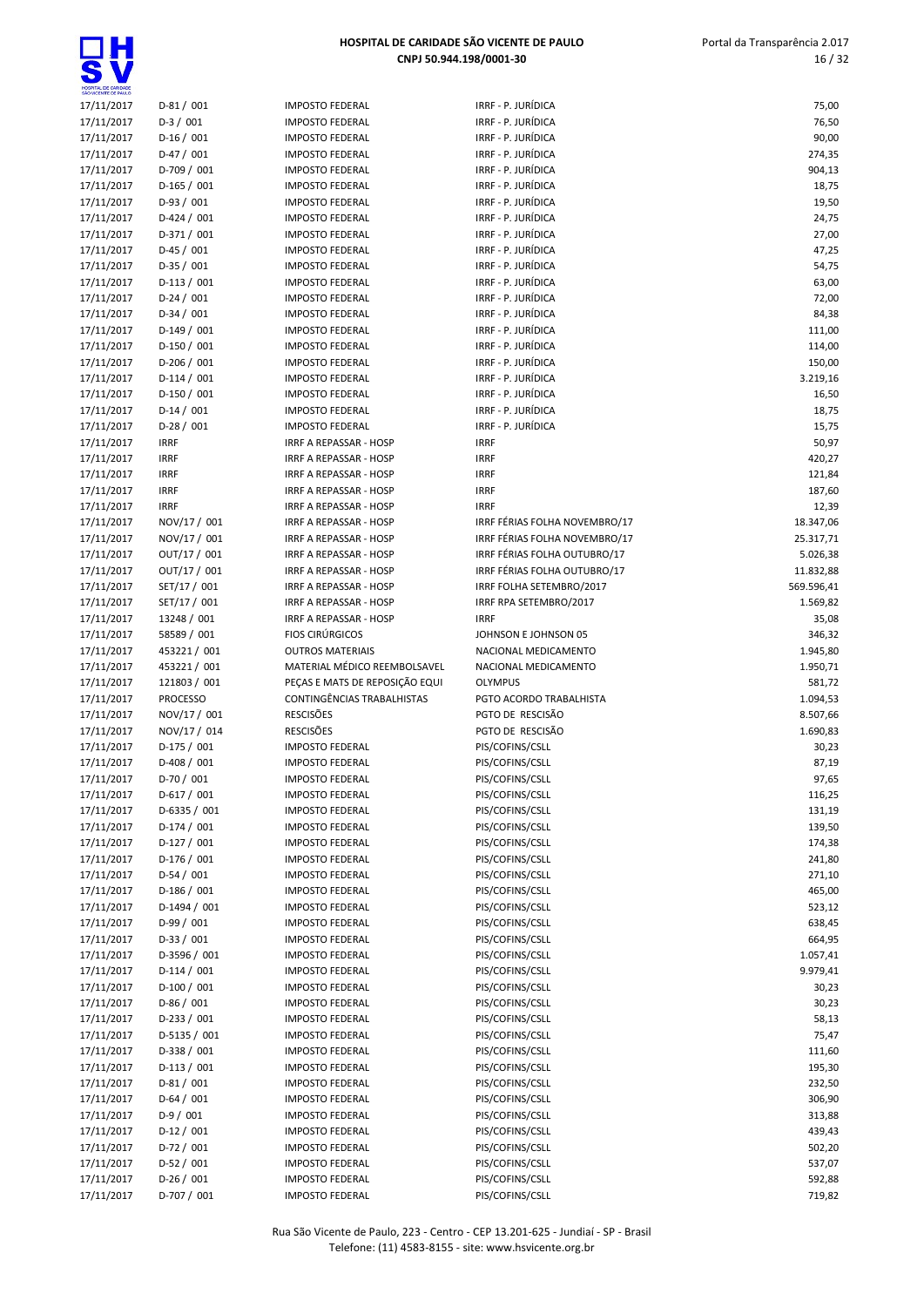| | | | | |
|---|---|---|---|---|
| 17/11/2017 | D-81 / 001 | IMPOSTO FEDERAL | IRRF - P. JURÍDICA | 75,00 |
| 17/11/2017 | D-3 / 001 | IMPOSTO FEDERAL | IRRF - P. JURÍDICA | 76,50 |
| 17/11/2017 | D-16 / 001 | IMPOSTO FEDERAL | IRRF - P. JURÍDICA | 90,00 |
| 17/11/2017 | D-47 / 001 | IMPOSTO FEDERAL | IRRF - P. JURÍDICA | 274,35 |
| 17/11/2017 | D-709 / 001 | IMPOSTO FEDERAL | IRRF - P. JURÍDICA | 904,13 |
| 17/11/2017 | D-165 / 001 | IMPOSTO FEDERAL | IRRF - P. JURÍDICA | 18,75 |
| 17/11/2017 | D-93 / 001 | IMPOSTO FEDERAL | IRRF - P. JURÍDICA | 19,50 |
| 17/11/2017 | D-424 / 001 | IMPOSTO FEDERAL | IRRF - P. JURÍDICA | 24,75 |
| 17/11/2017 | D-371 / 001 | IMPOSTO FEDERAL | IRRF - P. JURÍDICA | 27,00 |
| 17/11/2017 | D-45 / 001 | IMPOSTO FEDERAL | IRRF - P. JURÍDICA | 47,25 |
| 17/11/2017 | D-35 / 001 | IMPOSTO FEDERAL | IRRF - P. JURÍDICA | 54,75 |
| 17/11/2017 | D-113 / 001 | IMPOSTO FEDERAL | IRRF - P. JURÍDICA | 63,00 |
| 17/11/2017 | D-24 / 001 | IMPOSTO FEDERAL | IRRF - P. JURÍDICA | 72,00 |
| 17/11/2017 | D-34 / 001 | IMPOSTO FEDERAL | IRRF - P. JURÍDICA | 84,38 |
| 17/11/2017 | D-149 / 001 | IMPOSTO FEDERAL | IRRF - P. JURÍDICA | 111,00 |
| 17/11/2017 | D-150 / 001 | IMPOSTO FEDERAL | IRRF - P. JURÍDICA | 114,00 |
| 17/11/2017 | D-206 / 001 | IMPOSTO FEDERAL | IRRF - P. JURÍDICA | 150,00 |
| 17/11/2017 | D-114 / 001 | IMPOSTO FEDERAL | IRRF - P. JURÍDICA | 3.219,16 |
| 17/11/2017 | D-150 / 001 | IMPOSTO FEDERAL | IRRF - P. JURÍDICA | 16,50 |
| 17/11/2017 | D-14 / 001 | IMPOSTO FEDERAL | IRRF - P. JURÍDICA | 18,75 |
| 17/11/2017 | D-28 / 001 | IMPOSTO FEDERAL | IRRF - P. JURÍDICA | 15,75 |
| 17/11/2017 | IRRF | IRRF A REPASSAR - HOSP | IRRF | 50,97 |
| 17/11/2017 | IRRF | IRRF A REPASSAR - HOSP | IRRF | 420,27 |
| 17/11/2017 | IRRF | IRRF A REPASSAR - HOSP | IRRF | 121,84 |
| 17/11/2017 | IRRF | IRRF A REPASSAR - HOSP | IRRF | 187,60 |
| 17/11/2017 | IRRF | IRRF A REPASSAR - HOSP | IRRF | 12,39 |
| 17/11/2017 | NOV/17 / 001 | IRRF A REPASSAR - HOSP | IRRF FÉRIAS FOLHA NOVEMBRO/17 | 18.347,06 |
| 17/11/2017 | NOV/17 / 001 | IRRF A REPASSAR - HOSP | IRRF FÉRIAS FOLHA NOVEMBRO/17 | 25.317,71 |
| 17/11/2017 | OUT/17 / 001 | IRRF A REPASSAR - HOSP | IRRF FÉRIAS FOLHA OUTUBRO/17 | 5.026,38 |
| 17/11/2017 | OUT/17 / 001 | IRRF A REPASSAR - HOSP | IRRF FÉRIAS FOLHA OUTUBRO/17 | 11.832,88 |
| 17/11/2017 | SET/17 / 001 | IRRF A REPASSAR - HOSP | IRRF FOLHA SETEMBRO/2017 | 569.596,41 |
| 17/11/2017 | SET/17 / 001 | IRRF A REPASSAR - HOSP | IRRF RPA SETEMBRO/2017 | 1.569,82 |
| 17/11/2017 | 13248 / 001 | IRRF A REPASSAR - HOSP | IRRF | 35,08 |
| 17/11/2017 | 58589 / 001 | FIOS CIRÚRGICOS | JOHNSON E JOHNSON 05 | 346,32 |
| 17/11/2017 | 453221 / 001 | OUTROS MATERIAIS | NACIONAL MEDICAMENTO | 1.945,80 |
| 17/11/2017 | 453221 / 001 | MATERIAL MÉDICO REEMBOLSAVEL | NACIONAL MEDICAMENTO | 1.950,71 |
| 17/11/2017 | 121803 / 001 | PEÇAS E MATS DE REPOSIÇÃO EQUI | OLYMPUS | 581,72 |
| 17/11/2017 | PROCESSO | CONTINGÊNCIAS TRABALHISTAS | PGTO ACORDO TRABALHISTA | 1.094,53 |
| 17/11/2017 | NOV/17 / 001 | RESCISÕES | PGTO DE RESCISÃO | 8.507,66 |
| 17/11/2017 | NOV/17 / 014 | RESCISÕES | PGTO DE RESCISÃO | 1.690,83 |
| 17/11/2017 | D-175 / 001 | IMPOSTO FEDERAL | PIS/COFINS/CSLL | 30,23 |
| 17/11/2017 | D-408 / 001 | IMPOSTO FEDERAL | PIS/COFINS/CSLL | 87,19 |
| 17/11/2017 | D-70 / 001 | IMPOSTO FEDERAL | PIS/COFINS/CSLL | 97,65 |
| 17/11/2017 | D-617 / 001 | IMPOSTO FEDERAL | PIS/COFINS/CSLL | 116,25 |
| 17/11/2017 | D-6335 / 001 | IMPOSTO FEDERAL | PIS/COFINS/CSLL | 131,19 |
| 17/11/2017 | D-174 / 001 | IMPOSTO FEDERAL | PIS/COFINS/CSLL | 139,50 |
| 17/11/2017 | D-127 / 001 | IMPOSTO FEDERAL | PIS/COFINS/CSLL | 174,38 |
| 17/11/2017 | D-176 / 001 | IMPOSTO FEDERAL | PIS/COFINS/CSLL | 241,80 |
| 17/11/2017 | D-54 / 001 | IMPOSTO FEDERAL | PIS/COFINS/CSLL | 271,10 |
| 17/11/2017 | D-186 / 001 | IMPOSTO FEDERAL | PIS/COFINS/CSLL | 465,00 |
| 17/11/2017 | D-1494 / 001 | IMPOSTO FEDERAL | PIS/COFINS/CSLL | 523,12 |
| 17/11/2017 | D-99 / 001 | IMPOSTO FEDERAL | PIS/COFINS/CSLL | 638,45 |
| 17/11/2017 | D-33 / 001 | IMPOSTO FEDERAL | PIS/COFINS/CSLL | 664,95 |
| 17/11/2017 | D-3596 / 001 | IMPOSTO FEDERAL | PIS/COFINS/CSLL | 1.057,41 |
| 17/11/2017 | D-114 / 001 | IMPOSTO FEDERAL | PIS/COFINS/CSLL | 9.979,41 |
| 17/11/2017 | D-100 / 001 | IMPOSTO FEDERAL | PIS/COFINS/CSLL | 30,23 |
| 17/11/2017 | D-86 / 001 | IMPOSTO FEDERAL | PIS/COFINS/CSLL | 30,23 |
| 17/11/2017 | D-233 / 001 | IMPOSTO FEDERAL | PIS/COFINS/CSLL | 58,13 |
| 17/11/2017 | D-5135 / 001 | IMPOSTO FEDERAL | PIS/COFINS/CSLL | 75,47 |
| 17/11/2017 | D-338 / 001 | IMPOSTO FEDERAL | PIS/COFINS/CSLL | 111,60 |
| 17/11/2017 | D-113 / 001 | IMPOSTO FEDERAL | PIS/COFINS/CSLL | 195,30 |
| 17/11/2017 | D-81 / 001 | IMPOSTO FEDERAL | PIS/COFINS/CSLL | 232,50 |
| 17/11/2017 | D-64 / 001 | IMPOSTO FEDERAL | PIS/COFINS/CSLL | 306,90 |
| 17/11/2017 | D-9 / 001 | IMPOSTO FEDERAL | PIS/COFINS/CSLL | 313,88 |
| 17/11/2017 | D-12 / 001 | IMPOSTO FEDERAL | PIS/COFINS/CSLL | 439,43 |
| 17/11/2017 | D-72 / 001 | IMPOSTO FEDERAL | PIS/COFINS/CSLL | 502,20 |
| 17/11/2017 | D-52 / 001 | IMPOSTO FEDERAL | PIS/COFINS/CSLL | 537,07 |
| 17/11/2017 | D-26 / 001 | IMPOSTO FEDERAL | PIS/COFINS/CSLL | 592,88 |
| 17/11/2017 | D-707 / 001 | IMPOSTO FEDERAL | PIS/COFINS/CSLL | 719,82 |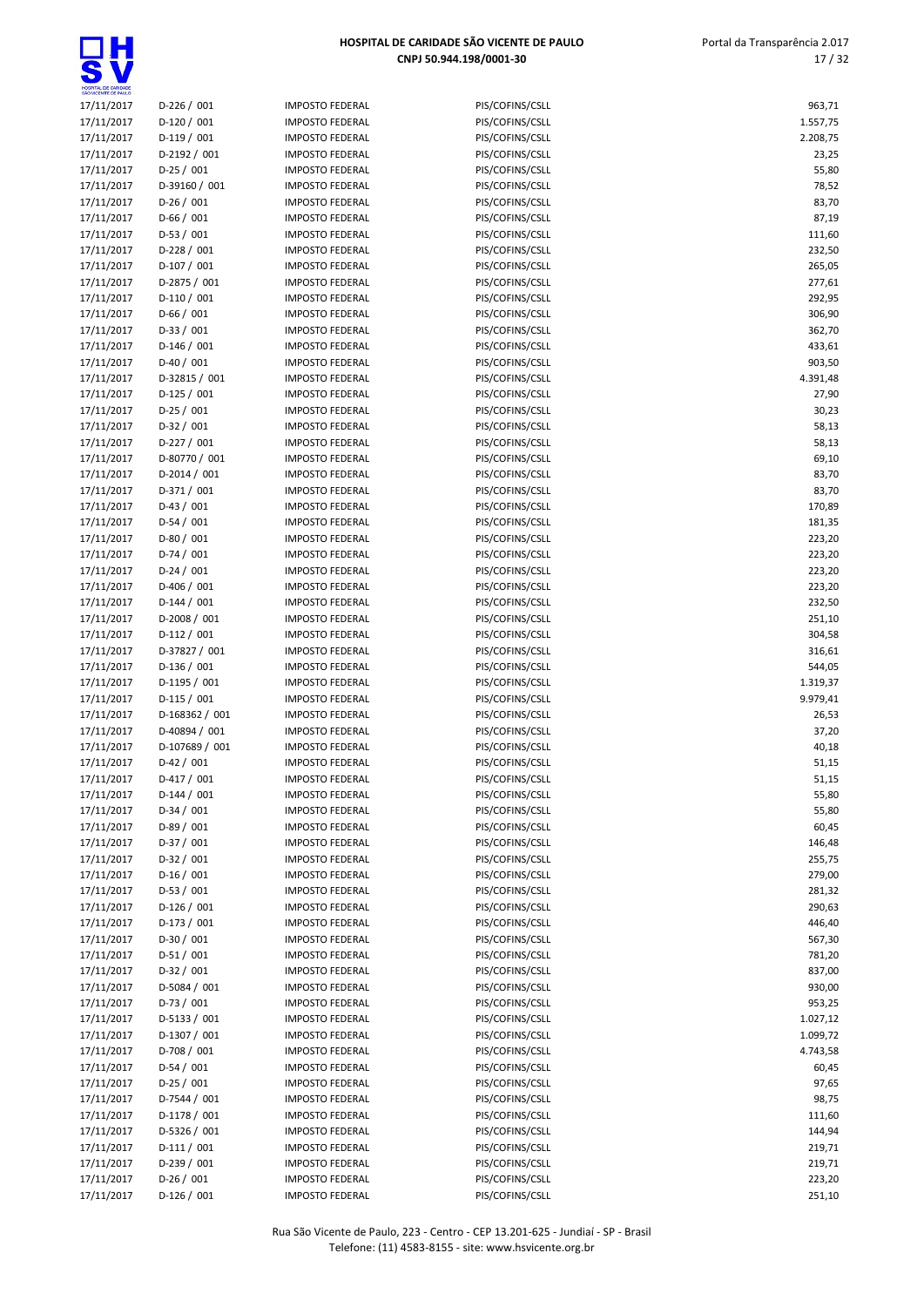| | | | | |
|---|---|---|---|---|
| 17/11/2017 | D-226 / 001 | IMPOSTO FEDERAL | PIS/COFINS/CSLL | 963,71 |
| 17/11/2017 | D-120 / 001 | IMPOSTO FEDERAL | PIS/COFINS/CSLL | 1.557,75 |
| 17/11/2017 | D-119 / 001 | IMPOSTO FEDERAL | PIS/COFINS/CSLL | 2.208,75 |
| 17/11/2017 | D-2192 / 001 | IMPOSTO FEDERAL | PIS/COFINS/CSLL | 23,25 |
| 17/11/2017 | D-25 / 001 | IMPOSTO FEDERAL | PIS/COFINS/CSLL | 55,80 |
| 17/11/2017 | D-39160 / 001 | IMPOSTO FEDERAL | PIS/COFINS/CSLL | 78,52 |
| 17/11/2017 | D-26 / 001 | IMPOSTO FEDERAL | PIS/COFINS/CSLL | 83,70 |
| 17/11/2017 | D-66 / 001 | IMPOSTO FEDERAL | PIS/COFINS/CSLL | 87,19 |
| 17/11/2017 | D-53 / 001 | IMPOSTO FEDERAL | PIS/COFINS/CSLL | 111,60 |
| 17/11/2017 | D-228 / 001 | IMPOSTO FEDERAL | PIS/COFINS/CSLL | 232,50 |
| 17/11/2017 | D-107 / 001 | IMPOSTO FEDERAL | PIS/COFINS/CSLL | 265,05 |
| 17/11/2017 | D-2875 / 001 | IMPOSTO FEDERAL | PIS/COFINS/CSLL | 277,61 |
| 17/11/2017 | D-110 / 001 | IMPOSTO FEDERAL | PIS/COFINS/CSLL | 292,95 |
| 17/11/2017 | D-66 / 001 | IMPOSTO FEDERAL | PIS/COFINS/CSLL | 306,90 |
| 17/11/2017 | D-33 / 001 | IMPOSTO FEDERAL | PIS/COFINS/CSLL | 362,70 |
| 17/11/2017 | D-146 / 001 | IMPOSTO FEDERAL | PIS/COFINS/CSLL | 433,61 |
| 17/11/2017 | D-40 / 001 | IMPOSTO FEDERAL | PIS/COFINS/CSLL | 903,50 |
| 17/11/2017 | D-32815 / 001 | IMPOSTO FEDERAL | PIS/COFINS/CSLL | 4.391,48 |
| 17/11/2017 | D-125 / 001 | IMPOSTO FEDERAL | PIS/COFINS/CSLL | 27,90 |
| 17/11/2017 | D-25 / 001 | IMPOSTO FEDERAL | PIS/COFINS/CSLL | 30,23 |
| 17/11/2017 | D-32 / 001 | IMPOSTO FEDERAL | PIS/COFINS/CSLL | 58,13 |
| 17/11/2017 | D-227 / 001 | IMPOSTO FEDERAL | PIS/COFINS/CSLL | 58,13 |
| 17/11/2017 | D-80770 / 001 | IMPOSTO FEDERAL | PIS/COFINS/CSLL | 69,10 |
| 17/11/2017 | D-2014 / 001 | IMPOSTO FEDERAL | PIS/COFINS/CSLL | 83,70 |
| 17/11/2017 | D-371 / 001 | IMPOSTO FEDERAL | PIS/COFINS/CSLL | 83,70 |
| 17/11/2017 | D-43 / 001 | IMPOSTO FEDERAL | PIS/COFINS/CSLL | 170,89 |
| 17/11/2017 | D-54 / 001 | IMPOSTO FEDERAL | PIS/COFINS/CSLL | 181,35 |
| 17/11/2017 | D-80 / 001 | IMPOSTO FEDERAL | PIS/COFINS/CSLL | 223,20 |
| 17/11/2017 | D-74 / 001 | IMPOSTO FEDERAL | PIS/COFINS/CSLL | 223,20 |
| 17/11/2017 | D-24 / 001 | IMPOSTO FEDERAL | PIS/COFINS/CSLL | 223,20 |
| 17/11/2017 | D-406 / 001 | IMPOSTO FEDERAL | PIS/COFINS/CSLL | 223,20 |
| 17/11/2017 | D-144 / 001 | IMPOSTO FEDERAL | PIS/COFINS/CSLL | 232,50 |
| 17/11/2017 | D-2008 / 001 | IMPOSTO FEDERAL | PIS/COFINS/CSLL | 251,10 |
| 17/11/2017 | D-112 / 001 | IMPOSTO FEDERAL | PIS/COFINS/CSLL | 304,58 |
| 17/11/2017 | D-37827 / 001 | IMPOSTO FEDERAL | PIS/COFINS/CSLL | 316,61 |
| 17/11/2017 | D-136 / 001 | IMPOSTO FEDERAL | PIS/COFINS/CSLL | 544,05 |
| 17/11/2017 | D-1195 / 001 | IMPOSTO FEDERAL | PIS/COFINS/CSLL | 1.319,37 |
| 17/11/2017 | D-115 / 001 | IMPOSTO FEDERAL | PIS/COFINS/CSLL | 9.979,41 |
| 17/11/2017 | D-168362 / 001 | IMPOSTO FEDERAL | PIS/COFINS/CSLL | 26,53 |
| 17/11/2017 | D-40894 / 001 | IMPOSTO FEDERAL | PIS/COFINS/CSLL | 37,20 |
| 17/11/2017 | D-107689 / 001 | IMPOSTO FEDERAL | PIS/COFINS/CSLL | 40,18 |
| 17/11/2017 | D-42 / 001 | IMPOSTO FEDERAL | PIS/COFINS/CSLL | 51,15 |
| 17/11/2017 | D-417 / 001 | IMPOSTO FEDERAL | PIS/COFINS/CSLL | 51,15 |
| 17/11/2017 | D-144 / 001 | IMPOSTO FEDERAL | PIS/COFINS/CSLL | 55,80 |
| 17/11/2017 | D-34 / 001 | IMPOSTO FEDERAL | PIS/COFINS/CSLL | 55,80 |
| 17/11/2017 | D-89 / 001 | IMPOSTO FEDERAL | PIS/COFINS/CSLL | 60,45 |
| 17/11/2017 | D-37 / 001 | IMPOSTO FEDERAL | PIS/COFINS/CSLL | 146,48 |
| 17/11/2017 | D-32 / 001 | IMPOSTO FEDERAL | PIS/COFINS/CSLL | 255,75 |
| 17/11/2017 | D-16 / 001 | IMPOSTO FEDERAL | PIS/COFINS/CSLL | 279,00 |
| 17/11/2017 | D-53 / 001 | IMPOSTO FEDERAL | PIS/COFINS/CSLL | 281,32 |
| 17/11/2017 | D-126 / 001 | IMPOSTO FEDERAL | PIS/COFINS/CSLL | 290,63 |
| 17/11/2017 | D-173 / 001 | IMPOSTO FEDERAL | PIS/COFINS/CSLL | 446,40 |
| 17/11/2017 | D-30 / 001 | IMPOSTO FEDERAL | PIS/COFINS/CSLL | 567,30 |
| 17/11/2017 | D-51 / 001 | IMPOSTO FEDERAL | PIS/COFINS/CSLL | 781,20 |
| 17/11/2017 | D-32 / 001 | IMPOSTO FEDERAL | PIS/COFINS/CSLL | 837,00 |
| 17/11/2017 | D-5084 / 001 | IMPOSTO FEDERAL | PIS/COFINS/CSLL | 930,00 |
| 17/11/2017 | D-73 / 001 | IMPOSTO FEDERAL | PIS/COFINS/CSLL | 953,25 |
| 17/11/2017 | D-5133 / 001 | IMPOSTO FEDERAL | PIS/COFINS/CSLL | 1.027,12 |
| 17/11/2017 | D-1307 / 001 | IMPOSTO FEDERAL | PIS/COFINS/CSLL | 1.099,72 |
| 17/11/2017 | D-708 / 001 | IMPOSTO FEDERAL | PIS/COFINS/CSLL | 4.743,58 |
| 17/11/2017 | D-54 / 001 | IMPOSTO FEDERAL | PIS/COFINS/CSLL | 60,45 |
| 17/11/2017 | D-25 / 001 | IMPOSTO FEDERAL | PIS/COFINS/CSLL | 97,65 |
| 17/11/2017 | D-7544 / 001 | IMPOSTO FEDERAL | PIS/COFINS/CSLL | 98,75 |
| 17/11/2017 | D-1178 / 001 | IMPOSTO FEDERAL | PIS/COFINS/CSLL | 111,60 |
| 17/11/2017 | D-5326 / 001 | IMPOSTO FEDERAL | PIS/COFINS/CSLL | 144,94 |
| 17/11/2017 | D-111 / 001 | IMPOSTO FEDERAL | PIS/COFINS/CSLL | 219,71 |
| 17/11/2017 | D-239 / 001 | IMPOSTO FEDERAL | PIS/COFINS/CSLL | 219,71 |
| 17/11/2017 | D-26 / 001 | IMPOSTO FEDERAL | PIS/COFINS/CSLL | 223,20 |
| 17/11/2017 | D-126 / 001 | IMPOSTO FEDERAL | PIS/COFINS/CSLL | 251,10 |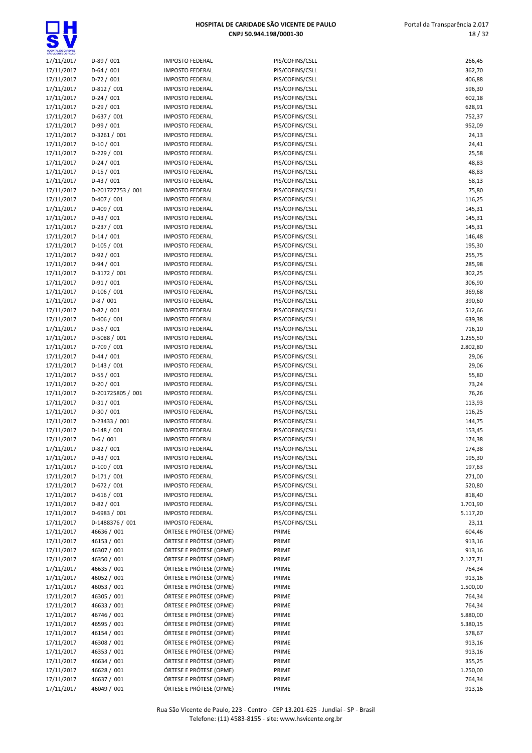| | | | | |
|---|---|---|---|---|
| 17/11/2017 | D-89 / 001 | IMPOSTO FEDERAL | PIS/COFINS/CSLL | 266,45 |
| 17/11/2017 | D-64 / 001 | IMPOSTO FEDERAL | PIS/COFINS/CSLL | 362,70 |
| 17/11/2017 | D-72 / 001 | IMPOSTO FEDERAL | PIS/COFINS/CSLL | 406,88 |
| 17/11/2017 | D-812 / 001 | IMPOSTO FEDERAL | PIS/COFINS/CSLL | 596,30 |
| 17/11/2017 | D-24 / 001 | IMPOSTO FEDERAL | PIS/COFINS/CSLL | 602,18 |
| 17/11/2017 | D-29 / 001 | IMPOSTO FEDERAL | PIS/COFINS/CSLL | 628,91 |
| 17/11/2017 | D-637 / 001 | IMPOSTO FEDERAL | PIS/COFINS/CSLL | 752,37 |
| 17/11/2017 | D-99 / 001 | IMPOSTO FEDERAL | PIS/COFINS/CSLL | 952,09 |
| 17/11/2017 | D-3261 / 001 | IMPOSTO FEDERAL | PIS/COFINS/CSLL | 24,13 |
| 17/11/2017 | D-10 / 001 | IMPOSTO FEDERAL | PIS/COFINS/CSLL | 24,41 |
| 17/11/2017 | D-229 / 001 | IMPOSTO FEDERAL | PIS/COFINS/CSLL | 25,58 |
| 17/11/2017 | D-24 / 001 | IMPOSTO FEDERAL | PIS/COFINS/CSLL | 48,83 |
| 17/11/2017 | D-15 / 001 | IMPOSTO FEDERAL | PIS/COFINS/CSLL | 48,83 |
| 17/11/2017 | D-43 / 001 | IMPOSTO FEDERAL | PIS/COFINS/CSLL | 58,13 |
| 17/11/2017 | D-201727753 / 001 | IMPOSTO FEDERAL | PIS/COFINS/CSLL | 75,80 |
| 17/11/2017 | D-407 / 001 | IMPOSTO FEDERAL | PIS/COFINS/CSLL | 116,25 |
| 17/11/2017 | D-409 / 001 | IMPOSTO FEDERAL | PIS/COFINS/CSLL | 145,31 |
| 17/11/2017 | D-43 / 001 | IMPOSTO FEDERAL | PIS/COFINS/CSLL | 145,31 |
| 17/11/2017 | D-237 / 001 | IMPOSTO FEDERAL | PIS/COFINS/CSLL | 145,31 |
| 17/11/2017 | D-14 / 001 | IMPOSTO FEDERAL | PIS/COFINS/CSLL | 146,48 |
| 17/11/2017 | D-105 / 001 | IMPOSTO FEDERAL | PIS/COFINS/CSLL | 195,30 |
| 17/11/2017 | D-92 / 001 | IMPOSTO FEDERAL | PIS/COFINS/CSLL | 255,75 |
| 17/11/2017 | D-94 / 001 | IMPOSTO FEDERAL | PIS/COFINS/CSLL | 285,98 |
| 17/11/2017 | D-3172 / 001 | IMPOSTO FEDERAL | PIS/COFINS/CSLL | 302,25 |
| 17/11/2017 | D-91 / 001 | IMPOSTO FEDERAL | PIS/COFINS/CSLL | 306,90 |
| 17/11/2017 | D-106 / 001 | IMPOSTO FEDERAL | PIS/COFINS/CSLL | 369,68 |
| 17/11/2017 | D-8 / 001 | IMPOSTO FEDERAL | PIS/COFINS/CSLL | 390,60 |
| 17/11/2017 | D-82 / 001 | IMPOSTO FEDERAL | PIS/COFINS/CSLL | 512,66 |
| 17/11/2017 | D-406 / 001 | IMPOSTO FEDERAL | PIS/COFINS/CSLL | 639,38 |
| 17/11/2017 | D-56 / 001 | IMPOSTO FEDERAL | PIS/COFINS/CSLL | 716,10 |
| 17/11/2017 | D-5088 / 001 | IMPOSTO FEDERAL | PIS/COFINS/CSLL | 1.255,50 |
| 17/11/2017 | D-709 / 001 | IMPOSTO FEDERAL | PIS/COFINS/CSLL | 2.802,80 |
| 17/11/2017 | D-44 / 001 | IMPOSTO FEDERAL | PIS/COFINS/CSLL | 29,06 |
| 17/11/2017 | D-143 / 001 | IMPOSTO FEDERAL | PIS/COFINS/CSLL | 29,06 |
| 17/11/2017 | D-55 / 001 | IMPOSTO FEDERAL | PIS/COFINS/CSLL | 55,80 |
| 17/11/2017 | D-20 / 001 | IMPOSTO FEDERAL | PIS/COFINS/CSLL | 73,24 |
| 17/11/2017 | D-201725805 / 001 | IMPOSTO FEDERAL | PIS/COFINS/CSLL | 76,26 |
| 17/11/2017 | D-31 / 001 | IMPOSTO FEDERAL | PIS/COFINS/CSLL | 113,93 |
| 17/11/2017 | D-30 / 001 | IMPOSTO FEDERAL | PIS/COFINS/CSLL | 116,25 |
| 17/11/2017 | D-23433 / 001 | IMPOSTO FEDERAL | PIS/COFINS/CSLL | 144,75 |
| 17/11/2017 | D-148 / 001 | IMPOSTO FEDERAL | PIS/COFINS/CSLL | 153,45 |
| 17/11/2017 | D-6 / 001 | IMPOSTO FEDERAL | PIS/COFINS/CSLL | 174,38 |
| 17/11/2017 | D-82 / 001 | IMPOSTO FEDERAL | PIS/COFINS/CSLL | 174,38 |
| 17/11/2017 | D-43 / 001 | IMPOSTO FEDERAL | PIS/COFINS/CSLL | 195,30 |
| 17/11/2017 | D-100 / 001 | IMPOSTO FEDERAL | PIS/COFINS/CSLL | 197,63 |
| 17/11/2017 | D-171 / 001 | IMPOSTO FEDERAL | PIS/COFINS/CSLL | 271,00 |
| 17/11/2017 | D-672 / 001 | IMPOSTO FEDERAL | PIS/COFINS/CSLL | 520,80 |
| 17/11/2017 | D-616 / 001 | IMPOSTO FEDERAL | PIS/COFINS/CSLL | 818,40 |
| 17/11/2017 | D-82 / 001 | IMPOSTO FEDERAL | PIS/COFINS/CSLL | 1.701,90 |
| 17/11/2017 | D-6983 / 001 | IMPOSTO FEDERAL | PIS/COFINS/CSLL | 5.117,20 |
| 17/11/2017 | D-1488376 / 001 | IMPOSTO FEDERAL | PIS/COFINS/CSLL | 23,11 |
| 17/11/2017 | 46636 / 001 | ÓRTESE E PRÓTESE (OPME) | PRIME | 604,46 |
| 17/11/2017 | 46153 / 001 | ÓRTESE E PRÓTESE (OPME) | PRIME | 913,16 |
| 17/11/2017 | 46307 / 001 | ÓRTESE E PRÓTESE (OPME) | PRIME | 913,16 |
| 17/11/2017 | 46350 / 001 | ÓRTESE E PRÓTESE (OPME) | PRIME | 2.127,71 |
| 17/11/2017 | 46635 / 001 | ÓRTESE E PRÓTESE (OPME) | PRIME | 764,34 |
| 17/11/2017 | 46052 / 001 | ÓRTESE E PRÓTESE (OPME) | PRIME | 913,16 |
| 17/11/2017 | 46053 / 001 | ÓRTESE E PRÓTESE (OPME) | PRIME | 1.500,00 |
| 17/11/2017 | 46305 / 001 | ÓRTESE E PRÓTESE (OPME) | PRIME | 764,34 |
| 17/11/2017 | 46633 / 001 | ÓRTESE E PRÓTESE (OPME) | PRIME | 764,34 |
| 17/11/2017 | 46746 / 001 | ÓRTESE E PRÓTESE (OPME) | PRIME | 5.880,00 |
| 17/11/2017 | 46595 / 001 | ÓRTESE E PRÓTESE (OPME) | PRIME | 5.380,15 |
| 17/11/2017 | 46154 / 001 | ÓRTESE E PRÓTESE (OPME) | PRIME | 578,67 |
| 17/11/2017 | 46308 / 001 | ÓRTESE E PRÓTESE (OPME) | PRIME | 913,16 |
| 17/11/2017 | 46353 / 001 | ÓRTESE E PRÓTESE (OPME) | PRIME | 913,16 |
| 17/11/2017 | 46634 / 001 | ÓRTESE E PRÓTESE (OPME) | PRIME | 355,25 |
| 17/11/2017 | 46628 / 001 | ÓRTESE E PRÓTESE (OPME) | PRIME | 1.250,00 |
| 17/11/2017 | 46637 / 001 | ÓRTESE E PRÓTESE (OPME) | PRIME | 764,34 |
| 17/11/2017 | 46049 / 001 | ÓRTESE E PRÓTESE (OPME) | PRIME | 913,16 |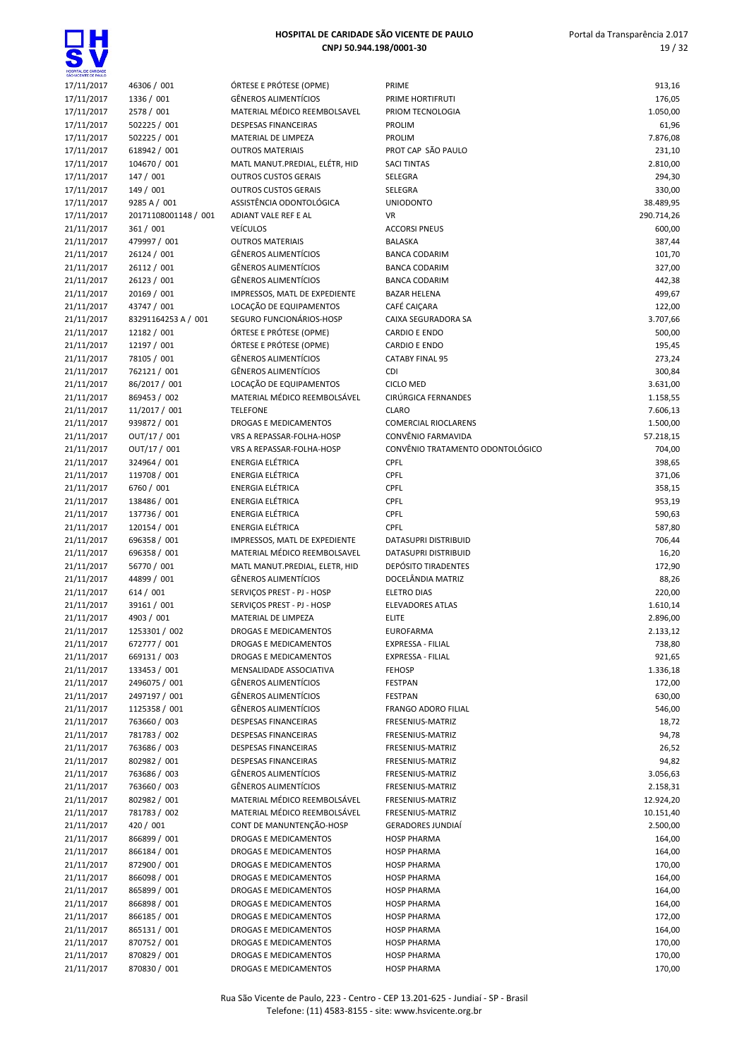# HOSPITAL DE CARIDADE SÃO VICENTE DE PAULO
**CNPJ 50.944.198/0001-30**

| | | | | |
|---|---|---|---|---|
| 17/11/2017 | 46306 / 001 | ÓRTESE E PRÓTESE (OPME) | PRIME | 913,16 |
| 17/11/2017 | 1336 / 001 | GÊNEROS ALIMENTÍCIOS | PRIME HORTIFRUTI | 176,05 |
| 17/11/2017 | 2578 / 001 | MATERIAL MÉDICO REEMBOLSAVEL | PRIOM TECNOLOGIA | 1.050,00 |
| 17/11/2017 | 502225 / 001 | DESPESAS FINANCEIRAS | PROLIM | 61,96 |
| 17/11/2017 | 502225 / 001 | MATERIAL DE LIMPEZA | PROLIM | 7.876,08 |
| 17/11/2017 | 618942 / 001 | OUTROS MATERIAIS | PROT CAP SÃO PAULO | 231,10 |
| 17/11/2017 | 104670 / 001 | MATL MANUT.PREDIAL, ELÉTR, HID | SACI TINTAS | 2.810,00 |
| 17/11/2017 | 147 / 001 | OUTROS CUSTOS GERAIS | SELEGRA | 294,30 |
| 17/11/2017 | 149 / 001 | OUTROS CUSTOS GERAIS | SELEGRA | 330,00 |
| 17/11/2017 | 9285 A / 001 | ASSISTÊNCIA ODONTOLÓGICA | UNIODONTO | 38.489,95 |
| 17/11/2017 | 20171108001148 / 001 | ADIANT VALE REF E AL | VR | 290.714,26 |
| 21/11/2017 | 361 / 001 | VEÍCULOS | ACCORSI PNEUS | 600,00 |
| 21/11/2017 | 479997 / 001 | OUTROS MATERIAIS | BALASKA | 387,44 |
| 21/11/2017 | 26124 / 001 | GÊNEROS ALIMENTÍCIOS | BANCA CODARIM | 101,70 |
| 21/11/2017 | 26112 / 001 | GÊNEROS ALIMENTÍCIOS | BANCA CODARIM | 327,00 |
| 21/11/2017 | 26123 / 001 | GÊNEROS ALIMENTÍCIOS | BANCA CODARIM | 442,38 |
| 21/11/2017 | 20169 / 001 | IMPRESSOS, MATL DE EXPEDIENTE | BAZAR HELENA | 499,67 |
| 21/11/2017 | 43747 / 001 | LOCAÇÃO DE EQUIPAMENTOS | CAFÉ CAIÇARA | 122,00 |
| 21/11/2017 | 83291164253 A / 001 | SEGURO FUNCIONÁRIOS-HOSP | CAIXA SEGURADORA SA | 3.707,66 |
| 21/11/2017 | 12182 / 001 | ÓRTESE E PRÓTESE (OPME) | CARDIO E ENDO | 500,00 |
| 21/11/2017 | 12197 / 001 | ÓRTESE E PRÓTESE (OPME) | CARDIO E ENDO | 195,45 |
| 21/11/2017 | 78105 / 001 | GÊNEROS ALIMENTÍCIOS | CATABY FINAL 95 | 273,24 |
| 21/11/2017 | 762121 / 001 | GÊNEROS ALIMENTÍCIOS | CDI | 300,84 |
| 21/11/2017 | 86/2017 / 001 | LOCAÇÃO DE EQUIPAMENTOS | CICLO MED | 3.631,00 |
| 21/11/2017 | 869453 / 002 | MATERIAL MÉDICO REEMBOLSÁVEL | CIRÚRGICA FERNANDES | 1.158,55 |
| 21/11/2017 | 11/2017 / 001 | TELEFONE | CLARO | 7.606,13 |
| 21/11/2017 | 939872 / 001 | DROGAS E MEDICAMENTOS | COMERCIAL RIOCLARENS | 1.500,00 |
| 21/11/2017 | OUT/17 / 001 | VRS A REPASSAR-FOLHA-HOSP | CONVÊNIO FARMAVIDA | 57.218,15 |
| 21/11/2017 | OUT/17 / 001 | VRS A REPASSAR-FOLHA-HOSP | CONVÊNIO TRATAMENTO ODONTOLÓGICO | 704,00 |
| 21/11/2017 | 324964 / 001 | ENERGIA ELÉTRICA | CPFL | 398,65 |
| 21/11/2017 | 119708 / 001 | ENERGIA ELÉTRICA | CPFL | 371,06 |
| 21/11/2017 | 6760 / 001 | ENERGIA ELÉTRICA | CPFL | 358,15 |
| 21/11/2017 | 138486 / 001 | ENERGIA ELÉTRICA | CPFL | 953,19 |
| 21/11/2017 | 137736 / 001 | ENERGIA ELÉTRICA | CPFL | 590,63 |
| 21/11/2017 | 120154 / 001 | ENERGIA ELÉTRICA | CPFL | 587,80 |
| 21/11/2017 | 696358 / 001 | IMPRESSOS, MATL DE EXPEDIENTE | DATASUPRI DISTRIBUID | 706,44 |
| 21/11/2017 | 696358 / 001 | MATERIAL MÉDICO REEMBOLSAVEL | DATASUPRI DISTRIBUID | 16,20 |
| 21/11/2017 | 56770 / 001 | MATL MANUT.PREDIAL, ELETR, HID | DEPÓSITO TIRADENTES | 172,90 |
| 21/11/2017 | 44899 / 001 | GÊNEROS ALIMENTÍCIOS | DOCELÂNDIA MATRIZ | 88,26 |
| 21/11/2017 | 614 / 001 | SERVIÇOS PREST - PJ - HOSP | ELETRO DIAS | 220,00 |
| 21/11/2017 | 39161 / 001 | SERVIÇOS PREST - PJ - HOSP | ELEVADORES ATLAS | 1.610,14 |
| 21/11/2017 | 4903 / 001 | MATERIAL DE LIMPEZA | ELITE | 2.896,00 |
| 21/11/2017 | 1253301 / 002 | DROGAS E MEDICAMENTOS | EUROFARMA | 2.133,12 |
| 21/11/2017 | 672777 / 001 | DROGAS E MEDICAMENTOS | EXPRESSA - FILIAL | 738,80 |
| 21/11/2017 | 669131 / 003 | DROGAS E MEDICAMENTOS | EXPRESSA - FILIAL | 921,65 |
| 21/11/2017 | 133453 / 001 | MENSALIDADE ASSOCIATIVA | FEHOSP | 1.336,18 |
| 21/11/2017 | 2496075 / 001 | GÊNEROS ALIMENTÍCIOS | FESTPAN | 172,00 |
| 21/11/2017 | 2497197 / 001 | GÊNEROS ALIMENTÍCIOS | FESTPAN | 630,00 |
| 21/11/2017 | 1125358 / 001 | GÊNEROS ALIMENTÍCIOS | FRANGO ADORO FILIAL | 546,00 |
| 21/11/2017 | 763660 / 003 | DESPESAS FINANCEIRAS | FRESENIUS-MATRIZ | 18,72 |
| 21/11/2017 | 781783 / 002 | DESPESAS FINANCEIRAS | FRESENIUS-MATRIZ | 94,78 |
| 21/11/2017 | 763686 / 003 | DESPESAS FINANCEIRAS | FRESENIUS-MATRIZ | 26,52 |
| 21/11/2017 | 802982 / 001 | DESPESAS FINANCEIRAS | FRESENIUS-MATRIZ | 94,82 |
| 21/11/2017 | 763686 / 003 | GÊNEROS ALIMENTÍCIOS | FRESENIUS-MATRIZ | 3.056,63 |
| 21/11/2017 | 763660 / 003 | GÊNEROS ALIMENTÍCIOS | FRESENIUS-MATRIZ | 2.158,31 |
| 21/11/2017 | 802982 / 001 | MATERIAL MÉDICO REEMBOLSÁVEL | FRESENIUS-MATRIZ | 12.924,20 |
| 21/11/2017 | 781783 / 002 | MATERIAL MÉDICO REEMBOLSÁVEL | FRESENIUS-MATRIZ | 10.151,40 |
| 21/11/2017 | 420 / 001 | CONT DE MANUNTENÇÃO-HOSP | GERADORES JUNDIAÍ | 2.500,00 |
| 21/11/2017 | 866899 / 001 | DROGAS E MEDICAMENTOS | HOSP PHARMA | 164,00 |
| 21/11/2017 | 866184 / 001 | DROGAS E MEDICAMENTOS | HOSP PHARMA | 164,00 |
| 21/11/2017 | 872900 / 001 | DROGAS E MEDICAMENTOS | HOSP PHARMA | 170,00 |
| 21/11/2017 | 866098 / 001 | DROGAS E MEDICAMENTOS | HOSP PHARMA | 164,00 |
| 21/11/2017 | 865899 / 001 | DROGAS E MEDICAMENTOS | HOSP PHARMA | 164,00 |
| 21/11/2017 | 866898 / 001 | DROGAS E MEDICAMENTOS | HOSP PHARMA | 164,00 |
| 21/11/2017 | 866185 / 001 | DROGAS E MEDICAMENTOS | HOSP PHARMA | 172,00 |
| 21/11/2017 | 865131 / 001 | DROGAS E MEDICAMENTOS | HOSP PHARMA | 164,00 |
| 21/11/2017 | 870752 / 001 | DROGAS E MEDICAMENTOS | HOSP PHARMA | 170,00 |
| 21/11/2017 | 870829 / 001 | DROGAS E MEDICAMENTOS | HOSP PHARMA | 170,00 |
| 21/11/2017 | 870830 / 001 | DROGAS E MEDICAMENTOS | HOSP PHARMA | 170,00 |

Rua São Vicente de Paulo, 223 - Centro - CEP 13.201-625 - Jundiaí - SP - Brasil
Telefone: (11) 4583-8155 - site: www.hsvicente.org.br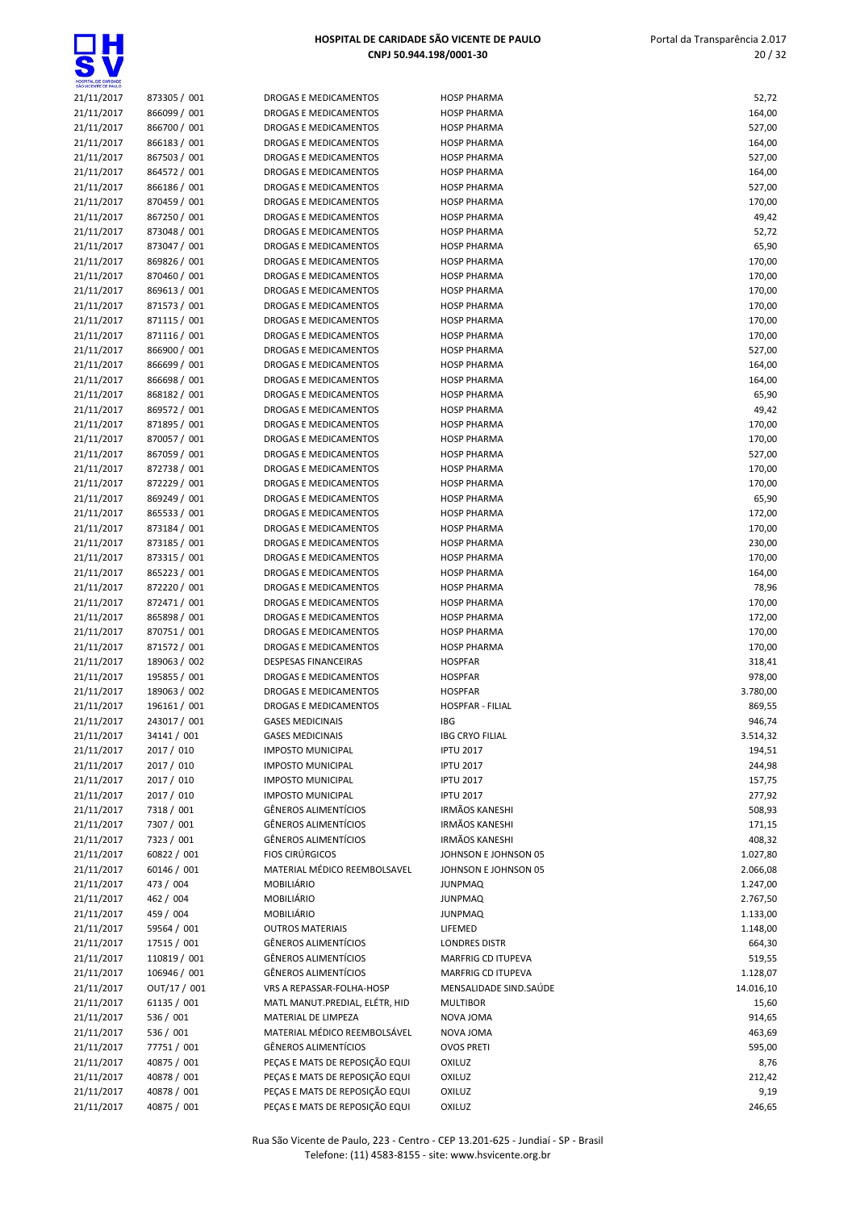| | | | | |
|---|---|---|---|---|
| 21/11/2017 | 873305 / 001 | DROGAS E MEDICAMENTOS | HOSP PHARMA | 52,72 |
| 21/11/2017 | 866099 / 001 | DROGAS E MEDICAMENTOS | HOSP PHARMA | 164,00 |
| 21/11/2017 | 866700 / 001 | DROGAS E MEDICAMENTOS | HOSP PHARMA | 527,00 |
| 21/11/2017 | 866183 / 001 | DROGAS E MEDICAMENTOS | HOSP PHARMA | 164,00 |
| 21/11/2017 | 867503 / 001 | DROGAS E MEDICAMENTOS | HOSP PHARMA | 527,00 |
| 21/11/2017 | 864572 / 001 | DROGAS E MEDICAMENTOS | HOSP PHARMA | 164,00 |
| 21/11/2017 | 866186 / 001 | DROGAS E MEDICAMENTOS | HOSP PHARMA | 527,00 |
| 21/11/2017 | 870459 / 001 | DROGAS E MEDICAMENTOS | HOSP PHARMA | 170,00 |
| 21/11/2017 | 867250 / 001 | DROGAS E MEDICAMENTOS | HOSP PHARMA | 49,42 |
| 21/11/2017 | 873048 / 001 | DROGAS E MEDICAMENTOS | HOSP PHARMA | 52,72 |
| 21/11/2017 | 873047 / 001 | DROGAS E MEDICAMENTOS | HOSP PHARMA | 65,90 |
| 21/11/2017 | 869826 / 001 | DROGAS E MEDICAMENTOS | HOSP PHARMA | 170,00 |
| 21/11/2017 | 870460 / 001 | DROGAS E MEDICAMENTOS | HOSP PHARMA | 170,00 |
| 21/11/2017 | 869613 / 001 | DROGAS E MEDICAMENTOS | HOSP PHARMA | 170,00 |
| 21/11/2017 | 871573 / 001 | DROGAS E MEDICAMENTOS | HOSP PHARMA | 170,00 |
| 21/11/2017 | 871115 / 001 | DROGAS E MEDICAMENTOS | HOSP PHARMA | 170,00 |
| 21/11/2017 | 871116 / 001 | DROGAS E MEDICAMENTOS | HOSP PHARMA | 170,00 |
| 21/11/2017 | 866900 / 001 | DROGAS E MEDICAMENTOS | HOSP PHARMA | 527,00 |
| 21/11/2017 | 866699 / 001 | DROGAS E MEDICAMENTOS | HOSP PHARMA | 164,00 |
| 21/11/2017 | 866698 / 001 | DROGAS E MEDICAMENTOS | HOSP PHARMA | 164,00 |
| 21/11/2017 | 868182 / 001 | DROGAS E MEDICAMENTOS | HOSP PHARMA | 65,90 |
| 21/11/2017 | 869572 / 001 | DROGAS E MEDICAMENTOS | HOSP PHARMA | 49,42 |
| 21/11/2017 | 871895 / 001 | DROGAS E MEDICAMENTOS | HOSP PHARMA | 170,00 |
| 21/11/2017 | 870057 / 001 | DROGAS E MEDICAMENTOS | HOSP PHARMA | 170,00 |
| 21/11/2017 | 867059 / 001 | DROGAS E MEDICAMENTOS | HOSP PHARMA | 527,00 |
| 21/11/2017 | 872738 / 001 | DROGAS E MEDICAMENTOS | HOSP PHARMA | 170,00 |
| 21/11/2017 | 872229 / 001 | DROGAS E MEDICAMENTOS | HOSP PHARMA | 170,00 |
| 21/11/2017 | 869249 / 001 | DROGAS E MEDICAMENTOS | HOSP PHARMA | 65,90 |
| 21/11/2017 | 865533 / 001 | DROGAS E MEDICAMENTOS | HOSP PHARMA | 172,00 |
| 21/11/2017 | 873184 / 001 | DROGAS E MEDICAMENTOS | HOSP PHARMA | 170,00 |
| 21/11/2017 | 873185 / 001 | DROGAS E MEDICAMENTOS | HOSP PHARMA | 230,00 |
| 21/11/2017 | 873315 / 001 | DROGAS E MEDICAMENTOS | HOSP PHARMA | 170,00 |
| 21/11/2017 | 865223 / 001 | DROGAS E MEDICAMENTOS | HOSP PHARMA | 164,00 |
| 21/11/2017 | 872220 / 001 | DROGAS E MEDICAMENTOS | HOSP PHARMA | 78,96 |
| 21/11/2017 | 872471 / 001 | DROGAS E MEDICAMENTOS | HOSP PHARMA | 170,00 |
| 21/11/2017 | 865898 / 001 | DROGAS E MEDICAMENTOS | HOSP PHARMA | 172,00 |
| 21/11/2017 | 870751 / 001 | DROGAS E MEDICAMENTOS | HOSP PHARMA | 170,00 |
| 21/11/2017 | 871572 / 001 | DROGAS E MEDICAMENTOS | HOSP PHARMA | 170,00 |
| 21/11/2017 | 189063 / 002 | DESPESAS FINANCEIRAS | HOSPFAR | 318,41 |
| 21/11/2017 | 195855 / 001 | DROGAS E MEDICAMENTOS | HOSPFAR | 978,00 |
| 21/11/2017 | 189063 / 002 | DROGAS E MEDICAMENTOS | HOSPFAR | 3.780,00 |
| 21/11/2017 | 196161 / 001 | DROGAS E MEDICAMENTOS | HOSPFAR - FILIAL | 869,55 |
| 21/11/2017 | 243017 / 001 | GASES MEDICINAIS | IBG | 946,74 |
| 21/11/2017 | 34141 / 001 | GASES MEDICINAIS | IBG CRYO FILIAL | 3.514,32 |
| 21/11/2017 | 2017 / 010 | IMPOSTO MUNICIPAL | IPTU 2017 | 194,51 |
| 21/11/2017 | 2017 / 010 | IMPOSTO MUNICIPAL | IPTU 2017 | 244,98 |
| 21/11/2017 | 2017 / 010 | IMPOSTO MUNICIPAL | IPTU 2017 | 157,75 |
| 21/11/2017 | 2017 / 010 | IMPOSTO MUNICIPAL | IPTU 2017 | 277,92 |
| 21/11/2017 | 7318 / 001 | GÊNEROS ALIMENTÍCIOS | IRMÃOS KANESHI | 508,93 |
| 21/11/2017 | 7307 / 001 | GÊNEROS ALIMENTÍCIOS | IRMÃOS KANESHI | 171,15 |
| 21/11/2017 | 7323 / 001 | GÊNEROS ALIMENTÍCIOS | IRMÃOS KANESHI | 408,32 |
| 21/11/2017 | 60822 / 001 | FIOS CIRÚRGICOS | JOHNSON E JOHNSON 05 | 1.027,80 |
| 21/11/2017 | 60146 / 001 | MATERIAL MÉDICO REEMBOLSAVEL | JOHNSON E JOHNSON 05 | 2.066,08 |
| 21/11/2017 | 473 / 004 | MOBILIÁRIO | JUNPMAQ | 1.247,00 |
| 21/11/2017 | 462 / 004 | MOBILIÁRIO | JUNPMAQ | 2.767,50 |
| 21/11/2017 | 459 / 004 | MOBILIÁRIO | JUNPMAQ | 1.133,00 |
| 21/11/2017 | 59564 / 001 | OUTROS MATERIAIS | LIFEMED | 1.148,00 |
| 21/11/2017 | 17515 / 001 | GÊNEROS ALIMENTÍCIOS | LONDRES DISTR | 664,30 |
| 21/11/2017 | 110819 / 001 | GÊNEROS ALIMENTÍCIOS | MARFRIG CD ITUPEVA | 519,55 |
| 21/11/2017 | 106946 / 001 | GÊNEROS ALIMENTÍCIOS | MARFRIG CD ITUPEVA | 1.128,07 |
| 21/11/2017 | OUT/17 / 001 | VRS A REPASSAR-FOLHA-HOSP | MENSALIDADE SIND.SAÚDE | 14.016,10 |
| 21/11/2017 | 61135 / 001 | MATL MANUT.PREDIAL, ELÉTR, HID | MULTIBOR | 15,60 |
| 21/11/2017 | 536 / 001 | MATERIAL DE LIMPEZA | NOVA JOMA | 914,65 |
| 21/11/2017 | 536 / 001 | MATERIAL MÉDICO REEMBOLSÁVEL | NOVA JOMA | 463,69 |
| 21/11/2017 | 77751 / 001 | GÊNEROS ALIMENTÍCIOS | OVOS PRETI | 595,00 |
| 21/11/2017 | 40875 / 001 | PEÇAS E MATS DE REPOSIÇÃO EQUI | OXILUZ | 8,76 |
| 21/11/2017 | 40878 / 001 | PEÇAS E MATS DE REPOSIÇÃO EQUI | OXILUZ | 212,42 |
| 21/11/2017 | 40878 / 001 | PEÇAS E MATS DE REPOSIÇÃO EQUI | OXILUZ | 9,19 |
| 21/11/2017 | 40875 / 001 | PEÇAS E MATS DE REPOSIÇÃO EQUI | OXILUZ | 246,65 |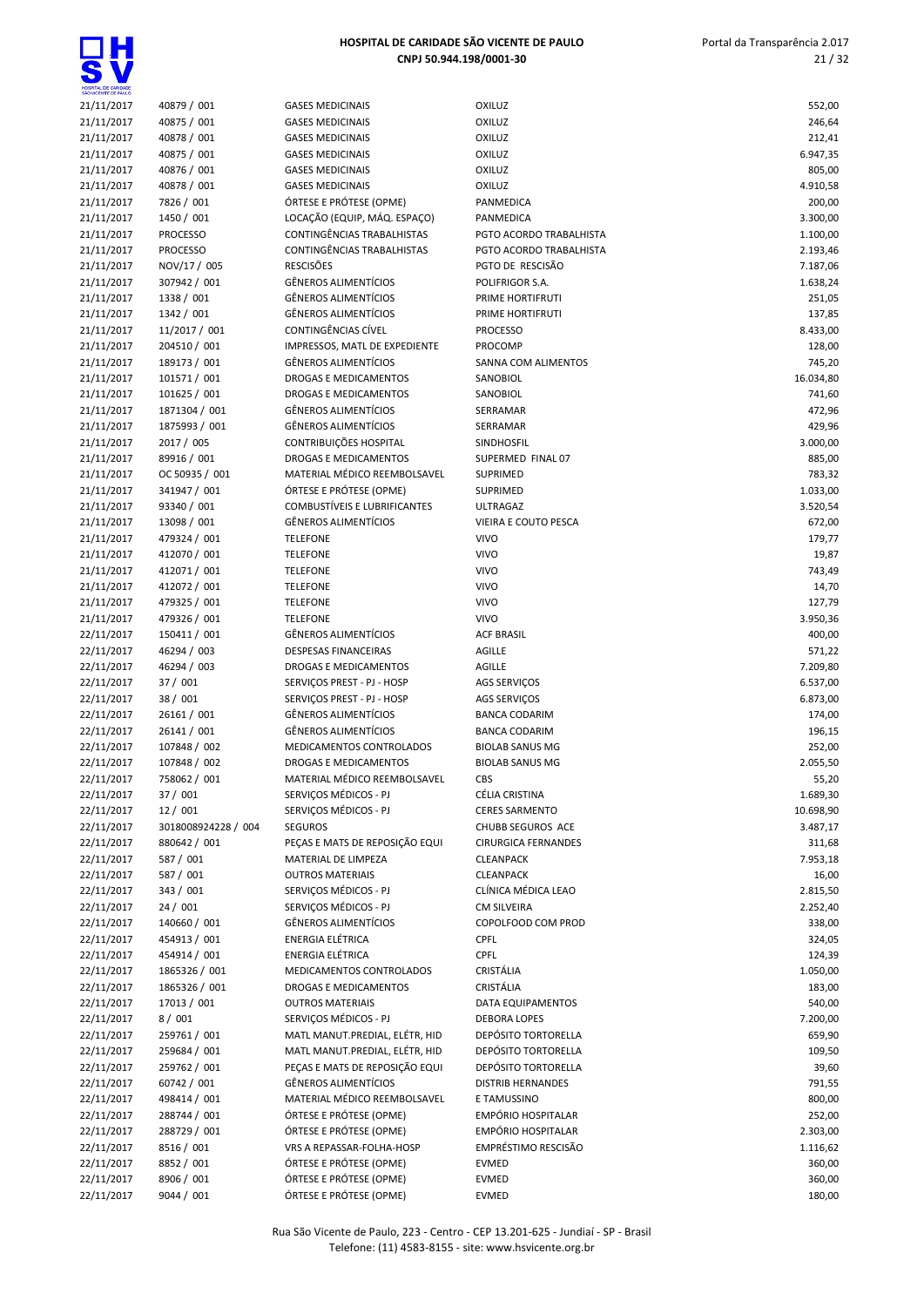| | | | | |
|---|---|---|---|---|
| 21/11/2017 | 40879 / 001 | GASES MEDICINAIS | OXILUZ | 552,00 |
| 21/11/2017 | 40875 / 001 | GASES MEDICINAIS | OXILUZ | 246,64 |
| 21/11/2017 | 40878 / 001 | GASES MEDICINAIS | OXILUZ | 212,41 |
| 21/11/2017 | 40875 / 001 | GASES MEDICINAIS | OXILUZ | 6.947,35 |
| 21/11/2017 | 40876 / 001 | GASES MEDICINAIS | OXILUZ | 805,00 |
| 21/11/2017 | 40878 / 001 | GASES MEDICINAIS | OXILUZ | 4.910,58 |
| 21/11/2017 | 7826 / 001 | ÓRTESE E PRÓTESE (OPME) | PANMEDICA | 200,00 |
| 21/11/2017 | 1450 / 001 | LOCAÇÃO (EQUIP, MÁQ. ESPAÇO) | PANMEDICA | 3.300,00 |
| 21/11/2017 | PROCESSO | CONTINGÊNCIAS TRABALHISTAS | PGTO ACORDO TRABALHISTA | 1.100,00 |
| 21/11/2017 | PROCESSO | CONTINGÊNCIAS TRABALHISTAS | PGTO ACORDO TRABALHISTA | 2.193,46 |
| 21/11/2017 | NOV/17 / 005 | RESCISÕES | PGTO DE RESCISÃO | 7.187,06 |
| 21/11/2017 | 307942 / 001 | GÊNEROS ALIMENTÍCIOS | POLIFRIGOR S.A. | 1.638,24 |
| 21/11/2017 | 1338 / 001 | GÊNEROS ALIMENTÍCIOS | PRIME HORTIFRUTI | 251,05 |
| 21/11/2017 | 1342 / 001 | GÊNEROS ALIMENTÍCIOS | PRIME HORTIFRUTI | 137,85 |
| 21/11/2017 | 11/2017 / 001 | CONTINGÊNCIAS CÍVEL | PROCESSO | 8.433,00 |
| 21/11/2017 | 204510 / 001 | IMPRESSOS, MATL DE EXPEDIENTE | PROCOMP | 128,00 |
| 21/11/2017 | 189173 / 001 | GÊNEROS ALIMENTÍCIOS | SANNA COM ALIMENTOS | 745,20 |
| 21/11/2017 | 101571 / 001 | DROGAS E MEDICAMENTOS | SANOBIOL | 16.034,80 |
| 21/11/2017 | 101625 / 001 | DROGAS E MEDICAMENTOS | SANOBIOL | 741,60 |
| 21/11/2017 | 1871304 / 001 | GÊNEROS ALIMENTÍCIOS | SERRAMAR | 472,96 |
| 21/11/2017 | 1875993 / 001 | GÊNEROS ALIMENTÍCIOS | SERRAMAR | 429,96 |
| 21/11/2017 | 2017 / 005 | CONTRIBUIÇÕES HOSPITAL | SINDHOSFIL | 3.000,00 |
| 21/11/2017 | 89916 / 001 | DROGAS E MEDICAMENTOS | SUPERMED FINAL 07 | 885,00 |
| 21/11/2017 | OC 50935 / 001 | MATERIAL MÉDICO REEMBOLSAVEL | SUPRIMED | 783,32 |
| 21/11/2017 | 341947 / 001 | ÓRTESE E PRÓTESE (OPME) | SUPRIMED | 1.033,00 |
| 21/11/2017 | 93340 / 001 | COMBUSTÍVEIS E LUBRIFICANTES | ULTRAGAZ | 3.520,54 |
| 21/11/2017 | 13098 / 001 | GÊNEROS ALIMENTÍCIOS | VIEIRA E COUTO PESCA | 672,00 |
| 21/11/2017 | 479324 / 001 | TELEFONE | VIVO | 179,77 |
| 21/11/2017 | 412070 / 001 | TELEFONE | VIVO | 19,87 |
| 21/11/2017 | 412071 / 001 | TELEFONE | VIVO | 743,49 |
| 21/11/2017 | 412072 / 001 | TELEFONE | VIVO | 14,70 |
| 21/11/2017 | 479325 / 001 | TELEFONE | VIVO | 127,79 |
| 21/11/2017 | 479326 / 001 | TELEFONE | VIVO | 3.950,36 |
| 22/11/2017 | 150411 / 001 | GÊNEROS ALIMENTÍCIOS | ACF BRASIL | 400,00 |
| 22/11/2017 | 46294 / 003 | DESPESAS FINANCEIRAS | AGILLE | 571,22 |
| 22/11/2017 | 46294 / 003 | DROGAS E MEDICAMENTOS | AGILLE | 7.209,80 |
| 22/11/2017 | 37 / 001 | SERVIÇOS PREST - PJ - HOSP | AGS SERVIÇOS | 6.537,00 |
| 22/11/2017 | 38 / 001 | SERVIÇOS PREST - PJ - HOSP | AGS SERVIÇOS | 6.873,00 |
| 22/11/2017 | 26161 / 001 | GÊNEROS ALIMENTÍCIOS | BANCA CODARIM | 174,00 |
| 22/11/2017 | 26141 / 001 | GÊNEROS ALIMENTÍCIOS | BANCA CODARIM | 196,15 |
| 22/11/2017 | 107848 / 002 | MEDICAMENTOS CONTROLADOS | BIOLAB SANUS MG | 252,00 |
| 22/11/2017 | 107848 / 002 | DROGAS E MEDICAMENTOS | BIOLAB SANUS MG | 2.055,50 |
| 22/11/2017 | 758062 / 001 | MATERIAL MÉDICO REEMBOLSAVEL | CBS | 55,20 |
| 22/11/2017 | 37 / 001 | SERVIÇOS MÉDICOS - PJ | CÉLIA CRISTINA | 1.689,30 |
| 22/11/2017 | 12 / 001 | SERVIÇOS MÉDICOS - PJ | CERES SARMENTO | 10.698,90 |
| 22/11/2017 | 3018008924228 / 004 | SEGUROS | CHUBB SEGUROS ACE | 3.487,17 |
| 22/11/2017 | 880642 / 001 | PEÇAS E MATS DE REPOSIÇÃO EQUI | CIRURGICA FERNANDES | 311,68 |
| 22/11/2017 | 587 / 001 | MATERIAL DE LIMPEZA | CLEANPACK | 7.953,18 |
| 22/11/2017 | 587 / 001 | OUTROS MATERIAIS | CLEANPACK | 16,00 |
| 22/11/2017 | 343 / 001 | SERVIÇOS MÉDICOS - PJ | CLÍNICA MÉDICA LEAO | 2.815,50 |
| 22/11/2017 | 24 / 001 | SERVIÇOS MÉDICOS - PJ | CM SILVEIRA | 2.252,40 |
| 22/11/2017 | 140660 / 001 | GÊNEROS ALIMENTÍCIOS | COPOLFOOD COM PROD | 338,00 |
| 22/11/2017 | 454913 / 001 | ENERGIA ELÉTRICA | CPFL | 324,05 |
| 22/11/2017 | 454914 / 001 | ENERGIA ELÉTRICA | CPFL | 124,39 |
| 22/11/2017 | 1865326 / 001 | MEDICAMENTOS CONTROLADOS | CRISTÁLIA | 1.050,00 |
| 22/11/2017 | 1865326 / 001 | DROGAS E MEDICAMENTOS | CRISTÁLIA | 183,00 |
| 22/11/2017 | 17013 / 001 | OUTROS MATERIAIS | DATA EQUIPAMENTOS | 540,00 |
| 22/11/2017 | 8 / 001 | SERVIÇOS MÉDICOS - PJ | DEBORA LOPES | 7.200,00 |
| 22/11/2017 | 259761 / 001 | MATL MANUT.PREDIAL, ELÉTR, HID | DEPÓSITO TORTORELLA | 659,90 |
| 22/11/2017 | 259684 / 001 | MATL MANUT.PREDIAL, ELÉTR, HID | DEPÓSITO TORTORELLA | 109,50 |
| 22/11/2017 | 259762 / 001 | PEÇAS E MATS DE REPOSIÇÃO EQUI | DEPÓSITO TORTORELLA | 39,60 |
| 22/11/2017 | 60742 / 001 | GÊNEROS ALIMENTÍCIOS | DISTRIB HERNANDES | 791,55 |
| 22/11/2017 | 498414 / 001 | MATERIAL MÉDICO REEMBOLSAVEL | E TAMUSSINO | 800,00 |
| 22/11/2017 | 288744 / 001 | ÓRTESE E PRÓTESE (OPME) | EMPÓRIO HOSPITALAR | 252,00 |
| 22/11/2017 | 288729 / 001 | ÓRTESE E PRÓTESE (OPME) | EMPÓRIO HOSPITALAR | 2.303,00 |
| 22/11/2017 | 8516 / 001 | VRS A REPASSAR-FOLHA-HOSP | EMPRÉSTIMO RESCISÃO | 1.116,62 |
| 22/11/2017 | 8852 / 001 | ÓRTESE E PRÓTESE (OPME) | EVMED | 360,00 |
| 22/11/2017 | 8906 / 001 | ÓRTESE E PRÓTESE (OPME) | EVMED | 360,00 |
| 22/11/2017 | 9044 / 001 | ÓRTESE E PRÓTESE (OPME) | EVMED | 180,00 |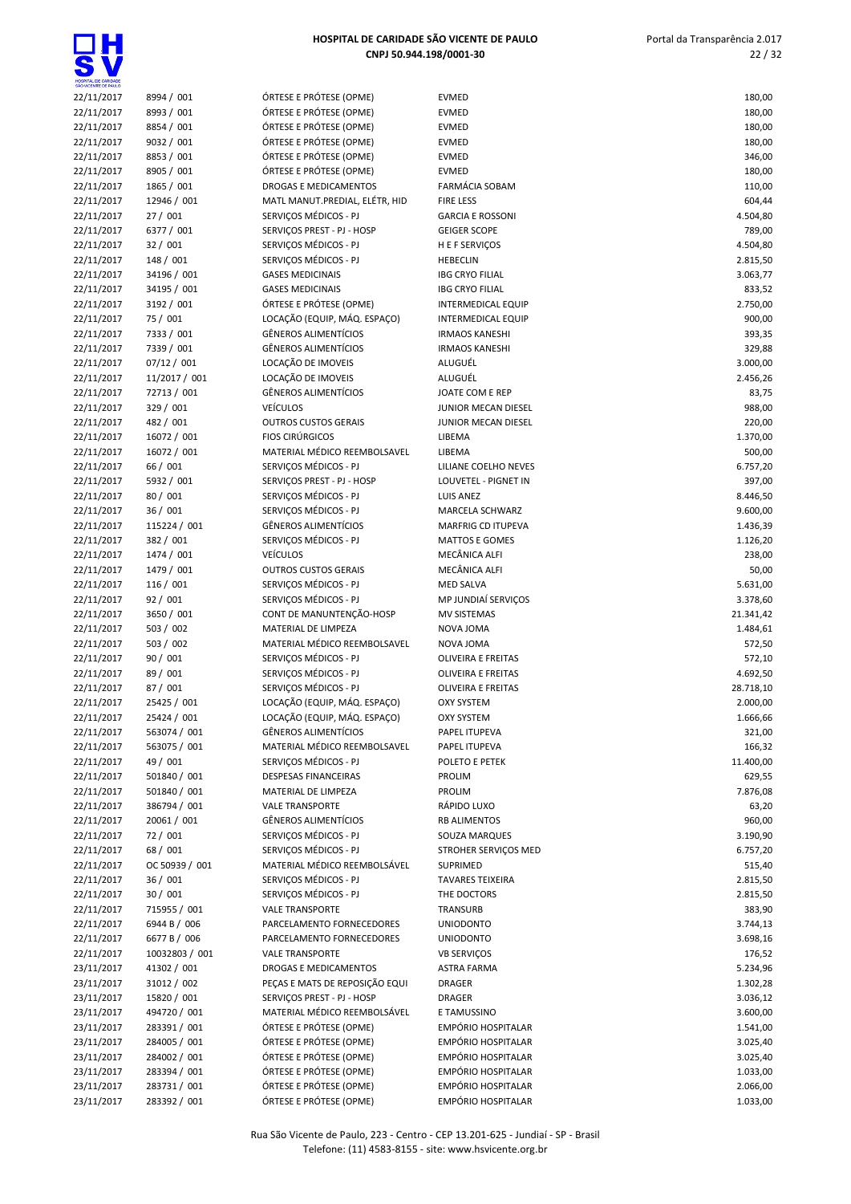| | | | | |
|---|---|---|---|---|
| 22/11/2017 | 8994 / 001 | ÓRTESE E PRÓTESE (OPME) | EVMED | 180,00 |
| 22/11/2017 | 8993 / 001 | ÓRTESE E PRÓTESE (OPME) | EVMED | 180,00 |
| 22/11/2017 | 8854 / 001 | ÓRTESE E PRÓTESE (OPME) | EVMED | 180,00 |
| 22/11/2017 | 9032 / 001 | ÓRTESE E PRÓTESE (OPME) | EVMED | 180,00 |
| 22/11/2017 | 8853 / 001 | ÓRTESE E PRÓTESE (OPME) | EVMED | 346,00 |
| 22/11/2017 | 8905 / 001 | ÓRTESE E PRÓTESE (OPME) | EVMED | 180,00 |
| 22/11/2017 | 1865 / 001 | DROGAS E MEDICAMENTOS | FARMÁCIA SOBAM | 110,00 |
| 22/11/2017 | 12946 / 001 | MATL MANUT.PREDIAL, ELÉTR, HID | FIRE LESS | 604,44 |
| 22/11/2017 | 27 / 001 | SERVIÇOS MÉDICOS - PJ | GARCIA E ROSSONI | 4.504,80 |
| 22/11/2017 | 6377 / 001 | SERVIÇOS PREST - PJ - HOSP | GEIGER SCOPE | 789,00 |
| 22/11/2017 | 32 / 001 | SERVIÇOS MÉDICOS - PJ | H E F SERVIÇOS | 4.504,80 |
| 22/11/2017 | 148 / 001 | SERVIÇOS MÉDICOS - PJ | HEBECLIN | 2.815,50 |
| 22/11/2017 | 34196 / 001 | GASES MEDICINAIS | IBG CRYO FILIAL | 3.063,77 |
| 22/11/2017 | 34195 / 001 | GASES MEDICINAIS | IBG CRYO FILIAL | 833,52 |
| 22/11/2017 | 3192 / 001 | ÓRTESE E PRÓTESE (OPME) | INTERMEDICAL EQUIP | 2.750,00 |
| 22/11/2017 | 75 / 001 | LOCAÇÃO (EQUIP, MÁQ. ESPAÇO) | INTERMEDICAL EQUIP | 900,00 |
| 22/11/2017 | 7333 / 001 | GÊNEROS ALIMENTÍCIOS | IRMAOS KANESHI | 393,35 |
| 22/11/2017 | 7339 / 001 | GÊNEROS ALIMENTÍCIOS | IRMAOS KANESHI | 329,88 |
| 22/11/2017 | 07/12 / 001 | LOCAÇÃO DE IMOVEIS | ALUGUÉL | 3.000,00 |
| 22/11/2017 | 11/2017 / 001 | LOCAÇÃO DE IMOVEIS | ALUGUÉL | 2.456,26 |
| 22/11/2017 | 72713 / 001 | GÊNEROS ALIMENTÍCIOS | JOATE COM E REP | 83,75 |
| 22/11/2017 | 329 / 001 | VEÍCULOS | JUNIOR MECAN DIESEL | 988,00 |
| 22/11/2017 | 482 / 001 | OUTROS CUSTOS GERAIS | JUNIOR MECAN DIESEL | 220,00 |
| 22/11/2017 | 16072 / 001 | FIOS CIRÚRGICOS | LIBEMA | 1.370,00 |
| 22/11/2017 | 16072 / 001 | MATERIAL MÉDICO REEMBOLSAVEL | LIBEMA | 500,00 |
| 22/11/2017 | 66 / 001 | SERVIÇOS MÉDICOS - PJ | LILIANE COELHO NEVES | 6.757,20 |
| 22/11/2017 | 5932 / 001 | SERVIÇOS PREST - PJ - HOSP | LOUVETEL - PIGNET IN | 397,00 |
| 22/11/2017 | 80 / 001 | SERVIÇOS MÉDICOS - PJ | LUIS ANEZ | 8.446,50 |
| 22/11/2017 | 36 / 001 | SERVIÇOS MÉDICOS - PJ | MARCELA SCHWARZ | 9.600,00 |
| 22/11/2017 | 115224 / 001 | GÊNEROS ALIMENTÍCIOS | MARFRIG CD ITUPEVA | 1.436,39 |
| 22/11/2017 | 382 / 001 | SERVIÇOS MÉDICOS - PJ | MATTOS E GOMES | 1.126,20 |
| 22/11/2017 | 1474 / 001 | VEÍCULOS | MECÂNICA ALFI | 238,00 |
| 22/11/2017 | 1479 / 001 | OUTROS CUSTOS GERAIS | MECÂNICA ALFI | 50,00 |
| 22/11/2017 | 116 / 001 | SERVIÇOS MÉDICOS - PJ | MED SALVA | 5.631,00 |
| 22/11/2017 | 92 / 001 | SERVIÇOS MÉDICOS - PJ | MP JUNDIAÍ SERVIÇOS | 3.378,60 |
| 22/11/2017 | 3650 / 001 | CONT DE MANUNTENÇÃO-HOSP | MV SISTEMAS | 21.341,42 |
| 22/11/2017 | 503 / 002 | MATERIAL DE LIMPEZA | NOVA JOMA | 1.484,61 |
| 22/11/2017 | 503 / 002 | MATERIAL MÉDICO REEMBOLSAVEL | NOVA JOMA | 572,50 |
| 22/11/2017 | 90 / 001 | SERVIÇOS MÉDICOS - PJ | OLIVEIRA E FREITAS | 572,10 |
| 22/11/2017 | 89 / 001 | SERVIÇOS MÉDICOS - PJ | OLIVEIRA E FREITAS | 4.692,50 |
| 22/11/2017 | 87 / 001 | SERVIÇOS MÉDICOS - PJ | OLIVEIRA E FREITAS | 28.718,10 |
| 22/11/2017 | 25425 / 001 | LOCAÇÃO (EQUIP, MÁQ. ESPAÇO) | OXY SYSTEM | 2.000,00 |
| 22/11/2017 | 25424 / 001 | LOCAÇÃO (EQUIP, MÁQ. ESPAÇO) | OXY SYSTEM | 1.666,66 |
| 22/11/2017 | 563074 / 001 | GÊNEROS ALIMENTÍCIOS | PAPEL ITUPEVA | 321,00 |
| 22/11/2017 | 563075 / 001 | MATERIAL MÉDICO REEMBOLSAVEL | PAPEL ITUPEVA | 166,32 |
| 22/11/2017 | 49 / 001 | SERVIÇOS MÉDICOS - PJ | POLETO E PETEK | 11.400,00 |
| 22/11/2017 | 501840 / 001 | DESPESAS FINANCEIRAS | PROLIM | 629,55 |
| 22/11/2017 | 501840 / 001 | MATERIAL DE LIMPEZA | PROLIM | 7.876,08 |
| 22/11/2017 | 386794 / 001 | VALE TRANSPORTE | RÁPIDO LUXO | 63,20 |
| 22/11/2017 | 20061 / 001 | GÊNEROS ALIMENTÍCIOS | RB ALIMENTOS | 960,00 |
| 22/11/2017 | 72 / 001 | SERVIÇOS MÉDICOS - PJ | SOUZA MARQUES | 3.190,90 |
| 22/11/2017 | 68 / 001 | SERVIÇOS MÉDICOS - PJ | STROHER SERVIÇOS MED | 6.757,20 |
| 22/11/2017 | OC 50939 / 001 | MATERIAL MÉDICO REEMBOLSÁVEL | SUPRIMED | 515,40 |
| 22/11/2017 | 36 / 001 | SERVIÇOS MÉDICOS - PJ | TAVARES TEIXEIRA | 2.815,50 |
| 22/11/2017 | 30 / 001 | SERVIÇOS MÉDICOS - PJ | THE DOCTORS | 2.815,50 |
| 22/11/2017 | 715955 / 001 | VALE TRANSPORTE | TRANSURB | 383,90 |
| 22/11/2017 | 6944 B / 006 | PARCELAMENTO FORNECEDORES | UNIODONTO | 3.744,13 |
| 22/11/2017 | 6677 B / 006 | PARCELAMENTO FORNECEDORES | UNIODONTO | 3.698,16 |
| 22/11/2017 | 10032803 / 001 | VALE TRANSPORTE | VB SERVIÇOS | 176,52 |
| 23/11/2017 | 41302 / 001 | DROGAS E MEDICAMENTOS | ASTRA FARMA | 5.234,96 |
| 23/11/2017 | 31012 / 002 | PEÇAS E MATS DE REPOSIÇÃO EQUI | DRAGER | 1.302,28 |
| 23/11/2017 | 15820 / 001 | SERVIÇOS PREST - PJ - HOSP | DRAGER | 3.036,12 |
| 23/11/2017 | 494720 / 001 | MATERIAL MÉDICO REEMBOLSÁVEL | E TAMUSSINO | 3.600,00 |
| 23/11/2017 | 283391 / 001 | ÓRTESE E PRÓTESE (OPME) | EMPÓRIO HOSPITALAR | 1.541,00 |
| 23/11/2017 | 284005 / 001 | ÓRTESE E PRÓTESE (OPME) | EMPÓRIO HOSPITALAR | 3.025,40 |
| 23/11/2017 | 284002 / 001 | ÓRTESE E PRÓTESE (OPME) | EMPÓRIO HOSPITALAR | 3.025,40 |
| 23/11/2017 | 283394 / 001 | ÓRTESE E PRÓTESE (OPME) | EMPÓRIO HOSPITALAR | 1.033,00 |
| 23/11/2017 | 283731 / 001 | ÓRTESE E PRÓTESE (OPME) | EMPÓRIO HOSPITALAR | 2.066,00 |
| 23/11/2017 | 283392 / 001 | ÓRTESE E PRÓTESE (OPME) | EMPÓRIO HOSPITALAR | 1.033,00 |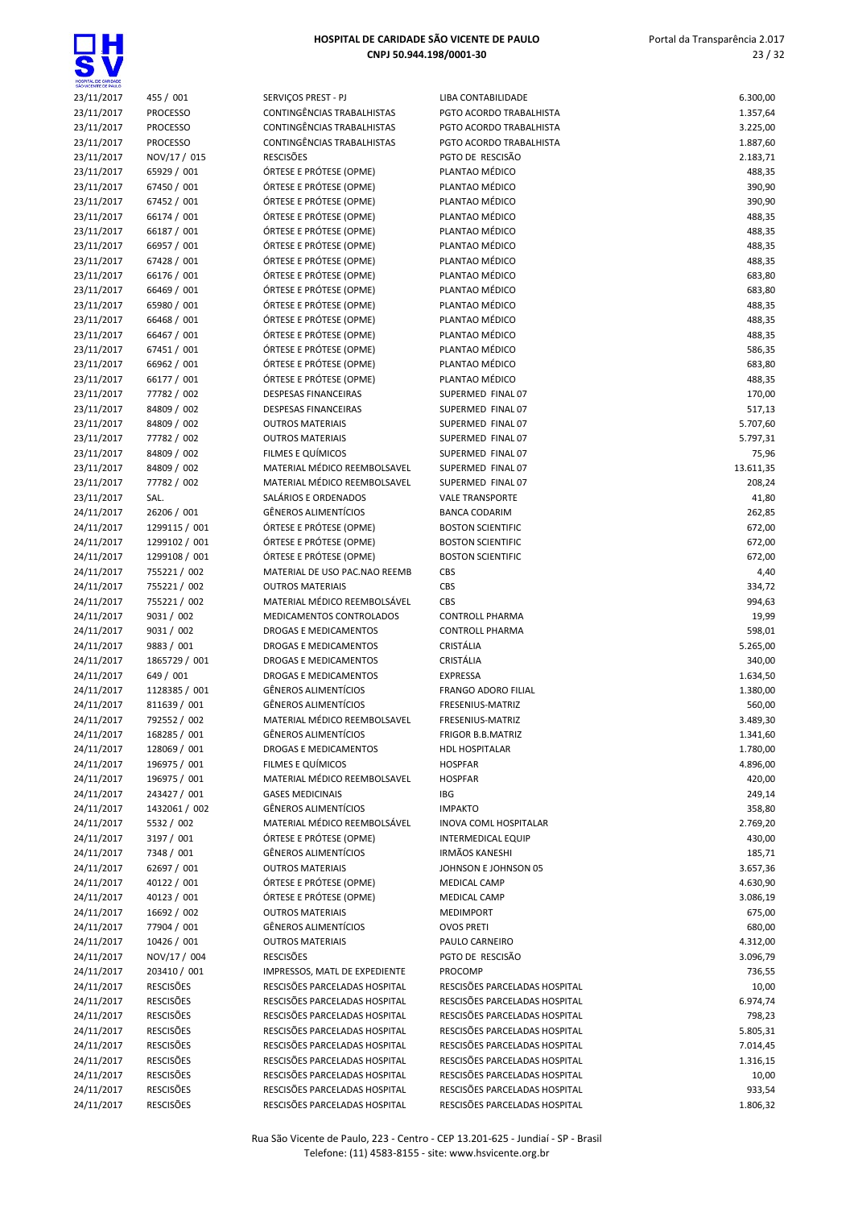| | | | | |
|---|---|---|---|---|
| 23/11/2017 | 455 / 001 | SERVIÇOS PREST - PJ | LIBA CONTABILIDADE | 6.300,00 |
| 23/11/2017 | PROCESSO | CONTINGÊNCIAS TRABALHISTAS | PGTO ACORDO TRABALHISTA | 1.357,64 |
| 23/11/2017 | PROCESSO | CONTINGÊNCIAS TRABALHISTAS | PGTO ACORDO TRABALHISTA | 3.225,00 |
| 23/11/2017 | PROCESSO | CONTINGÊNCIAS TRABALHISTAS | PGTO ACORDO TRABALHISTA | 1.887,60 |
| 23/11/2017 | NOV/17 / 015 | RESCISÕES | PGTO DE RESCISÃO | 2.183,71 |
| 23/11/2017 | 65929 / 001 | ÓRTESE E PRÓTESE (OPME) | PLANTAO MÉDICO | 488,35 |
| 23/11/2017 | 67450 / 001 | ÓRTESE E PRÓTESE (OPME) | PLANTAO MÉDICO | 390,90 |
| 23/11/2017 | 67452 / 001 | ÓRTESE E PRÓTESE (OPME) | PLANTAO MÉDICO | 390,90 |
| 23/11/2017 | 66174 / 001 | ÓRTESE E PRÓTESE (OPME) | PLANTAO MÉDICO | 488,35 |
| 23/11/2017 | 66187 / 001 | ÓRTESE E PRÓTESE (OPME) | PLANTAO MÉDICO | 488,35 |
| 23/11/2017 | 66957 / 001 | ÓRTESE E PRÓTESE (OPME) | PLANTAO MÉDICO | 488,35 |
| 23/11/2017 | 67428 / 001 | ÓRTESE E PRÓTESE (OPME) | PLANTAO MÉDICO | 488,35 |
| 23/11/2017 | 66176 / 001 | ÓRTESE E PRÓTESE (OPME) | PLANTAO MÉDICO | 683,80 |
| 23/11/2017 | 66469 / 001 | ÓRTESE E PRÓTESE (OPME) | PLANTAO MÉDICO | 683,80 |
| 23/11/2017 | 65980 / 001 | ÓRTESE E PRÓTESE (OPME) | PLANTAO MÉDICO | 488,35 |
| 23/11/2017 | 66468 / 001 | ÓRTESE E PRÓTESE (OPME) | PLANTAO MÉDICO | 488,35 |
| 23/11/2017 | 66467 / 001 | ÓRTESE E PRÓTESE (OPME) | PLANTAO MÉDICO | 488,35 |
| 23/11/2017 | 67451 / 001 | ÓRTESE E PRÓTESE (OPME) | PLANTAO MÉDICO | 586,35 |
| 23/11/2017 | 66962 / 001 | ÓRTESE E PRÓTESE (OPME) | PLANTAO MÉDICO | 683,80 |
| 23/11/2017 | 66177 / 001 | ÓRTESE E PRÓTESE (OPME) | PLANTAO MÉDICO | 488,35 |
| 23/11/2017 | 77782 / 002 | DESPESAS FINANCEIRAS | SUPERMED FINAL 07 | 170,00 |
| 23/11/2017 | 84809 / 002 | DESPESAS FINANCEIRAS | SUPERMED FINAL 07 | 517,13 |
| 23/11/2017 | 84809 / 002 | OUTROS MATERIAIS | SUPERMED FINAL 07 | 5.707,60 |
| 23/11/2017 | 77782 / 002 | OUTROS MATERIAIS | SUPERMED FINAL 07 | 5.797,31 |
| 23/11/2017 | 84809 / 002 | FILMES E QUÍMICOS | SUPERMED FINAL 07 | 75,96 |
| 23/11/2017 | 84809 / 002 | MATERIAL MÉDICO REEMBOLSAVEL | SUPERMED FINAL 07 | 13.611,35 |
| 23/11/2017 | 77782 / 002 | MATERIAL MÉDICO REEMBOLSAVEL | SUPERMED FINAL 07 | 208,24 |
| 23/11/2017 | SAL. | SALÁRIOS E ORDENADOS | VALE TRANSPORTE | 41,80 |
| 24/11/2017 | 26206 / 001 | GÊNEROS ALIMENTÍCIOS | BANCA CODARIM | 262,85 |
| 24/11/2017 | 1299115 / 001 | ÓRTESE E PRÓTESE (OPME) | BOSTON SCIENTIFIC | 672,00 |
| 24/11/2017 | 1299102 / 001 | ÓRTESE E PRÓTESE (OPME) | BOSTON SCIENTIFIC | 672,00 |
| 24/11/2017 | 1299108 / 001 | ÓRTESE E PRÓTESE (OPME) | BOSTON SCIENTIFIC | 672,00 |
| 24/11/2017 | 755221 / 002 | MATERIAL DE USO PAC.NAO REEMB | CBS | 4,40 |
| 24/11/2017 | 755221 / 002 | OUTROS MATERIAIS | CBS | 334,72 |
| 24/11/2017 | 755221 / 002 | MATERIAL MÉDICO REEMBOLSÁVEL | CBS | 994,63 |
| 24/11/2017 | 9031 / 002 | MEDICAMENTOS CONTROLADOS | CONTROLL PHARMA | 19,99 |
| 24/11/2017 | 9031 / 002 | DROGAS E MEDICAMENTOS | CONTROLL PHARMA | 598,01 |
| 24/11/2017 | 9883 / 001 | DROGAS E MEDICAMENTOS | CRISTÁLIA | 5.265,00 |
| 24/11/2017 | 1865729 / 001 | DROGAS E MEDICAMENTOS | CRISTÁLIA | 340,00 |
| 24/11/2017 | 649 / 001 | DROGAS E MEDICAMENTOS | EXPRESSA | 1.634,50 |
| 24/11/2017 | 1128385 / 001 | GÊNEROS ALIMENTÍCIOS | FRANGO ADORO FILIAL | 1.380,00 |
| 24/11/2017 | 811639 / 001 | GÊNEROS ALIMENTÍCIOS | FRESENIUS-MATRIZ | 560,00 |
| 24/11/2017 | 792552 / 002 | MATERIAL MÉDICO REEMBOLSAVEL | FRESENIUS-MATRIZ | 3.489,30 |
| 24/11/2017 | 168285 / 001 | GÊNEROS ALIMENTÍCIOS | FRIGOR B.B.MATRIZ | 1.341,60 |
| 24/11/2017 | 128069 / 001 | DROGAS E MEDICAMENTOS | HDL HOSPITALAR | 1.780,00 |
| 24/11/2017 | 196975 / 001 | FILMES E QUÍMICOS | HOSPFAR | 4.896,00 |
| 24/11/2017 | 196975 / 001 | MATERIAL MÉDICO REEMBOLSAVEL | HOSPFAR | 420,00 |
| 24/11/2017 | 243427 / 001 | GASES MEDICINAIS | IBG | 249,14 |
| 24/11/2017 | 1432061 / 002 | GÊNEROS ALIMENTÍCIOS | IMPAKTO | 358,80 |
| 24/11/2017 | 5532 / 002 | MATERIAL MÉDICO REEMBOLSÁVEL | INOVA COML HOSPITALAR | 2.769,20 |
| 24/11/2017 | 3197 / 001 | ÓRTESE E PRÓTESE (OPME) | INTERMEDICAL EQUIP | 430,00 |
| 24/11/2017 | 7348 / 001 | GÊNEROS ALIMENTÍCIOS | IRMÃOS KANESHI | 185,71 |
| 24/11/2017 | 62697 / 001 | OUTROS MATERIAIS | JOHNSON E JOHNSON 05 | 3.657,36 |
| 24/11/2017 | 40122 / 001 | ÓRTESE E PRÓTESE (OPME) | MEDICAL CAMP | 4.630,90 |
| 24/11/2017 | 40123 / 001 | ÓRTESE E PRÓTESE (OPME) | MEDICAL CAMP | 3.086,19 |
| 24/11/2017 | 16692 / 002 | OUTROS MATERIAIS | MEDIMPORT | 675,00 |
| 24/11/2017 | 77904 / 001 | GÊNEROS ALIMENTÍCIOS | OVOS PRETI | 680,00 |
| 24/11/2017 | 10426 / 001 | OUTROS MATERIAIS | PAULO CARNEIRO | 4.312,00 |
| 24/11/2017 | NOV/17 / 004 | RESCISÕES | PGTO DE RESCISÃO | 3.096,79 |
| 24/11/2017 | 203410 / 001 | IMPRESSOS, MATL DE EXPEDIENTE | PROCOMP | 736,55 |
| 24/11/2017 | RESCISÕES | RESCISÕES PARCELADAS HOSPITAL | RESCISÕES PARCELADAS HOSPITAL | 10,00 |
| 24/11/2017 | RESCISÕES | RESCISÕES PARCELADAS HOSPITAL | RESCISÕES PARCELADAS HOSPITAL | 6.974,74 |
| 24/11/2017 | RESCISÕES | RESCISÕES PARCELADAS HOSPITAL | RESCISÕES PARCELADAS HOSPITAL | 798,23 |
| 24/11/2017 | RESCISÕES | RESCISÕES PARCELADAS HOSPITAL | RESCISÕES PARCELADAS HOSPITAL | 5.805,31 |
| 24/11/2017 | RESCISÕES | RESCISÕES PARCELADAS HOSPITAL | RESCISÕES PARCELADAS HOSPITAL | 7.014,45 |
| 24/11/2017 | RESCISÕES | RESCISÕES PARCELADAS HOSPITAL | RESCISÕES PARCELADAS HOSPITAL | 1.316,15 |
| 24/11/2017 | RESCISÕES | RESCISÕES PARCELADAS HOSPITAL | RESCISÕES PARCELADAS HOSPITAL | 10,00 |
| 24/11/2017 | RESCISÕES | RESCISÕES PARCELADAS HOSPITAL | RESCISÕES PARCELADAS HOSPITAL | 933,54 |
| 24/11/2017 | RESCISÕES | RESCISÕES PARCELADAS HOSPITAL | RESCISÕES PARCELADAS HOSPITAL | 1.806,32 |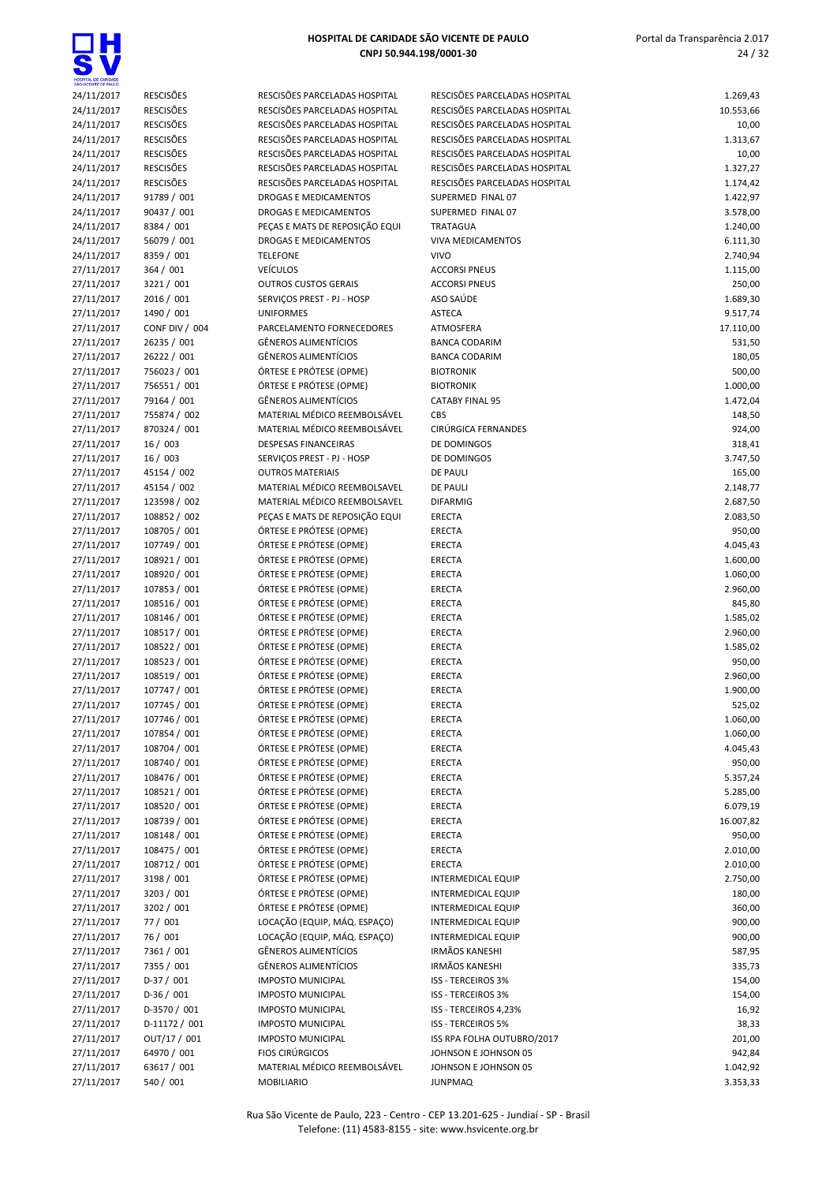# HOSPITAL DE CARIDADE SÃO VICENTE DE PAULO
**CNPJ 50.944.198/0001-30**

| | | | | |
|---|---|---|---|---|
| 24/11/2017 | RESCISÕES | RESCISÕES PARCELADAS HOSPITAL | RESCISÕES PARCELADAS HOSPITAL | 1.269,43 |
| 24/11/2017 | RESCISÕES | RESCISÕES PARCELADAS HOSPITAL | RESCISÕES PARCELADAS HOSPITAL | 10.553,66 |
| 24/11/2017 | RESCISÕES | RESCISÕES PARCELADAS HOSPITAL | RESCISÕES PARCELADAS HOSPITAL | 10,00 |
| 24/11/2017 | RESCISÕES | RESCISÕES PARCELADAS HOSPITAL | RESCISÕES PARCELADAS HOSPITAL | 1.313,67 |
| 24/11/2017 | RESCISÕES | RESCISÕES PARCELADAS HOSPITAL | RESCISÕES PARCELADAS HOSPITAL | 10,00 |
| 24/11/2017 | RESCISÕES | RESCISÕES PARCELADAS HOSPITAL | RESCISÕES PARCELADAS HOSPITAL | 1.327,27 |
| 24/11/2017 | RESCISÕES | RESCISÕES PARCELADAS HOSPITAL | RESCISÕES PARCELADAS HOSPITAL | 1.174,42 |
| 24/11/2017 | 91789 / 001 | DROGAS E MEDICAMENTOS | SUPERMED FINAL 07 | 1.422,97 |
| 24/11/2017 | 90437 / 001 | DROGAS E MEDICAMENTOS | SUPERMED FINAL 07 | 3.578,00 |
| 24/11/2017 | 8384 / 001 | PEÇAS E MATS DE REPOSIÇÃO EQUI | TRATAGUA | 1.240,00 |
| 24/11/2017 | 56079 / 001 | DROGAS E MEDICAMENTOS | VIVA MEDICAMENTOS | 6.111,30 |
| 24/11/2017 | 8359 / 001 | TELEFONE | VIVO | 2.740,94 |
| 27/11/2017 | 364 / 001 | VEÍCULOS | ACCORSI PNEUS | 1.115,00 |
| 27/11/2017 | 3221 / 001 | OUTROS CUSTOS GERAIS | ACCORSI PNEUS | 250,00 |
| 27/11/2017 | 2016 / 001 | SERVIÇOS PREST - PJ - HOSP | ASO SAÚDE | 1.689,30 |
| 27/11/2017 | 1490 / 001 | UNIFORMES | ASTECA | 9.517,74 |
| 27/11/2017 | CONF DIV / 004 | PARCELAMENTO FORNECEDORES | ATMOSFERA | 17.110,00 |
| 27/11/2017 | 26235 / 001 | GÊNEROS ALIMENTÍCIOS | BANCA CODARIM | 531,50 |
| 27/11/2017 | 26222 / 001 | GÊNEROS ALIMENTÍCIOS | BANCA CODARIM | 180,05 |
| 27/11/2017 | 756023 / 001 | ÓRTESE E PRÓTESE (OPME) | BIOTRONIK | 500,00 |
| 27/11/2017 | 756551 / 001 | ÓRTESE E PRÓTESE (OPME) | BIOTRONIK | 1.000,00 |
| 27/11/2017 | 79164 / 001 | GÊNEROS ALIMENTÍCIOS | CATABY FINAL 95 | 1.472,04 |
| 27/11/2017 | 755874 / 002 | MATERIAL MÉDICO REEMBOLSÁVEL | CBS | 148,50 |
| 27/11/2017 | 870324 / 001 | MATERIAL MÉDICO REEMBOLSÁVEL | CIRÚRGICA FERNANDES | 924,00 |
| 27/11/2017 | 16 / 003 | DESPESAS FINANCEIRAS | DE DOMINGOS | 318,41 |
| 27/11/2017 | 16 / 003 | SERVIÇOS PREST - PJ - HOSP | DE DOMINGOS | 3.747,50 |
| 27/11/2017 | 45154 / 002 | OUTROS MATERIAIS | DE PAULI | 165,00 |
| 27/11/2017 | 45154 / 002 | MATERIAL MÉDICO REEMBOLSAVEL | DE PAULI | 2.148,77 |
| 27/11/2017 | 123598 / 002 | MATERIAL MÉDICO REEMBOLSAVEL | DIFARMIG | 2.687,50 |
| 27/11/2017 | 108852 / 002 | PEÇAS E MATS DE REPOSIÇÃO EQUI | ERECTA | 2.083,50 |
| 27/11/2017 | 108705 / 001 | ÓRTESE E PRÓTESE (OPME) | ERECTA | 950,00 |
| 27/11/2017 | 107749 / 001 | ÓRTESE E PRÓTESE (OPME) | ERECTA | 4.045,43 |
| 27/11/2017 | 108921 / 001 | ÓRTESE E PRÓTESE (OPME) | ERECTA | 1.600,00 |
| 27/11/2017 | 108920 / 001 | ÓRTESE E PRÓTESE (OPME) | ERECTA | 1.060,00 |
| 27/11/2017 | 107853 / 001 | ÓRTESE E PRÓTESE (OPME) | ERECTA | 2.960,00 |
| 27/11/2017 | 108516 / 001 | ÓRTESE E PRÓTESE (OPME) | ERECTA | 845,80 |
| 27/11/2017 | 108146 / 001 | ÓRTESE E PRÓTESE (OPME) | ERECTA | 1.585,02 |
| 27/11/2017 | 108517 / 001 | ÓRTESE E PRÓTESE (OPME) | ERECTA | 2.960,00 |
| 27/11/2017 | 108522 / 001 | ÓRTESE E PRÓTESE (OPME) | ERECTA | 1.585,02 |
| 27/11/2017 | 108523 / 001 | ÓRTESE E PRÓTESE (OPME) | ERECTA | 950,00 |
| 27/11/2017 | 108519 / 001 | ÓRTESE E PRÓTESE (OPME) | ERECTA | 2.960,00 |
| 27/11/2017 | 107747 / 001 | ÓRTESE E PRÓTESE (OPME) | ERECTA | 1.900,00 |
| 27/11/2017 | 107745 / 001 | ÓRTESE E PRÓTESE (OPME) | ERECTA | 525,02 |
| 27/11/2017 | 107746 / 001 | ÓRTESE E PRÓTESE (OPME) | ERECTA | 1.060,00 |
| 27/11/2017 | 107854 / 001 | ÓRTESE E PRÓTESE (OPME) | ERECTA | 1.060,00 |
| 27/11/2017 | 108704 / 001 | ÓRTESE E PRÓTESE (OPME) | ERECTA | 4.045,43 |
| 27/11/2017 | 108740 / 001 | ÓRTESE E PRÓTESE (OPME) | ERECTA | 950,00 |
| 27/11/2017 | 108476 / 001 | ÓRTESE E PRÓTESE (OPME) | ERECTA | 5.357,24 |
| 27/11/2017 | 108521 / 001 | ÓRTESE E PRÓTESE (OPME) | ERECTA | 5.285,00 |
| 27/11/2017 | 108520 / 001 | ÓRTESE E PRÓTESE (OPME) | ERECTA | 6.079,19 |
| 27/11/2017 | 108739 / 001 | ÓRTESE E PRÓTESE (OPME) | ERECTA | 16.007,82 |
| 27/11/2017 | 108148 / 001 | ÓRTESE E PRÓTESE (OPME) | ERECTA | 950,00 |
| 27/11/2017 | 108475 / 001 | ÓRTESE E PRÓTESE (OPME) | ERECTA | 2.010,00 |
| 27/11/2017 | 108712 / 001 | ÓRTESE E PRÓTESE (OPME) | ERECTA | 2.010,00 |
| 27/11/2017 | 3198 / 001 | ÓRTESE E PRÓTESE (OPME) | INTERMEDICAL EQUIP | 2.750,00 |
| 27/11/2017 | 3203 / 001 | ÓRTESE E PRÓTESE (OPME) | INTERMEDICAL EQUIP | 180,00 |
| 27/11/2017 | 3202 / 001 | ÓRTESE E PRÓTESE (OPME) | INTERMEDICAL EQUIP | 360,00 |
| 27/11/2017 | 77 / 001 | LOCAÇÃO (EQUIP, MÁQ. ESPAÇO) | INTERMEDICAL EQUIP | 900,00 |
| 27/11/2017 | 76 / 001 | LOCAÇÃO (EQUIP, MÁQ. ESPAÇO) | INTERMEDICAL EQUIP | 900,00 |
| 27/11/2017 | 7361 / 001 | GÊNEROS ALIMENTÍCIOS | IRMÃOS KANESHI | 587,95 |
| 27/11/2017 | 7355 / 001 | GÊNEROS ALIMENTÍCIOS | IRMÃOS KANESHI | 335,73 |
| 27/11/2017 | D-37 / 001 | IMPOSTO MUNICIPAL | ISS - TERCEIROS 3% | 154,00 |
| 27/11/2017 | D-36 / 001 | IMPOSTO MUNICIPAL | ISS - TERCEIROS 3% | 154,00 |
| 27/11/2017 | D-3570 / 001 | IMPOSTO MUNICIPAL | ISS - TERCEIROS 4,23% | 16,92 |
| 27/11/2017 | D-11172 / 001 | IMPOSTO MUNICIPAL | ISS - TERCEIROS 5% | 38,33 |
| 27/11/2017 | OUT/17 / 001 | IMPOSTO MUNICIPAL | ISS RPA FOLHA OUTUBRO/2017 | 201,00 |
| 27/11/2017 | 64970 / 001 | FIOS CIRÚRGICOS | JOHNSON E JOHNSON 05 | 942,84 |
| 27/11/2017 | 63617 / 001 | MATERIAL MÉDICO REEMBOLSÁVEL | JOHNSON E JOHNSON 05 | 1.042,92 |
| 27/11/2017 | 540 / 001 | MOBILIARIO | JUNPMAQ | 3.353,33 |

Rua São Vicente de Paulo, 223 - Centro - CEP 13.201-625 - Jundiaí - SP - Brasil
Telefone: (11) 4583-8155 - site: www.hsvicente.org.br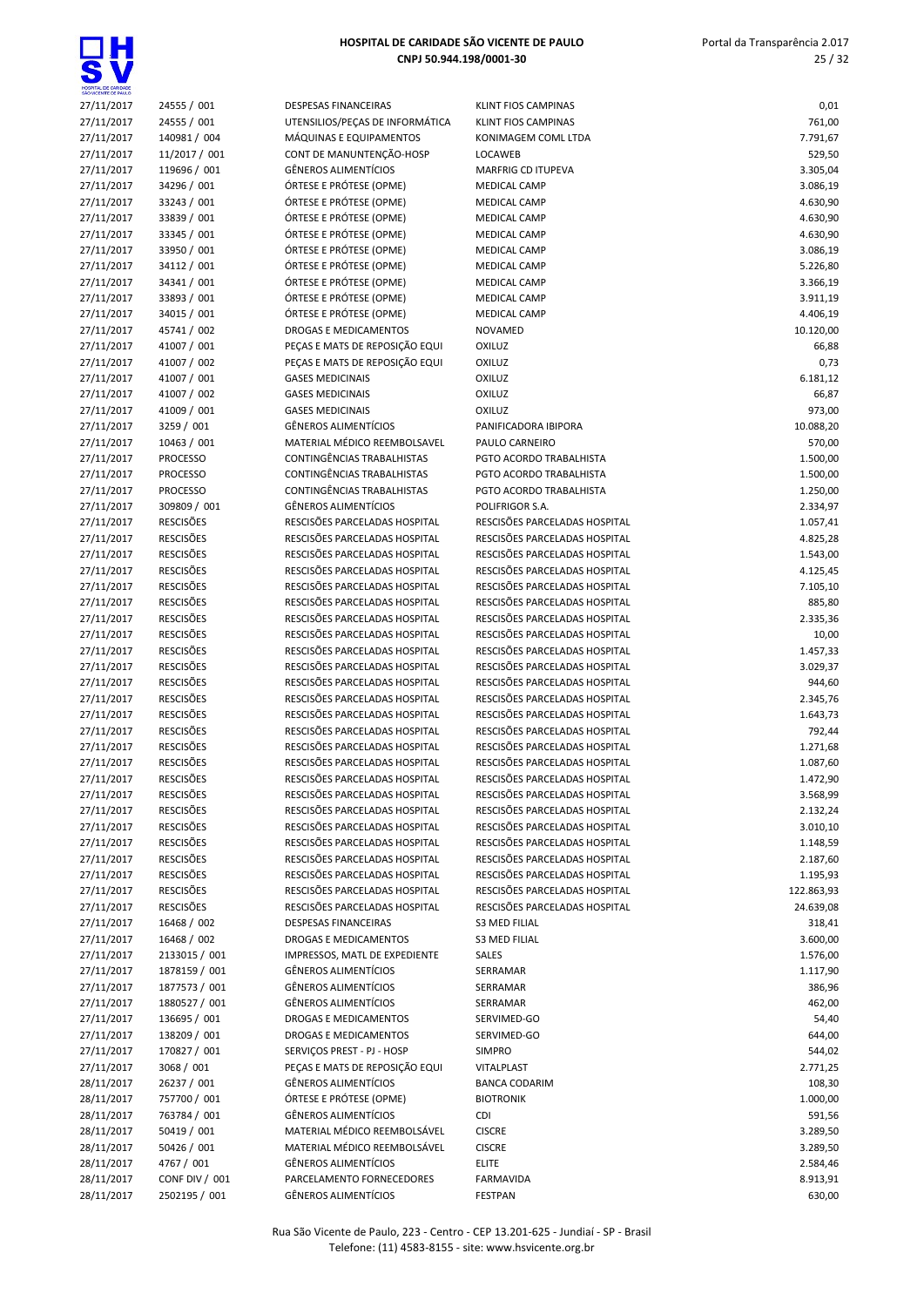**HOSPITAL DE CARIDADE SÃO VICENTE DE PAULO**
**CNPJ 50.944.198/0001-30**

Portal da Transparência 2.017

| | | | | |
|---|---|---|---|---|
| 27/11/2017 | 24555 / 001 | DESPESAS FINANCEIRAS | KLINT FIOS CAMPINAS | 0,01 |
| 27/11/2017 | 24555 / 001 | UTENSILIOS/PEÇAS DE INFORMÁTICA | KLINT FIOS CAMPINAS | 761,00 |
| 27/11/2017 | 140981 / 004 | MÁQUINAS E EQUIPAMENTOS | KONIMAGEM COML LTDA | 7.791,67 |
| 27/11/2017 | 11/2017 / 001 | CONT DE MANUNTENÇÃO-HOSP | LOCAWEB | 529,50 |
| 27/11/2017 | 119696 / 001 | GÊNEROS ALIMENTÍCIOS | MARFRIG CD ITUPEVA | 3.305,04 |
| 27/11/2017 | 34296 / 001 | ÓRTESE E PRÓTESE (OPME) | MEDICAL CAMP | 3.086,19 |
| 27/11/2017 | 33243 / 001 | ÓRTESE E PRÓTESE (OPME) | MEDICAL CAMP | 4.630,90 |
| 27/11/2017 | 33839 / 001 | ÓRTESE E PRÓTESE (OPME) | MEDICAL CAMP | 4.630,90 |
| 27/11/2017 | 33345 / 001 | ÓRTESE E PRÓTESE (OPME) | MEDICAL CAMP | 4.630,90 |
| 27/11/2017 | 33950 / 001 | ÓRTESE E PRÓTESE (OPME) | MEDICAL CAMP | 3.086,19 |
| 27/11/2017 | 34112 / 001 | ÓRTESE E PRÓTESE (OPME) | MEDICAL CAMP | 5.226,80 |
| 27/11/2017 | 34341 / 001 | ÓRTESE E PRÓTESE (OPME) | MEDICAL CAMP | 3.366,19 |
| 27/11/2017 | 33893 / 001 | ÓRTESE E PRÓTESE (OPME) | MEDICAL CAMP | 3.911,19 |
| 27/11/2017 | 34015 / 001 | ÓRTESE E PRÓTESE (OPME) | MEDICAL CAMP | 4.406,19 |
| 27/11/2017 | 45741 / 002 | DROGAS E MEDICAMENTOS | NOVAMED | 10.120,00 |
| 27/11/2017 | 41007 / 001 | PEÇAS E MATS DE REPOSIÇÃO EQUI | OXILUZ | 66,88 |
| 27/11/2017 | 41007 / 002 | PEÇAS E MATS DE REPOSIÇÃO EQUI | OXILUZ | 0,73 |
| 27/11/2017 | 41007 / 001 | GASES MEDICINAIS | OXILUZ | 6.181,12 |
| 27/11/2017 | 41007 / 002 | GASES MEDICINAIS | OXILUZ | 66,87 |
| 27/11/2017 | 41009 / 001 | GASES MEDICINAIS | OXILUZ | 973,00 |
| 27/11/2017 | 3259 / 001 | GÊNEROS ALIMENTÍCIOS | PANIFICADORA IBIPORA | 10.088,20 |
| 27/11/2017 | 10463 / 001 | MATERIAL MÉDICO REEMBOLSAVEL | PAULO CARNEIRO | 570,00 |
| 27/11/2017 | PROCESSO | CONTINGÊNCIAS TRABALHISTAS | PGTO ACORDO TRABALHISTA | 1.500,00 |
| 27/11/2017 | PROCESSO | CONTINGÊNCIAS TRABALHISTAS | PGTO ACORDO TRABALHISTA | 1.500,00 |
| 27/11/2017 | PROCESSO | CONTINGÊNCIAS TRABALHISTAS | PGTO ACORDO TRABALHISTA | 1.250,00 |
| 27/11/2017 | 309809 / 001 | GÊNEROS ALIMENTÍCIOS | POLIFRIGOR S.A. | 2.334,97 |
| 27/11/2017 | RESCISÕES | RESCISÕES PARCELADAS HOSPITAL | RESCISÕES PARCELADAS HOSPITAL | 1.057,41 |
| 27/11/2017 | RESCISÕES | RESCISÕES PARCELADAS HOSPITAL | RESCISÕES PARCELADAS HOSPITAL | 4.825,28 |
| 27/11/2017 | RESCISÕES | RESCISÕES PARCELADAS HOSPITAL | RESCISÕES PARCELADAS HOSPITAL | 1.543,00 |
| 27/11/2017 | RESCISÕES | RESCISÕES PARCELADAS HOSPITAL | RESCISÕES PARCELADAS HOSPITAL | 4.125,45 |
| 27/11/2017 | RESCISÕES | RESCISÕES PARCELADAS HOSPITAL | RESCISÕES PARCELADAS HOSPITAL | 7.105,10 |
| 27/11/2017 | RESCISÕES | RESCISÕES PARCELADAS HOSPITAL | RESCISÕES PARCELADAS HOSPITAL | 885,80 |
| 27/11/2017 | RESCISÕES | RESCISÕES PARCELADAS HOSPITAL | RESCISÕES PARCELADAS HOSPITAL | 2.335,36 |
| 27/11/2017 | RESCISÕES | RESCISÕES PARCELADAS HOSPITAL | RESCISÕES PARCELADAS HOSPITAL | 10,00 |
| 27/11/2017 | RESCISÕES | RESCISÕES PARCELADAS HOSPITAL | RESCISÕES PARCELADAS HOSPITAL | 1.457,33 |
| 27/11/2017 | RESCISÕES | RESCISÕES PARCELADAS HOSPITAL | RESCISÕES PARCELADAS HOSPITAL | 3.029,37 |
| 27/11/2017 | RESCISÕES | RESCISÕES PARCELADAS HOSPITAL | RESCISÕES PARCELADAS HOSPITAL | 944,60 |
| 27/11/2017 | RESCISÕES | RESCISÕES PARCELADAS HOSPITAL | RESCISÕES PARCELADAS HOSPITAL | 2.345,76 |
| 27/11/2017 | RESCISÕES | RESCISÕES PARCELADAS HOSPITAL | RESCISÕES PARCELADAS HOSPITAL | 1.643,73 |
| 27/11/2017 | RESCISÕES | RESCISÕES PARCELADAS HOSPITAL | RESCISÕES PARCELADAS HOSPITAL | 792,44 |
| 27/11/2017 | RESCISÕES | RESCISÕES PARCELADAS HOSPITAL | RESCISÕES PARCELADAS HOSPITAL | 1.271,68 |
| 27/11/2017 | RESCISÕES | RESCISÕES PARCELADAS HOSPITAL | RESCISÕES PARCELADAS HOSPITAL | 1.087,60 |
| 27/11/2017 | RESCISÕES | RESCISÕES PARCELADAS HOSPITAL | RESCISÕES PARCELADAS HOSPITAL | 1.472,90 |
| 27/11/2017 | RESCISÕES | RESCISÕES PARCELADAS HOSPITAL | RESCISÕES PARCELADAS HOSPITAL | 3.568,99 |
| 27/11/2017 | RESCISÕES | RESCISÕES PARCELADAS HOSPITAL | RESCISÕES PARCELADAS HOSPITAL | 2.132,24 |
| 27/11/2017 | RESCISÕES | RESCISÕES PARCELADAS HOSPITAL | RESCISÕES PARCELADAS HOSPITAL | 3.010,10 |
| 27/11/2017 | RESCISÕES | RESCISÕES PARCELADAS HOSPITAL | RESCISÕES PARCELADAS HOSPITAL | 1.148,59 |
| 27/11/2017 | RESCISÕES | RESCISÕES PARCELADAS HOSPITAL | RESCISÕES PARCELADAS HOSPITAL | 2.187,60 |
| 27/11/2017 | RESCISÕES | RESCISÕES PARCELADAS HOSPITAL | RESCISÕES PARCELADAS HOSPITAL | 1.195,93 |
| 27/11/2017 | RESCISÕES | RESCISÕES PARCELADAS HOSPITAL | RESCISÕES PARCELADAS HOSPITAL | 122.863,93 |
| 27/11/2017 | RESCISÕES | RESCISÕES PARCELADAS HOSPITAL | RESCISÕES PARCELADAS HOSPITAL | 24.639,08 |
| 27/11/2017 | 16468 / 002 | DESPESAS FINANCEIRAS | S3 MED FILIAL | 318,41 |
| 27/11/2017 | 16468 / 002 | DROGAS E MEDICAMENTOS | S3 MED FILIAL | 3.600,00 |
| 27/11/2017 | 2133015 / 001 | IMPRESSOS, MATL DE EXPEDIENTE | SALES | 1.576,00 |
| 27/11/2017 | 1878159 / 001 | GÊNEROS ALIMENTÍCIOS | SERRAMAR | 1.117,90 |
| 27/11/2017 | 1877573 / 001 | GÊNEROS ALIMENTÍCIOS | SERRAMAR | 386,96 |
| 27/11/2017 | 1880527 / 001 | GÊNEROS ALIMENTÍCIOS | SERRAMAR | 462,00 |
| 27/11/2017 | 136695 / 001 | DROGAS E MEDICAMENTOS | SERVIMED-GO | 54,40 |
| 27/11/2017 | 138209 / 001 | DROGAS E MEDICAMENTOS | SERVIMED-GO | 644,00 |
| 27/11/2017 | 170827 / 001 | SERVIÇOS PREST - PJ - HOSP | SIMPRO | 544,02 |
| 27/11/2017 | 3068 / 001 | PEÇAS E MATS DE REPOSIÇÃO EQUI | VITALPLAST | 2.771,25 |
| 28/11/2017 | 26237 / 001 | GÊNEROS ALIMENTÍCIOS | BANCA CODARIM | 108,30 |
| 28/11/2017 | 757700 / 001 | ÓRTESE E PRÓTESE (OPME) | BIOTRONIK | 1.000,00 |
| 28/11/2017 | 763784 / 001 | GÊNEROS ALIMENTÍCIOS | CDI | 591,56 |
| 28/11/2017 | 50419 / 001 | MATERIAL MÉDICO REEMBOLSÁVEL | CISCRE | 3.289,50 |
| 28/11/2017 | 50426 / 001 | MATERIAL MÉDICO REEMBOLSÁVEL | CISCRE | 3.289,50 |
| 28/11/2017 | 4767 / 001 | GÊNEROS ALIMENTÍCIOS | ELITE | 2.584,46 |
| 28/11/2017 | CONF DIV / 001 | PARCELAMENTO FORNECEDORES | FARMAVIDA | 8.913,91 |
| 28/11/2017 | 2502195 / 001 | GÊNEROS ALIMENTÍCIOS | FESTPAN | 630,00 |

Rua São Vicente de Paulo, 223 - Centro - CEP 13.201-625 - Jundiaí - SP - Brasil
Telefone: (11) 4583-8155 - site: www.hsvicente.org.br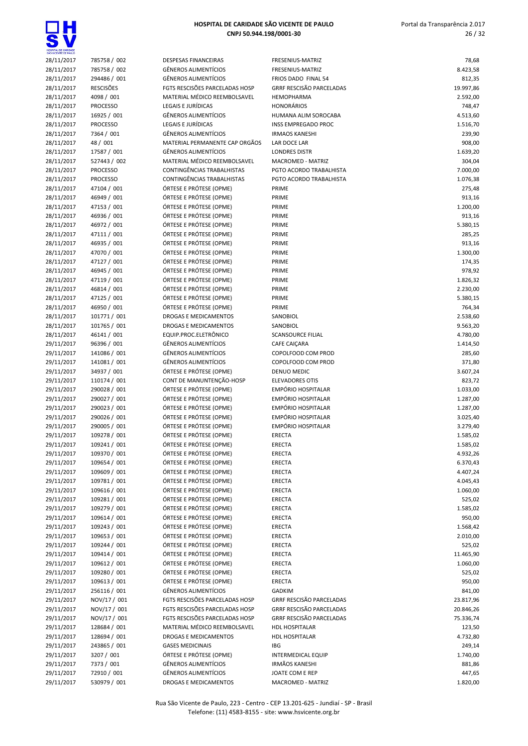| | | | | |
|---|---|---|---|---|
| 28/11/2017 | 785758 / 002 | DESPESAS FINANCEIRAS | FRESENIUS-MATRIZ | 78,68 |
| 28/11/2017 | 785758 / 002 | GÊNEROS ALIMENTÍCIOS | FRESENIUS-MATRIZ | 8.423,58 |
| 28/11/2017 | 294486 / 001 | GÊNEROS ALIMENTÍCIOS | FRIOS DADO FINAL 54 | 812,35 |
| 28/11/2017 | RESCISÕES | FGTS RESCISÕES PARCELADAS HOSP | GRRF RESCISÃO PARCELADAS | 19.997,86 |
| 28/11/2017 | 4098 / 001 | MATERIAL MÉDICO REEMBOLSAVEL | HEMOPHARMA | 2.592,00 |
| 28/11/2017 | PROCESSO | LEGAIS E JURÍDICAS | HONORÁRIOS | 748,47 |
| 28/11/2017 | 16925 / 001 | GÊNEROS ALIMENTÍCIOS | HUMANA ALIM SOROCABA | 4.513,60 |
| 28/11/2017 | PROCESSO | LEGAIS E JURÍDICAS | INSS EMPREGADO PROC | 1.516,70 |
| 28/11/2017 | 7364 / 001 | GÊNEROS ALIMENTÍCIOS | IRMAOS KANESHI | 239,90 |
| 28/11/2017 | 48 / 001 | MATERIAL PERMANENTE CAP ORGÃOS | LAR DOCE LAR | 908,00 |
| 28/11/2017 | 17587 / 001 | GÊNEROS ALIMENTÍCIOS | LONDRES DISTR | 1.639,20 |
| 28/11/2017 | 527443 / 002 | MATERIAL MÉDICO REEMBOLSAVEL | MACROMED - MATRIZ | 304,04 |
| 28/11/2017 | PROCESSO | CONTINGÊNCIAS TRABALHISTAS | PGTO ACORDO TRABALHISTA | 7.000,00 |
| 28/11/2017 | PROCESSO | CONTINGÊNCIAS TRABALHISTAS | PGTO ACORDO TRABALHISTA | 1.076,38 |
| 28/11/2017 | 47104 / 001 | ÓRTESE E PRÓTESE (OPME) | PRIME | 275,48 |
| 28/11/2017 | 46949 / 001 | ÓRTESE E PRÓTESE (OPME) | PRIME | 913,16 |
| 28/11/2017 | 47153 / 001 | ÓRTESE E PRÓTESE (OPME) | PRIME | 1.200,00 |
| 28/11/2017 | 46936 / 001 | ÓRTESE E PRÓTESE (OPME) | PRIME | 913,16 |
| 28/11/2017 | 46972 / 001 | ÓRTESE E PRÓTESE (OPME) | PRIME | 5.380,15 |
| 28/11/2017 | 47111 / 001 | ÓRTESE E PRÓTESE (OPME) | PRIME | 285,25 |
| 28/11/2017 | 46935 / 001 | ÓRTESE E PRÓTESE (OPME) | PRIME | 913,16 |
| 28/11/2017 | 47070 / 001 | ÓRTESE E PRÓTESE (OPME) | PRIME | 1.300,00 |
| 28/11/2017 | 47127 / 001 | ÓRTESE E PRÓTESE (OPME) | PRIME | 174,35 |
| 28/11/2017 | 46945 / 001 | ÓRTESE E PRÓTESE (OPME) | PRIME | 978,92 |
| 28/11/2017 | 47119 / 001 | ÓRTESE E PRÓTESE (OPME) | PRIME | 1.826,32 |
| 28/11/2017 | 46814 / 001 | ÓRTESE E PRÓTESE (OPME) | PRIME | 2.230,00 |
| 28/11/2017 | 47125 / 001 | ÓRTESE E PRÓTESE (OPME) | PRIME | 5.380,15 |
| 28/11/2017 | 46950 / 001 | ÓRTESE E PRÓTESE (OPME) | PRIME | 764,34 |
| 28/11/2017 | 101771 / 001 | DROGAS E MEDICAMENTOS | SANOBIOL | 2.538,60 |
| 28/11/2017 | 101765 / 001 | DROGAS E MEDICAMENTOS | SANOBIOL | 9.563,20 |
| 28/11/2017 | 46141 / 001 | EQUIP.PROC.ELETRÔNICO | SCANSOURCE FILIAL | 4.780,00 |
| 29/11/2017 | 96396 / 001 | GÊNEROS ALIMENTÍCIOS | CAFE CAIÇARA | 1.414,50 |
| 29/11/2017 | 141086 / 001 | GÊNEROS ALIMENTÍCIOS | COPOLFOOD COM PROD | 285,60 |
| 29/11/2017 | 141081 / 001 | GÊNEROS ALIMENTÍCIOS | COPOLFOOD COM PROD | 371,80 |
| 29/11/2017 | 34937 / 001 | ÓRTESE E PRÓTESE (OPME) | DENUO MEDIC | 3.607,24 |
| 29/11/2017 | 110174 / 001 | CONT DE MANUNTENÇÃO-HOSP | ELEVADORES OTIS | 823,72 |
| 29/11/2017 | 290028 / 001 | ÓRTESE E PRÓTESE (OPME) | EMPÓRIO HOSPITALAR | 1.033,00 |
| 29/11/2017 | 290027 / 001 | ÓRTESE E PRÓTESE (OPME) | EMPÓRIO HOSPITALAR | 1.287,00 |
| 29/11/2017 | 290023 / 001 | ÓRTESE E PRÓTESE (OPME) | EMPÓRIO HOSPITALAR | 1.287,00 |
| 29/11/2017 | 290026 / 001 | ÓRTESE E PRÓTESE (OPME) | EMPÓRIO HOSPITALAR | 3.025,40 |
| 29/11/2017 | 290005 / 001 | ÓRTESE E PRÓTESE (OPME) | EMPÓRIO HOSPITALAR | 3.279,40 |
| 29/11/2017 | 109278 / 001 | ÓRTESE E PRÓTESE (OPME) | ERECTA | 1.585,02 |
| 29/11/2017 | 109241 / 001 | ÓRTESE E PRÓTESE (OPME) | ERECTA | 1.585,02 |
| 29/11/2017 | 109370 / 001 | ÓRTESE E PRÓTESE (OPME) | ERECTA | 4.932,26 |
| 29/11/2017 | 109654 / 001 | ÓRTESE E PRÓTESE (OPME) | ERECTA | 6.370,43 |
| 29/11/2017 | 109609 / 001 | ÓRTESE E PRÓTESE (OPME) | ERECTA | 4.407,24 |
| 29/11/2017 | 109781 / 001 | ÓRTESE E PRÓTESE (OPME) | ERECTA | 4.045,43 |
| 29/11/2017 | 109616 / 001 | ÓRTESE E PRÓTESE (OPME) | ERECTA | 1.060,00 |
| 29/11/2017 | 109281 / 001 | ÓRTESE E PRÓTESE (OPME) | ERECTA | 525,02 |
| 29/11/2017 | 109279 / 001 | ÓRTESE E PRÓTESE (OPME) | ERECTA | 1.585,02 |
| 29/11/2017 | 109614 / 001 | ÓRTESE E PRÓTESE (OPME) | ERECTA | 950,00 |
| 29/11/2017 | 109243 / 001 | ÓRTESE E PRÓTESE (OPME) | ERECTA | 1.568,42 |
| 29/11/2017 | 109653 / 001 | ÓRTESE E PRÓTESE (OPME) | ERECTA | 2.010,00 |
| 29/11/2017 | 109244 / 001 | ÓRTESE E PRÓTESE (OPME) | ERECTA | 525,02 |
| 29/11/2017 | 109414 / 001 | ÓRTESE E PRÓTESE (OPME) | ERECTA | 11.465,90 |
| 29/11/2017 | 109612 / 001 | ÓRTESE E PRÓTESE (OPME) | ERECTA | 1.060,00 |
| 29/11/2017 | 109280 / 001 | ÓRTESE E PRÓTESE (OPME) | ERECTA | 525,02 |
| 29/11/2017 | 109613 / 001 | ÓRTESE E PRÓTESE (OPME) | ERECTA | 950,00 |
| 29/11/2017 | 256116 / 001 | GÊNEROS ALIMENTÍCIOS | GADKIM | 841,00 |
| 29/11/2017 | NOV/17 / 001 | FGTS RESCISÕES PARCELADAS HOSP | GRRF RESCISÃO PARCELADAS | 23.817,96 |
| 29/11/2017 | NOV/17 / 001 | FGTS RESCISÕES PARCELADAS HOSP | GRRF RESCISÃO PARCELADAS | 20.846,26 |
| 29/11/2017 | NOV/17 / 001 | FGTS RESCISÕES PARCELADAS HOSP | GRRF RESCISÃO PARCELADAS | 75.336,74 |
| 29/11/2017 | 128684 / 001 | MATERIAL MÉDICO REEMBOLSAVEL | HDL HOSPITALAR | 123,50 |
| 29/11/2017 | 128694 / 001 | DROGAS E MEDICAMENTOS | HDL HOSPITALAR | 4.732,80 |
| 29/11/2017 | 243865 / 001 | GASES MEDICINAIS | IBG | 249,14 |
| 29/11/2017 | 3207 / 001 | ÓRTESE E PRÓTESE (OPME) | INTERMEDICAL EQUIP | 1.740,00 |
| 29/11/2017 | 7373 / 001 | GÊNEROS ALIMENTÍCIOS | IRMÃOS KANESHI | 881,86 |
| 29/11/2017 | 72910 / 001 | GÊNEROS ALIMENTÍCIOS | JOATE COM E REP | 447,65 |
| 29/11/2017 | 530979 / 001 | DROGAS E MEDICAMENTOS | MACROMED - MATRIZ | 1.820,00 |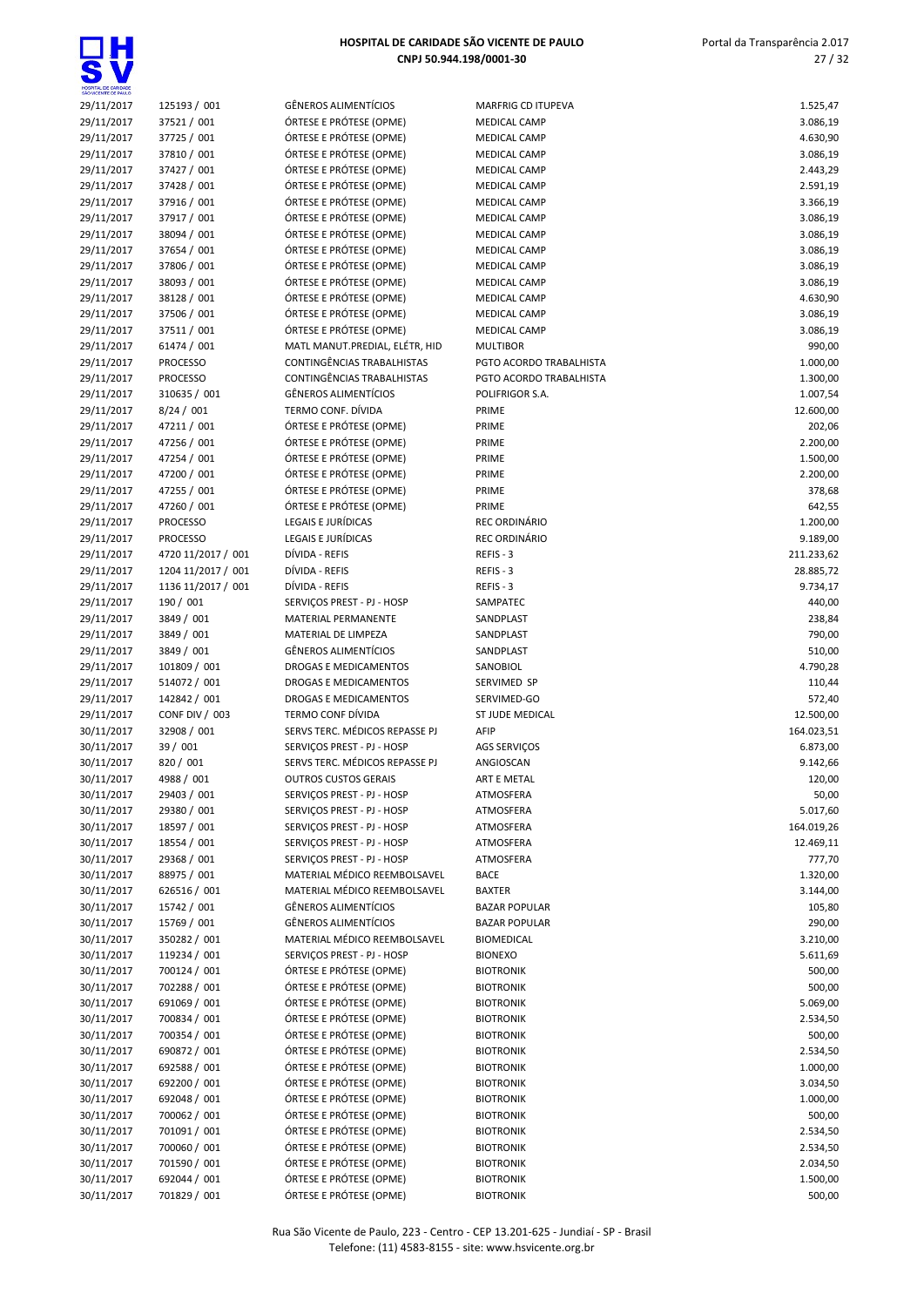| | | | | |
|---|---|---|---|---|
| 29/11/2017 | 125193 / 001 | GÊNEROS ALIMENTÍCIOS | MARFRIG CD ITUPEVA | 1.525,47 |
| 29/11/2017 | 37521 / 001 | ÓRTESE E PRÓTESE (OPME) | MEDICAL CAMP | 3.086,19 |
| 29/11/2017 | 37725 / 001 | ÓRTESE E PRÓTESE (OPME) | MEDICAL CAMP | 4.630,90 |
| 29/11/2017 | 37810 / 001 | ÓRTESE E PRÓTESE (OPME) | MEDICAL CAMP | 3.086,19 |
| 29/11/2017 | 37427 / 001 | ÓRTESE E PRÓTESE (OPME) | MEDICAL CAMP | 2.443,29 |
| 29/11/2017 | 37428 / 001 | ÓRTESE E PRÓTESE (OPME) | MEDICAL CAMP | 2.591,19 |
| 29/11/2017 | 37916 / 001 | ÓRTESE E PRÓTESE (OPME) | MEDICAL CAMP | 3.366,19 |
| 29/11/2017 | 37917 / 001 | ÓRTESE E PRÓTESE (OPME) | MEDICAL CAMP | 3.086,19 |
| 29/11/2017 | 38094 / 001 | ÓRTESE E PRÓTESE (OPME) | MEDICAL CAMP | 3.086,19 |
| 29/11/2017 | 37654 / 001 | ÓRTESE E PRÓTESE (OPME) | MEDICAL CAMP | 3.086,19 |
| 29/11/2017 | 37806 / 001 | ÓRTESE E PRÓTESE (OPME) | MEDICAL CAMP | 3.086,19 |
| 29/11/2017 | 38093 / 001 | ÓRTESE E PRÓTESE (OPME) | MEDICAL CAMP | 3.086,19 |
| 29/11/2017 | 38128 / 001 | ÓRTESE E PRÓTESE (OPME) | MEDICAL CAMP | 4.630,90 |
| 29/11/2017 | 37506 / 001 | ÓRTESE E PRÓTESE (OPME) | MEDICAL CAMP | 3.086,19 |
| 29/11/2017 | 37511 / 001 | ÓRTESE E PRÓTESE (OPME) | MEDICAL CAMP | 3.086,19 |
| 29/11/2017 | 61474 / 001 | MATL MANUT.PREDIAL, ELÉTR, HID | MULTIBOR | 990,00 |
| 29/11/2017 | PROCESSO | CONTINGÊNCIAS TRABALHISTAS | PGTO ACORDO TRABALHISTA | 1.000,00 |
| 29/11/2017 | PROCESSO | CONTINGÊNCIAS TRABALHISTAS | PGTO ACORDO TRABALHISTA | 1.300,00 |
| 29/11/2017 | 310635 / 001 | GÊNEROS ALIMENTÍCIOS | POLIFRIGOR S.A. | 1.007,54 |
| 29/11/2017 | 8/24 / 001 | TERMO CONF. DÍVIDA | PRIME | 12.600,00 |
| 29/11/2017 | 47211 / 001 | ÓRTESE E PRÓTESE (OPME) | PRIME | 202,06 |
| 29/11/2017 | 47256 / 001 | ÓRTESE E PRÓTESE (OPME) | PRIME | 2.200,00 |
| 29/11/2017 | 47254 / 001 | ÓRTESE E PRÓTESE (OPME) | PRIME | 1.500,00 |
| 29/11/2017 | 47200 / 001 | ÓRTESE E PRÓTESE (OPME) | PRIME | 2.200,00 |
| 29/11/2017 | 47255 / 001 | ÓRTESE E PRÓTESE (OPME) | PRIME | 378,68 |
| 29/11/2017 | 47260 / 001 | ÓRTESE E PRÓTESE (OPME) | PRIME | 642,55 |
| 29/11/2017 | PROCESSO | LEGAIS E JURÍDICAS | REC ORDINÁRIO | 1.200,00 |
| 29/11/2017 | PROCESSO | LEGAIS E JURÍDICAS | REC ORDINÁRIO | 9.189,00 |
| 29/11/2017 | 4720 11/2017 / 001 | DÍVIDA - REFIS | REFIS - 3 | 211.233,62 |
| 29/11/2017 | 1204 11/2017 / 001 | DÍVIDA - REFIS | REFIS - 3 | 28.885,72 |
| 29/11/2017 | 1136 11/2017 / 001 | DÍVIDA - REFIS | REFIS - 3 | 9.734,17 |
| 29/11/2017 | 190 / 001 | SERVIÇOS PREST - PJ - HOSP | SAMPATEC | 440,00 |
| 29/11/2017 | 3849 / 001 | MATERIAL PERMANENTE | SANDPLAST | 238,84 |
| 29/11/2017 | 3849 / 001 | MATERIAL DE LIMPEZA | SANDPLAST | 790,00 |
| 29/11/2017 | 3849 / 001 | GÊNEROS ALIMENTÍCIOS | SANDPLAST | 510,00 |
| 29/11/2017 | 101809 / 001 | DROGAS E MEDICAMENTOS | SANOBIOL | 4.790,28 |
| 29/11/2017 | 514072 / 001 | DROGAS E MEDICAMENTOS | SERVIMED SP | 110,44 |
| 29/11/2017 | 142842 / 001 | DROGAS E MEDICAMENTOS | SERVIMED-GO | 572,40 |
| 29/11/2017 | CONF DIV / 003 | TERMO CONF DÍVIDA | ST JUDE MEDICAL | 12.500,00 |
| 30/11/2017 | 32908 / 001 | SERVS TERC. MÉDICOS REPASSE PJ | AFIP | 164.023,51 |
| 30/11/2017 | 39 / 001 | SERVIÇOS PREST - PJ - HOSP | AGS SERVIÇOS | 6.873,00 |
| 30/11/2017 | 820 / 001 | SERVS TERC. MÉDICOS REPASSE PJ | ANGIOSCAN | 9.142,66 |
| 30/11/2017 | 4988 / 001 | OUTROS CUSTOS GERAIS | ART E METAL | 120,00 |
| 30/11/2017 | 29403 / 001 | SERVIÇOS PREST - PJ - HOSP | ATMOSFERA | 50,00 |
| 30/11/2017 | 29380 / 001 | SERVIÇOS PREST - PJ - HOSP | ATMOSFERA | 5.017,60 |
| 30/11/2017 | 18597 / 001 | SERVIÇOS PREST - PJ - HOSP | ATMOSFERA | 164.019,26 |
| 30/11/2017 | 18554 / 001 | SERVIÇOS PREST - PJ - HOSP | ATMOSFERA | 12.469,11 |
| 30/11/2017 | 29368 / 001 | SERVIÇOS PREST - PJ - HOSP | ATMOSFERA | 777,70 |
| 30/11/2017 | 88975 / 001 | MATERIAL MÉDICO REEMBOLSAVEL | BACE | 1.320,00 |
| 30/11/2017 | 626516 / 001 | MATERIAL MÉDICO REEMBOLSAVEL | BAXTER | 3.144,00 |
| 30/11/2017 | 15742 / 001 | GÊNEROS ALIMENTÍCIOS | BAZAR POPULAR | 105,80 |
| 30/11/2017 | 15769 / 001 | GÊNEROS ALIMENTÍCIOS | BAZAR POPULAR | 290,00 |
| 30/11/2017 | 350282 / 001 | MATERIAL MÉDICO REEMBOLSAVEL | BIOMEDICAL | 3.210,00 |
| 30/11/2017 | 119234 / 001 | SERVIÇOS PREST - PJ - HOSP | BIONEXO | 5.611,69 |
| 30/11/2017 | 700124 / 001 | ÓRTESE E PRÓTESE (OPME) | BIOTRONIK | 500,00 |
| 30/11/2017 | 702288 / 001 | ÓRTESE E PRÓTESE (OPME) | BIOTRONIK | 500,00 |
| 30/11/2017 | 691069 / 001 | ÓRTESE E PRÓTESE (OPME) | BIOTRONIK | 5.069,00 |
| 30/11/2017 | 700834 / 001 | ÓRTESE E PRÓTESE (OPME) | BIOTRONIK | 2.534,50 |
| 30/11/2017 | 700354 / 001 | ÓRTESE E PRÓTESE (OPME) | BIOTRONIK | 500,00 |
| 30/11/2017 | 690872 / 001 | ÓRTESE E PRÓTESE (OPME) | BIOTRONIK | 2.534,50 |
| 30/11/2017 | 692588 / 001 | ÓRTESE E PRÓTESE (OPME) | BIOTRONIK | 1.000,00 |
| 30/11/2017 | 692200 / 001 | ÓRTESE E PRÓTESE (OPME) | BIOTRONIK | 3.034,50 |
| 30/11/2017 | 692048 / 001 | ÓRTESE E PRÓTESE (OPME) | BIOTRONIK | 1.000,00 |
| 30/11/2017 | 700062 / 001 | ÓRTESE E PRÓTESE (OPME) | BIOTRONIK | 500,00 |
| 30/11/2017 | 701091 / 001 | ÓRTESE E PRÓTESE (OPME) | BIOTRONIK | 2.534,50 |
| 30/11/2017 | 700060 / 001 | ÓRTESE E PRÓTESE (OPME) | BIOTRONIK | 2.534,50 |
| 30/11/2017 | 701590 / 001 | ÓRTESE E PRÓTESE (OPME) | BIOTRONIK | 2.034,50 |
| 30/11/2017 | 692044 / 001 | ÓRTESE E PRÓTESE (OPME) | BIOTRONIK | 1.500,00 |
| 30/11/2017 | 701829 / 001 | ÓRTESE E PRÓTESE (OPME) | BIOTRONIK | 500,00 |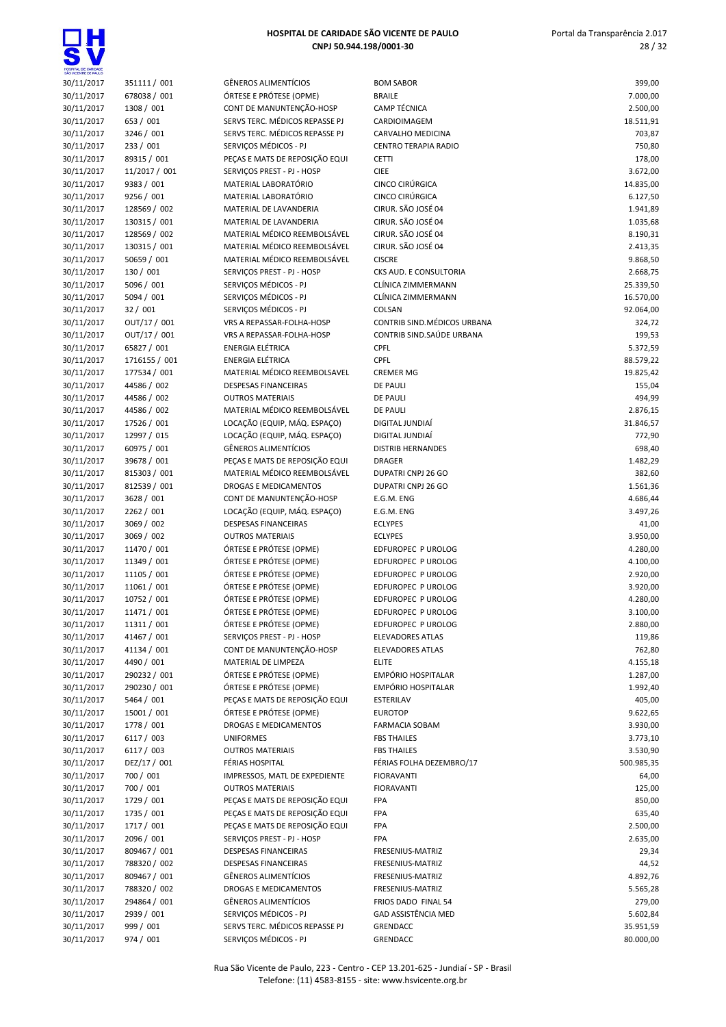**HOSPITAL DE CARIDADE SÃO VICENTE DE PAULO**
**CNPJ 50.944.198/0001-30**

| | | | | |
|---|---|---|---|---|
| 30/11/2017 | 351111 / 001 | GÊNEROS ALIMENTÍCIOS | BOM SABOR | 399,00 |
| 30/11/2017 | 678038 / 001 | ÓRTESE E PRÓTESE (OPME) | BRAILE | 7.000,00 |
| 30/11/2017 | 1308 / 001 | CONT DE MANUNTENÇÃO-HOSP | CAMP TÉCNICA | 2.500,00 |
| 30/11/2017 | 653 / 001 | SERVS TERC. MÉDICOS REPASSE PJ | CARDIOIMAGEM | 18.511,91 |
| 30/11/2017 | 3246 / 001 | SERVS TERC. MÉDICOS REPASSE PJ | CARVALHO MEDICINA | 703,87 |
| 30/11/2017 | 233 / 001 | SERVIÇOS MÉDICOS - PJ | CENTRO TERAPIA RADIO | 750,80 |
| 30/11/2017 | 89315 / 001 | PEÇAS E MATS DE REPOSIÇÃO EQUI | CETTI | 178,00 |
| 30/11/2017 | 11/2017 / 001 | SERVIÇOS PREST - PJ - HOSP | CIEE | 3.672,00 |
| 30/11/2017 | 9383 / 001 | MATERIAL LABORATÓRIO | CINCO CIRÚRGICA | 14.835,00 |
| 30/11/2017 | 9256 / 001 | MATERIAL LABORATÓRIO | CINCO CIRÚRGICA | 6.127,50 |
| 30/11/2017 | 128569 / 002 | MATERIAL DE LAVANDERIA | CIRUR. SÃO JOSÉ 04 | 1.941,89 |
| 30/11/2017 | 130315 / 001 | MATERIAL DE LAVANDERIA | CIRUR. SÃO JOSÉ 04 | 1.035,68 |
| 30/11/2017 | 128569 / 002 | MATERIAL MÉDICO REEMBOLSÁVEL | CIRUR. SÃO JOSÉ 04 | 8.190,31 |
| 30/11/2017 | 130315 / 001 | MATERIAL MÉDICO REEMBOLSÁVEL | CIRUR. SÃO JOSÉ 04 | 2.413,35 |
| 30/11/2017 | 50659 / 001 | MATERIAL MÉDICO REEMBOLSÁVEL | CISCRE | 9.868,50 |
| 30/11/2017 | 130 / 001 | SERVIÇOS PREST - PJ - HOSP | CKS AUD. E CONSULTORIA | 2.668,75 |
| 30/11/2017 | 5096 / 001 | SERVIÇOS MÉDICOS - PJ | CLÍNICA ZIMMERMANN | 25.339,50 |
| 30/11/2017 | 5094 / 001 | SERVIÇOS MÉDICOS - PJ | CLÍNICA ZIMMERMANN | 16.570,00 |
| 30/11/2017 | 32 / 001 | SERVIÇOS MÉDICOS - PJ | COLSAN | 92.064,00 |
| 30/11/2017 | OUT/17 / 001 | VRS A REPASSAR-FOLHA-HOSP | CONTRIB SIND.MÉDICOS URBANA | 324,72 |
| 30/11/2017 | OUT/17 / 001 | VRS A REPASSAR-FOLHA-HOSP | CONTRIB SIND.SAÚDE URBANA | 199,53 |
| 30/11/2017 | 65827 / 001 | ENERGIA ELÉTRICA | CPFL | 5.372,59 |
| 30/11/2017 | 1716155 / 001 | ENERGIA ELÉTRICA | CPFL | 88.579,22 |
| 30/11/2017 | 177534 / 001 | MATERIAL MÉDICO REEMBOLSAVEL | CREMER MG | 19.825,42 |
| 30/11/2017 | 44586 / 002 | DESPESAS FINANCEIRAS | DE PAULI | 155,04 |
| 30/11/2017 | 44586 / 002 | OUTROS MATERIAIS | DE PAULI | 494,99 |
| 30/11/2017 | 44586 / 002 | MATERIAL MÉDICO REEMBOLSÁVEL | DE PAULI | 2.876,15 |
| 30/11/2017 | 17526 / 001 | LOCAÇÃO (EQUIP, MÁQ. ESPAÇO) | DIGITAL JUNDIAÍ | 31.846,57 |
| 30/11/2017 | 12997 / 015 | LOCAÇÃO (EQUIP, MÁQ. ESPAÇO) | DIGITAL JUNDIAÍ | 772,90 |
| 30/11/2017 | 60975 / 001 | GÊNEROS ALIMENTÍCIOS | DISTRIB HERNANDES | 698,40 |
| 30/11/2017 | 39678 / 001 | PEÇAS E MATS DE REPOSIÇÃO EQUI | DRAGER | 1.482,29 |
| 30/11/2017 | 815303 / 001 | MATERIAL MÉDICO REEMBOLSÁVEL | DUPATRI CNPJ 26 GO | 382,60 |
| 30/11/2017 | 812539 / 001 | DROGAS E MEDICAMENTOS | DUPATRI CNPJ 26 GO | 1.561,36 |
| 30/11/2017 | 3628 / 001 | CONT DE MANUNTENÇÃO-HOSP | E.G.M. ENG | 4.686,44 |
| 30/11/2017 | 2262 / 001 | LOCAÇÃO (EQUIP, MÁQ. ESPAÇO) | E.G.M. ENG | 3.497,26 |
| 30/11/2017 | 3069 / 002 | DESPESAS FINANCEIRAS | ECLYPES | 41,00 |
| 30/11/2017 | 3069 / 002 | OUTROS MATERIAIS | ECLYPES | 3.950,00 |
| 30/11/2017 | 11470 / 001 | ÓRTESE E PRÓTESE (OPME) | EDFUROPEC P UROLOG | 4.280,00 |
| 30/11/2017 | 11349 / 001 | ÓRTESE E PRÓTESE (OPME) | EDFUROPEC P UROLOG | 4.100,00 |
| 30/11/2017 | 11105 / 001 | ÓRTESE E PRÓTESE (OPME) | EDFUROPEC P UROLOG | 2.920,00 |
| 30/11/2017 | 11061 / 001 | ÓRTESE E PRÓTESE (OPME) | EDFUROPEC P UROLOG | 3.920,00 |
| 30/11/2017 | 10752 / 001 | ÓRTESE E PRÓTESE (OPME) | EDFUROPEC P UROLOG | 4.280,00 |
| 30/11/2017 | 11471 / 001 | ÓRTESE E PRÓTESE (OPME) | EDFUROPEC P UROLOG | 3.100,00 |
| 30/11/2017 | 11311 / 001 | ÓRTESE E PRÓTESE (OPME) | EDFUROPEC P UROLOG | 2.880,00 |
| 30/11/2017 | 41467 / 001 | SERVIÇOS PREST - PJ - HOSP | ELEVADORES ATLAS | 119,86 |
| 30/11/2017 | 41134 / 001 | CONT DE MANUNTENÇÃO-HOSP | ELEVADORES ATLAS | 762,80 |
| 30/11/2017 | 4490 / 001 | MATERIAL DE LIMPEZA | ELITE | 4.155,18 |
| 30/11/2017 | 290232 / 001 | ÓRTESE E PRÓTESE (OPME) | EMPÓRIO HOSPITALAR | 1.287,00 |
| 30/11/2017 | 290230 / 001 | ÓRTESE E PRÓTESE (OPME) | EMPÓRIO HOSPITALAR | 1.992,40 |
| 30/11/2017 | 5464 / 001 | PEÇAS E MATS DE REPOSIÇÃO EQUI | ESTERILAV | 405,00 |
| 30/11/2017 | 15001 / 001 | ÓRTESE E PRÓTESE (OPME) | EUROTOP | 9.622,65 |
| 30/11/2017 | 1778 / 001 | DROGAS E MEDICAMENTOS | FARMACIA SOBAM | 3.930,00 |
| 30/11/2017 | 6117 / 003 | UNIFORMES | FBS THAILES | 3.773,10 |
| 30/11/2017 | 6117 / 003 | OUTROS MATERIAIS | FBS THAILES | 3.530,90 |
| 30/11/2017 | DEZ/17 / 001 | FÉRIAS HOSPITAL | FÉRIAS FOLHA DEZEMBRO/17 | 500.985,35 |
| 30/11/2017 | 700 / 001 | IMPRESSOS, MATL DE EXPEDIENTE | FIORAVANTI | 64,00 |
| 30/11/2017 | 700 / 001 | OUTROS MATERIAIS | FIORAVANTI | 125,00 |
| 30/11/2017 | 1729 / 001 | PEÇAS E MATS DE REPOSIÇÃO EQUI | FPA | 850,00 |
| 30/11/2017 | 1735 / 001 | PEÇAS E MATS DE REPOSIÇÃO EQUI | FPA | 635,40 |
| 30/11/2017 | 1717 / 001 | PEÇAS E MATS DE REPOSIÇÃO EQUI | FPA | 2.500,00 |
| 30/11/2017 | 2096 / 001 | SERVIÇOS PREST - PJ - HOSP | FPA | 2.635,00 |
| 30/11/2017 | 809467 / 001 | DESPESAS FINANCEIRAS | FRESENIUS-MATRIZ | 29,34 |
| 30/11/2017 | 788320 / 002 | DESPESAS FINANCEIRAS | FRESENIUS-MATRIZ | 44,52 |
| 30/11/2017 | 809467 / 001 | GÊNEROS ALIMENTÍCIOS | FRESENIUS-MATRIZ | 4.892,76 |
| 30/11/2017 | 788320 / 002 | DROGAS E MEDICAMENTOS | FRESENIUS-MATRIZ | 5.565,28 |
| 30/11/2017 | 294864 / 001 | GÊNEROS ALIMENTÍCIOS | FRIOS DADO FINAL 54 | 279,00 |
| 30/11/2017 | 2939 / 001 | SERVIÇOS MÉDICOS - PJ | GAD ASSISTÊNCIA MED | 5.602,84 |
| 30/11/2017 | 999 / 001 | SERVS TERC. MÉDICOS REPASSE PJ | GRENDACC | 35.951,59 |
| 30/11/2017 | 974 / 001 | SERVIÇOS MÉDICOS - PJ | GRENDACC | 80.000,00 |

Rua São Vicente de Paulo, 223 - Centro - CEP 13.201-625 - Jundiaí - SP - Brasil
Telefone: (11) 4583-8155 - site: www.hsvicente.org.br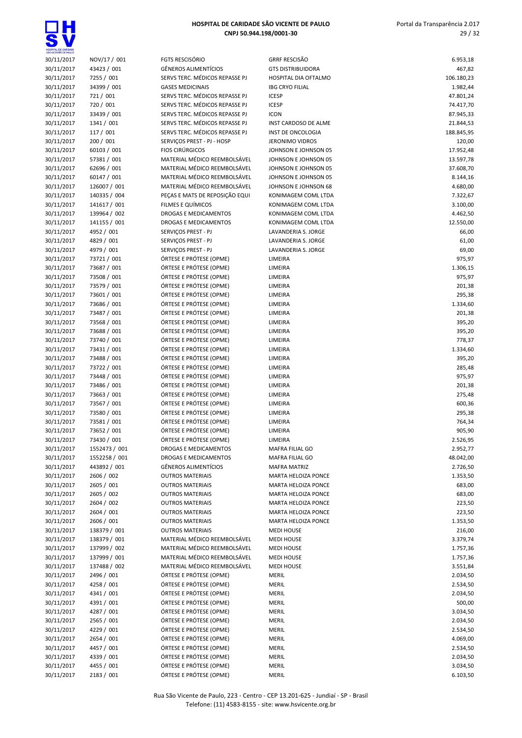| | | | | |
|---|---|---|---|---|
| 30/11/2017 | NOV/17 / 001 | FGTS RESCISÓRIO | GRRF RESCISÃO | 6.953,18 |
| 30/11/2017 | 43423 / 001 | GÊNEROS ALIMENTÍCIOS | GTS DISTRIBUIDORA | 467,82 |
| 30/11/2017 | 7255 / 001 | SERVS TERC. MÉDICOS REPASSE PJ | HOSPITAL DIA OFTALMO | 106.180,23 |
| 30/11/2017 | 34399 / 001 | GASES MEDICINAIS | IBG CRYO FILIAL | 1.982,44 |
| 30/11/2017 | 721 / 001 | SERVS TERC. MÉDICOS REPASSE PJ | ICESP | 47.801,24 |
| 30/11/2017 | 720 / 001 | SERVS TERC. MÉDICOS REPASSE PJ | ICESP | 74.417,70 |
| 30/11/2017 | 33439 / 001 | SERVS TERC. MÉDICOS REPASSE PJ | ICON | 87.945,33 |
| 30/11/2017 | 1341 / 001 | SERVS TERC. MÉDICOS REPASSE PJ | INST CARDOSO DE ALME | 21.844,53 |
| 30/11/2017 | 117 / 001 | SERVS TERC. MÉDICOS REPASSE PJ | INST DE ONCOLOGIA | 188.845,95 |
| 30/11/2017 | 200 / 001 | SERVIÇOS PREST - PJ - HOSP | JERONIMO VIDROS | 120,00 |
| 30/11/2017 | 60103 / 001 | FIOS CIRÚRGICOS | JOHNSON E JOHNSON 05 | 17.952,48 |
| 30/11/2017 | 57381 / 001 | MATERIAL MÉDICO REEMBOLSÁVEL | JOHNSON E JOHNSON 05 | 13.597,78 |
| 30/11/2017 | 62696 / 001 | MATERIAL MÉDICO REEMBOLSÁVEL | JOHNSON E JOHNSON 05 | 37.608,70 |
| 30/11/2017 | 60147 / 001 | MATERIAL MÉDICO REEMBOLSÁVEL | JOHNSON E JOHNSON 05 | 8.144,16 |
| 30/11/2017 | 126007 / 001 | MATERIAL MÉDICO REEMBOLSÁVEL | JOHNSON E JOHNSON 68 | 4.680,00 |
| 30/11/2017 | 140335 / 004 | PEÇAS E MATS DE REPOSIÇÃO EQUI | KONIMAGEM COML LTDA | 7.322,67 |
| 30/11/2017 | 141617 / 001 | FILMES E QUÍMICOS | KONIMAGEM COML LTDA | 3.100,00 |
| 30/11/2017 | 139964 / 002 | DROGAS E MEDICAMENTOS | KONIMAGEM COML LTDA | 4.462,50 |
| 30/11/2017 | 141155 / 001 | DROGAS E MEDICAMENTOS | KONIMAGEM COML LTDA | 12.550,00 |
| 30/11/2017 | 4952 / 001 | SERVIÇOS PREST - PJ | LAVANDERIA S. JORGE | 66,00 |
| 30/11/2017 | 4829 / 001 | SERVIÇOS PREST - PJ | LAVANDERIA S. JORGE | 61,00 |
| 30/11/2017 | 4979 / 001 | SERVIÇOS PREST - PJ | LAVANDERIA S. JORGE | 69,00 |
| 30/11/2017 | 73721 / 001 | ÓRTESE E PRÓTESE (OPME) | LIMEIRA | 975,97 |
| 30/11/2017 | 73687 / 001 | ÓRTESE E PRÓTESE (OPME) | LIMEIRA | 1.306,15 |
| 30/11/2017 | 73508 / 001 | ÓRTESE E PRÓTESE (OPME) | LIMEIRA | 975,97 |
| 30/11/2017 | 73579 / 001 | ÓRTESE E PRÓTESE (OPME) | LIMEIRA | 201,38 |
| 30/11/2017 | 73601 / 001 | ÓRTESE E PRÓTESE (OPME) | LIMEIRA | 295,38 |
| 30/11/2017 | 73686 / 001 | ÓRTESE E PRÓTESE (OPME) | LIMEIRA | 1.334,60 |
| 30/11/2017 | 73487 / 001 | ÓRTESE E PRÓTESE (OPME) | LIMEIRA | 201,38 |
| 30/11/2017 | 73568 / 001 | ÓRTESE E PRÓTESE (OPME) | LIMEIRA | 395,20 |
| 30/11/2017 | 73688 / 001 | ÓRTESE E PRÓTESE (OPME) | LIMEIRA | 395,20 |
| 30/11/2017 | 73740 / 001 | ÓRTESE E PRÓTESE (OPME) | LIMEIRA | 778,37 |
| 30/11/2017 | 73431 / 001 | ÓRTESE E PRÓTESE (OPME) | LIMEIRA | 1.334,60 |
| 30/11/2017 | 73488 / 001 | ÓRTESE E PRÓTESE (OPME) | LIMEIRA | 395,20 |
| 30/11/2017 | 73722 / 001 | ÓRTESE E PRÓTESE (OPME) | LIMEIRA | 285,48 |
| 30/11/2017 | 73448 / 001 | ÓRTESE E PRÓTESE (OPME) | LIMEIRA | 975,97 |
| 30/11/2017 | 73486 / 001 | ÓRTESE E PRÓTESE (OPME) | LIMEIRA | 201,38 |
| 30/11/2017 | 73663 / 001 | ÓRTESE E PRÓTESE (OPME) | LIMEIRA | 275,48 |
| 30/11/2017 | 73567 / 001 | ÓRTESE E PRÓTESE (OPME) | LIMEIRA | 600,36 |
| 30/11/2017 | 73580 / 001 | ÓRTESE E PRÓTESE (OPME) | LIMEIRA | 295,38 |
| 30/11/2017 | 73581 / 001 | ÓRTESE E PRÓTESE (OPME) | LIMEIRA | 764,34 |
| 30/11/2017 | 73652 / 001 | ÓRTESE E PRÓTESE (OPME) | LIMEIRA | 905,90 |
| 30/11/2017 | 73430 / 001 | ÓRTESE E PRÓTESE (OPME) | LIMEIRA | 2.526,95 |
| 30/11/2017 | 1552473 / 001 | DROGAS E MEDICAMENTOS | MAFRA FILIAL GO | 2.952,77 |
| 30/11/2017 | 1552258 / 001 | DROGAS E MEDICAMENTOS | MAFRA FILIAL GO | 48.042,00 |
| 30/11/2017 | 443892 / 001 | GÊNEROS ALIMENTÍCIOS | MAFRA MATRIZ | 2.726,50 |
| 30/11/2017 | 2606 / 002 | OUTROS MATERIAIS | MARTA HELOIZA PONCE | 1.353,50 |
| 30/11/2017 | 2605 / 001 | OUTROS MATERIAIS | MARTA HELOIZA PONCE | 683,00 |
| 30/11/2017 | 2605 / 002 | OUTROS MATERIAIS | MARTA HELOIZA PONCE | 683,00 |
| 30/11/2017 | 2604 / 002 | OUTROS MATERIAIS | MARTA HELOIZA PONCE | 223,50 |
| 30/11/2017 | 2604 / 001 | OUTROS MATERIAIS | MARTA HELOIZA PONCE | 223,50 |
| 30/11/2017 | 2606 / 001 | OUTROS MATERIAIS | MARTA HELOIZA PONCE | 1.353,50 |
| 30/11/2017 | 138379 / 001 | OUTROS MATERIAIS | MEDI HOUSE | 216,00 |
| 30/11/2017 | 138379 / 001 | MATERIAL MÉDICO REEMBOLSÁVEL | MEDI HOUSE | 3.379,74 |
| 30/11/2017 | 137999 / 002 | MATERIAL MÉDICO REEMBOLSÁVEL | MEDI HOUSE | 1.757,36 |
| 30/11/2017 | 137999 / 001 | MATERIAL MÉDICO REEMBOLSÁVEL | MEDI HOUSE | 1.757,36 |
| 30/11/2017 | 137488 / 002 | MATERIAL MÉDICO REEMBOLSÁVEL | MEDI HOUSE | 3.551,84 |
| 30/11/2017 | 2496 / 001 | ÓRTESE E PRÓTESE (OPME) | MERIL | 2.034,50 |
| 30/11/2017 | 4258 / 001 | ÓRTESE E PRÓTESE (OPME) | MERIL | 2.534,50 |
| 30/11/2017 | 4341 / 001 | ÓRTESE E PRÓTESE (OPME) | MERIL | 2.034,50 |
| 30/11/2017 | 4391 / 001 | ÓRTESE E PRÓTESE (OPME) | MERIL | 500,00 |
| 30/11/2017 | 4287 / 001 | ÓRTESE E PRÓTESE (OPME) | MERIL | 3.034,50 |
| 30/11/2017 | 2565 / 001 | ÓRTESE E PRÓTESE (OPME) | MERIL | 2.034,50 |
| 30/11/2017 | 4229 / 001 | ÓRTESE E PRÓTESE (OPME) | MERIL | 2.534,50 |
| 30/11/2017 | 2654 / 001 | ÓRTESE E PRÓTESE (OPME) | MERIL | 4.069,00 |
| 30/11/2017 | 4457 / 001 | ÓRTESE E PRÓTESE (OPME) | MERIL | 2.534,50 |
| 30/11/2017 | 4339 / 001 | ÓRTESE E PRÓTESE (OPME) | MERIL | 2.034,50 |
| 30/11/2017 | 4455 / 001 | ÓRTESE E PRÓTESE (OPME) | MERIL | 3.034,50 |
| 30/11/2017 | 2183 / 001 | ÓRTESE E PRÓTESE (OPME) | MERIL | 6.103,50 |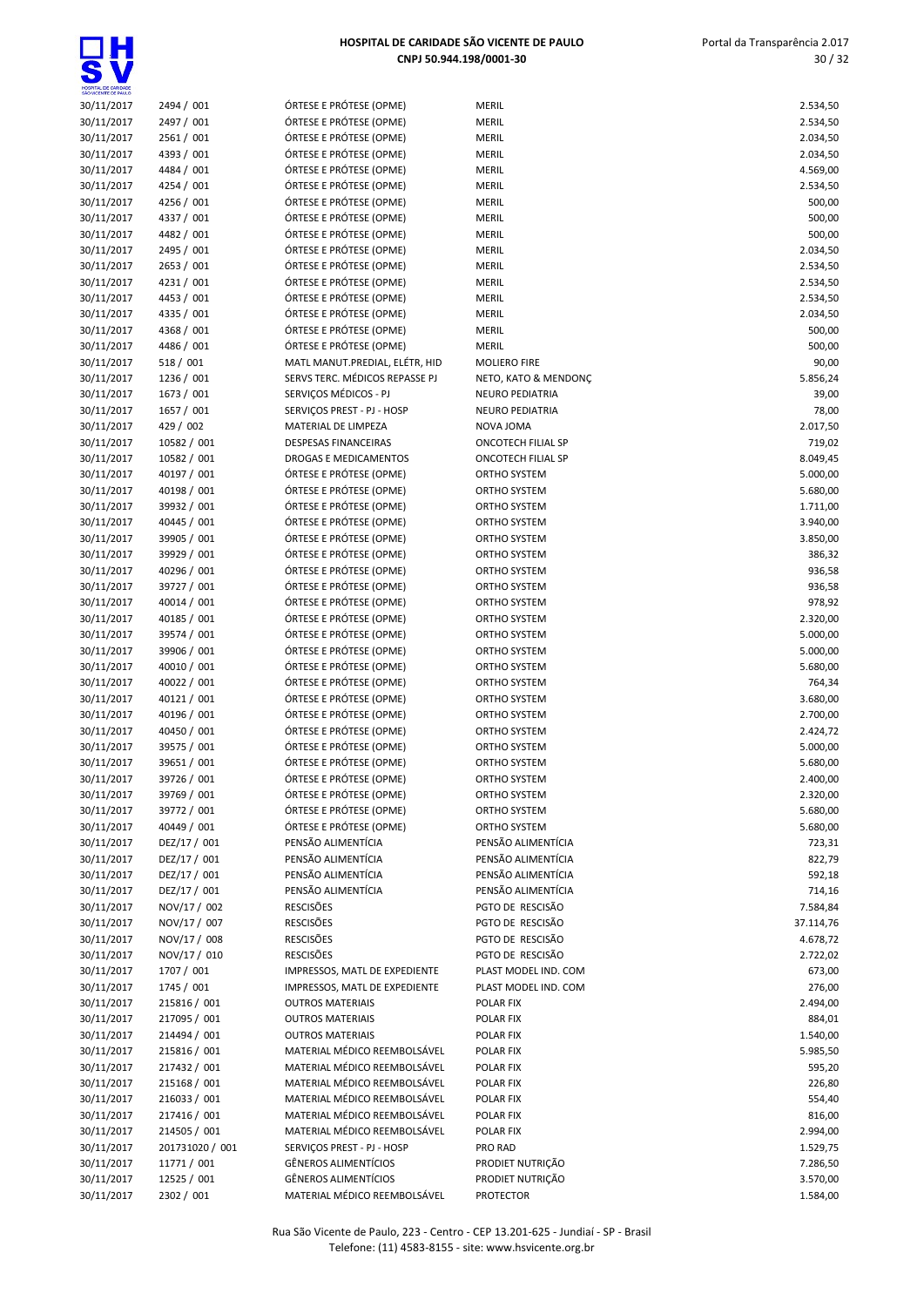| | | | | |
|---|---|---|---|---|
| 30/11/2017 | 2494 / 001 | ÓRTESE E PRÓTESE (OPME) | MERIL | 2.534,50 |
| 30/11/2017 | 2497 / 001 | ÓRTESE E PRÓTESE (OPME) | MERIL | 2.534,50 |
| 30/11/2017 | 2561 / 001 | ÓRTESE E PRÓTESE (OPME) | MERIL | 2.034,50 |
| 30/11/2017 | 4393 / 001 | ÓRTESE E PRÓTESE (OPME) | MERIL | 2.034,50 |
| 30/11/2017 | 4484 / 001 | ÓRTESE E PRÓTESE (OPME) | MERIL | 4.569,00 |
| 30/11/2017 | 4254 / 001 | ÓRTESE E PRÓTESE (OPME) | MERIL | 2.534,50 |
| 30/11/2017 | 4256 / 001 | ÓRTESE E PRÓTESE (OPME) | MERIL | 500,00 |
| 30/11/2017 | 4337 / 001 | ÓRTESE E PRÓTESE (OPME) | MERIL | 500,00 |
| 30/11/2017 | 4482 / 001 | ÓRTESE E PRÓTESE (OPME) | MERIL | 500,00 |
| 30/11/2017 | 2495 / 001 | ÓRTESE E PRÓTESE (OPME) | MERIL | 2.034,50 |
| 30/11/2017 | 2653 / 001 | ÓRTESE E PRÓTESE (OPME) | MERIL | 2.534,50 |
| 30/11/2017 | 4231 / 001 | ÓRTESE E PRÓTESE (OPME) | MERIL | 2.534,50 |
| 30/11/2017 | 4453 / 001 | ÓRTESE E PRÓTESE (OPME) | MERIL | 2.534,50 |
| 30/11/2017 | 4335 / 001 | ÓRTESE E PRÓTESE (OPME) | MERIL | 2.034,50 |
| 30/11/2017 | 4368 / 001 | ÓRTESE E PRÓTESE (OPME) | MERIL | 500,00 |
| 30/11/2017 | 4486 / 001 | ÓRTESE E PRÓTESE (OPME) | MERIL | 500,00 |
| 30/11/2017 | 518 / 001 | MATL MANUT.PREDIAL, ELÉTR, HID | MOLIERO FIRE | 90,00 |
| 30/11/2017 | 1236 / 001 | SERVS TERC. MÉDICOS REPASSE PJ | NETO, KATO & MENDONÇ | 5.856,24 |
| 30/11/2017 | 1673 / 001 | SERVIÇOS MÉDICOS - PJ | NEURO PEDIATRIA | 39,00 |
| 30/11/2017 | 1657 / 001 | SERVIÇOS PREST - PJ - HOSP | NEURO PEDIATRIA | 78,00 |
| 30/11/2017 | 429 / 002 | MATERIAL DE LIMPEZA | NOVA JOMA | 2.017,50 |
| 30/11/2017 | 10582 / 001 | DESPESAS FINANCEIRAS | ONCOTECH FILIAL SP | 719,02 |
| 30/11/2017 | 10582 / 001 | DROGAS E MEDICAMENTOS | ONCOTECH FILIAL SP | 8.049,45 |
| 30/11/2017 | 40197 / 001 | ÓRTESE E PRÓTESE (OPME) | ORTHO SYSTEM | 5.000,00 |
| 30/11/2017 | 40198 / 001 | ÓRTESE E PRÓTESE (OPME) | ORTHO SYSTEM | 5.680,00 |
| 30/11/2017 | 39932 / 001 | ÓRTESE E PRÓTESE (OPME) | ORTHO SYSTEM | 1.711,00 |
| 30/11/2017 | 40445 / 001 | ÓRTESE E PRÓTESE (OPME) | ORTHO SYSTEM | 3.940,00 |
| 30/11/2017 | 39905 / 001 | ÓRTESE E PRÓTESE (OPME) | ORTHO SYSTEM | 3.850,00 |
| 30/11/2017 | 39929 / 001 | ÓRTESE E PRÓTESE (OPME) | ORTHO SYSTEM | 386,32 |
| 30/11/2017 | 40296 / 001 | ÓRTESE E PRÓTESE (OPME) | ORTHO SYSTEM | 936,58 |
| 30/11/2017 | 39727 / 001 | ÓRTESE E PRÓTESE (OPME) | ORTHO SYSTEM | 936,58 |
| 30/11/2017 | 40014 / 001 | ÓRTESE E PRÓTESE (OPME) | ORTHO SYSTEM | 978,92 |
| 30/11/2017 | 40185 / 001 | ÓRTESE E PRÓTESE (OPME) | ORTHO SYSTEM | 2.320,00 |
| 30/11/2017 | 39574 / 001 | ÓRTESE E PRÓTESE (OPME) | ORTHO SYSTEM | 5.000,00 |
| 30/11/2017 | 39906 / 001 | ÓRTESE E PRÓTESE (OPME) | ORTHO SYSTEM | 5.000,00 |
| 30/11/2017 | 40010 / 001 | ÓRTESE E PRÓTESE (OPME) | ORTHO SYSTEM | 5.680,00 |
| 30/11/2017 | 40022 / 001 | ÓRTESE E PRÓTESE (OPME) | ORTHO SYSTEM | 764,34 |
| 30/11/2017 | 40121 / 001 | ÓRTESE E PRÓTESE (OPME) | ORTHO SYSTEM | 3.680,00 |
| 30/11/2017 | 40196 / 001 | ÓRTESE E PRÓTESE (OPME) | ORTHO SYSTEM | 2.700,00 |
| 30/11/2017 | 40450 / 001 | ÓRTESE E PRÓTESE (OPME) | ORTHO SYSTEM | 2.424,72 |
| 30/11/2017 | 39575 / 001 | ÓRTESE E PRÓTESE (OPME) | ORTHO SYSTEM | 5.000,00 |
| 30/11/2017 | 39651 / 001 | ÓRTESE E PRÓTESE (OPME) | ORTHO SYSTEM | 5.680,00 |
| 30/11/2017 | 39726 / 001 | ÓRTESE E PRÓTESE (OPME) | ORTHO SYSTEM | 2.400,00 |
| 30/11/2017 | 39769 / 001 | ÓRTESE E PRÓTESE (OPME) | ORTHO SYSTEM | 2.320,00 |
| 30/11/2017 | 39772 / 001 | ÓRTESE E PRÓTESE (OPME) | ORTHO SYSTEM | 5.680,00 |
| 30/11/2017 | 40449 / 001 | ÓRTESE E PRÓTESE (OPME) | ORTHO SYSTEM | 5.680,00 |
| 30/11/2017 | DEZ/17 / 001 | PENSÃO ALIMENTÍCIA | PENSÃO ALIMENTÍCIA | 723,31 |
| 30/11/2017 | DEZ/17 / 001 | PENSÃO ALIMENTÍCIA | PENSÃO ALIMENTÍCIA | 822,79 |
| 30/11/2017 | DEZ/17 / 001 | PENSÃO ALIMENTÍCIA | PENSÃO ALIMENTÍCIA | 592,18 |
| 30/11/2017 | DEZ/17 / 001 | PENSÃO ALIMENTÍCIA | PENSÃO ALIMENTÍCIA | 714,16 |
| 30/11/2017 | NOV/17 / 002 | RESCISÕES | PGTO DE RESCISÃO | 7.584,84 |
| 30/11/2017 | NOV/17 / 007 | RESCISÕES | PGTO DE RESCISÃO | 37.114,76 |
| 30/11/2017 | NOV/17 / 008 | RESCISÕES | PGTO DE RESCISÃO | 4.678,72 |
| 30/11/2017 | NOV/17 / 010 | RESCISÕES | PGTO DE RESCISÃO | 2.722,02 |
| 30/11/2017 | 1707 / 001 | IMPRESSOS, MATL DE EXPEDIENTE | PLAST MODEL IND. COM | 673,00 |
| 30/11/2017 | 1745 / 001 | IMPRESSOS, MATL DE EXPEDIENTE | PLAST MODEL IND. COM | 276,00 |
| 30/11/2017 | 215816 / 001 | OUTROS MATERIAIS | POLAR FIX | 2.494,00 |
| 30/11/2017 | 217095 / 001 | OUTROS MATERIAIS | POLAR FIX | 884,01 |
| 30/11/2017 | 214494 / 001 | OUTROS MATERIAIS | POLAR FIX | 1.540,00 |
| 30/11/2017 | 215816 / 001 | MATERIAL MÉDICO REEMBOLSÁVEL | POLAR FIX | 5.985,50 |
| 30/11/2017 | 217432 / 001 | MATERIAL MÉDICO REEMBOLSÁVEL | POLAR FIX | 595,20 |
| 30/11/2017 | 215168 / 001 | MATERIAL MÉDICO REEMBOLSÁVEL | POLAR FIX | 226,80 |
| 30/11/2017 | 216033 / 001 | MATERIAL MÉDICO REEMBOLSÁVEL | POLAR FIX | 554,40 |
| 30/11/2017 | 217416 / 001 | MATERIAL MÉDICO REEMBOLSÁVEL | POLAR FIX | 816,00 |
| 30/11/2017 | 214505 / 001 | MATERIAL MÉDICO REEMBOLSÁVEL | POLAR FIX | 2.994,00 |
| 30/11/2017 | 201731020 / 001 | SERVIÇOS PREST - PJ - HOSP | PRO RAD | 1.529,75 |
| 30/11/2017 | 11771 / 001 | GÊNEROS ALIMENTÍCIOS | PRODIET NUTRIÇÃO | 7.286,50 |
| 30/11/2017 | 12525 / 001 | GÊNEROS ALIMENTÍCIOS | PRODIET NUTRIÇÃO | 3.570,00 |
| 30/11/2017 | 2302 / 001 | MATERIAL MÉDICO REEMBOLSÁVEL | PROTECTOR | 1.584,00 |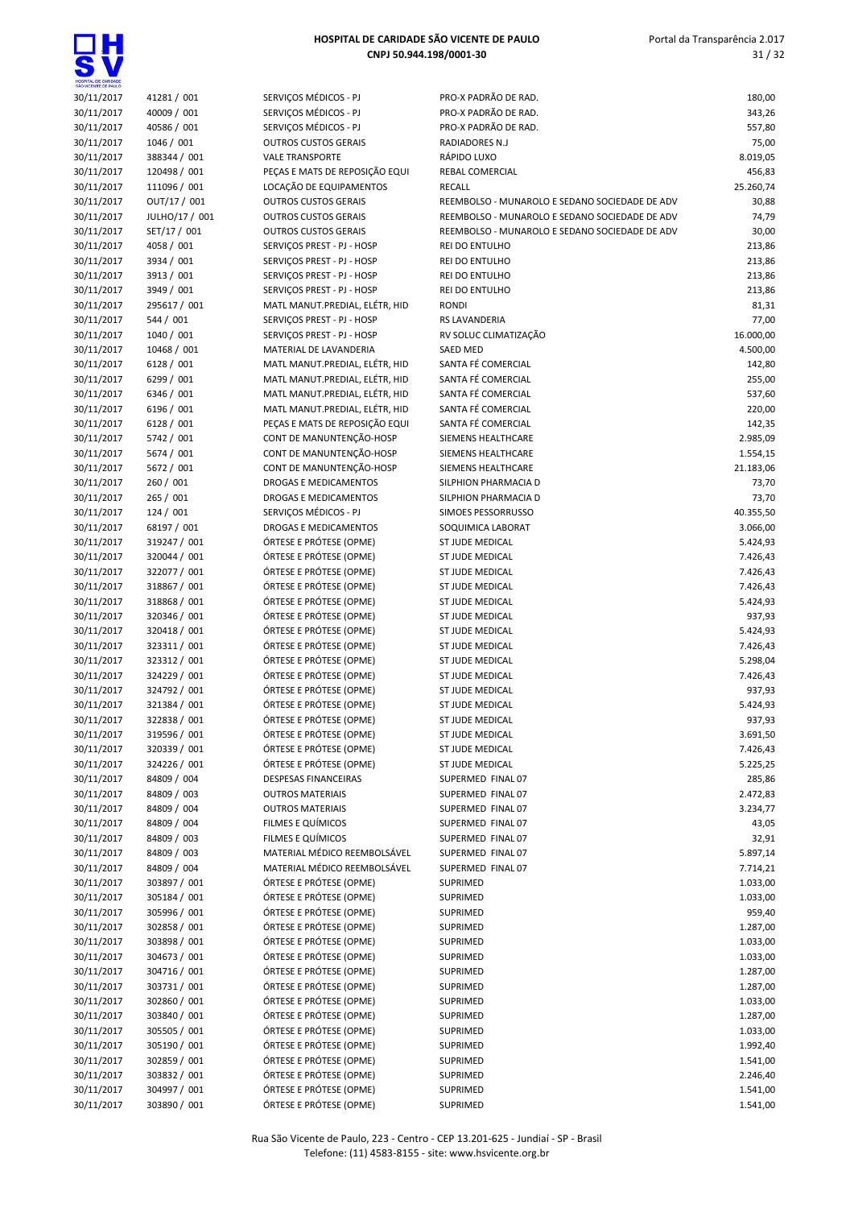| | | | | |
|---|---|---|---|---|
| 30/11/2017 | 41281 / 001 | SERVIÇOS MÉDICOS - PJ | PRO-X PADRÃO DE RAD. | 180,00 |
| 30/11/2017 | 40009 / 001 | SERVIÇOS MÉDICOS - PJ | PRO-X PADRÃO DE RAD. | 343,26 |
| 30/11/2017 | 40586 / 001 | SERVIÇOS MÉDICOS - PJ | PRO-X PADRÃO DE RAD. | 557,80 |
| 30/11/2017 | 1046 / 001 | OUTROS CUSTOS GERAIS | RADIADORES N.J | 75,00 |
| 30/11/2017 | 388344 / 001 | VALE TRANSPORTE | RÁPIDO LUXO | 8.019,05 |
| 30/11/2017 | 120498 / 001 | PEÇAS E MATS DE REPOSIÇÃO EQUI | REBAL COMERCIAL | 456,83 |
| 30/11/2017 | 111096 / 001 | LOCAÇÃO DE EQUIPAMENTOS | RECALL | 25.260,74 |
| 30/11/2017 | OUT/17 / 001 | OUTROS CUSTOS GERAIS | REEMBOLSO - MUNAROLO E SEDANO SOCIEDADE DE ADV | 30,88 |
| 30/11/2017 | JULHO/17 / 001 | OUTROS CUSTOS GERAIS | REEMBOLSO - MUNAROLO E SEDANO SOCIEDADE DE ADV | 74,79 |
| 30/11/2017 | SET/17 / 001 | OUTROS CUSTOS GERAIS | REEMBOLSO - MUNAROLO E SEDANO SOCIEDADE DE ADV | 30,00 |
| 30/11/2017 | 4058 / 001 | SERVIÇOS PREST - PJ - HOSP | REI DO ENTULHO | 213,86 |
| 30/11/2017 | 3934 / 001 | SERVIÇOS PREST - PJ - HOSP | REI DO ENTULHO | 213,86 |
| 30/11/2017 | 3913 / 001 | SERVIÇOS PREST - PJ - HOSP | REI DO ENTULHO | 213,86 |
| 30/11/2017 | 3949 / 001 | SERVIÇOS PREST - PJ - HOSP | REI DO ENTULHO | 213,86 |
| 30/11/2017 | 295617 / 001 | MATL MANUT.PREDIAL, ELÉTR, HID | RONDI | 81,31 |
| 30/11/2017 | 544 / 001 | SERVIÇOS PREST - PJ - HOSP | RS LAVANDERIA | 77,00 |
| 30/11/2017 | 1040 / 001 | SERVIÇOS PREST - PJ - HOSP | RV SOLUC CLIMATIZAÇÃO | 16.000,00 |
| 30/11/2017 | 10468 / 001 | MATERIAL DE LAVANDERIA | SAED MED | 4.500,00 |
| 30/11/2017 | 6128 / 001 | MATL MANUT.PREDIAL, ELÉTR, HID | SANTA FÉ COMERCIAL | 142,80 |
| 30/11/2017 | 6299 / 001 | MATL MANUT.PREDIAL, ELÉTR, HID | SANTA FÉ COMERCIAL | 255,00 |
| 30/11/2017 | 6346 / 001 | MATL MANUT.PREDIAL, ELÉTR, HID | SANTA FÉ COMERCIAL | 537,60 |
| 30/11/2017 | 6196 / 001 | MATL MANUT.PREDIAL, ELÉTR, HID | SANTA FÉ COMERCIAL | 220,00 |
| 30/11/2017 | 6128 / 001 | PEÇAS E MATS DE REPOSIÇÃO EQUI | SANTA FÉ COMERCIAL | 142,35 |
| 30/11/2017 | 5742 / 001 | CONT DE MANUNTENÇÃO-HOSP | SIEMENS HEALTHCARE | 2.985,09 |
| 30/11/2017 | 5674 / 001 | CONT DE MANUNTENÇÃO-HOSP | SIEMENS HEALTHCARE | 1.554,15 |
| 30/11/2017 | 5672 / 001 | CONT DE MANUNTENÇÃO-HOSP | SIEMENS HEALTHCARE | 21.183,06 |
| 30/11/2017 | 260 / 001 | DROGAS E MEDICAMENTOS | SILPHION PHARMACIA D | 73,70 |
| 30/11/2017 | 265 / 001 | DROGAS E MEDICAMENTOS | SILPHION PHARMACIA D | 73,70 |
| 30/11/2017 | 124 / 001 | SERVIÇOS MÉDICOS - PJ | SIMOES PESSORRUSSO | 40.355,50 |
| 30/11/2017 | 68197 / 001 | DROGAS E MEDICAMENTOS | SOQUIMICA LABORAT | 3.066,00 |
| 30/11/2017 | 319247 / 001 | ÓRTESE E PRÓTESE (OPME) | ST JUDE MEDICAL | 5.424,93 |
| 30/11/2017 | 320044 / 001 | ÓRTESE E PRÓTESE (OPME) | ST JUDE MEDICAL | 7.426,43 |
| 30/11/2017 | 322077 / 001 | ÓRTESE E PRÓTESE (OPME) | ST JUDE MEDICAL | 7.426,43 |
| 30/11/2017 | 318867 / 001 | ÓRTESE E PRÓTESE (OPME) | ST JUDE MEDICAL | 7.426,43 |
| 30/11/2017 | 318868 / 001 | ÓRTESE E PRÓTESE (OPME) | ST JUDE MEDICAL | 5.424,93 |
| 30/11/2017 | 320346 / 001 | ÓRTESE E PRÓTESE (OPME) | ST JUDE MEDICAL | 937,93 |
| 30/11/2017 | 320418 / 001 | ÓRTESE E PRÓTESE (OPME) | ST JUDE MEDICAL | 5.424,93 |
| 30/11/2017 | 323311 / 001 | ÓRTESE E PRÓTESE (OPME) | ST JUDE MEDICAL | 7.426,43 |
| 30/11/2017 | 323312 / 001 | ÓRTESE E PRÓTESE (OPME) | ST JUDE MEDICAL | 5.298,04 |
| 30/11/2017 | 324229 / 001 | ÓRTESE E PRÓTESE (OPME) | ST JUDE MEDICAL | 7.426,43 |
| 30/11/2017 | 324792 / 001 | ÓRTESE E PRÓTESE (OPME) | ST JUDE MEDICAL | 937,93 |
| 30/11/2017 | 321384 / 001 | ÓRTESE E PRÓTESE (OPME) | ST JUDE MEDICAL | 5.424,93 |
| 30/11/2017 | 322838 / 001 | ÓRTESE E PRÓTESE (OPME) | ST JUDE MEDICAL | 937,93 |
| 30/11/2017 | 319596 / 001 | ÓRTESE E PRÓTESE (OPME) | ST JUDE MEDICAL | 3.691,50 |
| 30/11/2017 | 320339 / 001 | ÓRTESE E PRÓTESE (OPME) | ST JUDE MEDICAL | 7.426,43 |
| 30/11/2017 | 324226 / 001 | ÓRTESE E PRÓTESE (OPME) | ST JUDE MEDICAL | 5.225,25 |
| 30/11/2017 | 84809 / 004 | DESPESAS FINANCEIRAS | SUPERMED FINAL 07 | 285,86 |
| 30/11/2017 | 84809 / 003 | OUTROS MATERIAIS | SUPERMED FINAL 07 | 2.472,83 |
| 30/11/2017 | 84809 / 004 | OUTROS MATERIAIS | SUPERMED FINAL 07 | 3.234,77 |
| 30/11/2017 | 84809 / 004 | FILMES E QUÍMICOS | SUPERMED FINAL 07 | 43,05 |
| 30/11/2017 | 84809 / 003 | FILMES E QUÍMICOS | SUPERMED FINAL 07 | 32,91 |
| 30/11/2017 | 84809 / 003 | MATERIAL MÉDICO REEMBOLSÁVEL | SUPERMED FINAL 07 | 5.897,14 |
| 30/11/2017 | 84809 / 004 | MATERIAL MÉDICO REEMBOLSÁVEL | SUPERMED FINAL 07 | 7.714,21 |
| 30/11/2017 | 303897 / 001 | ÓRTESE E PRÓTESE (OPME) | SUPRIMED | 1.033,00 |
| 30/11/2017 | 305184 / 001 | ÓRTESE E PRÓTESE (OPME) | SUPRIMED | 1.033,00 |
| 30/11/2017 | 305996 / 001 | ÓRTESE E PRÓTESE (OPME) | SUPRIMED | 959,40 |
| 30/11/2017 | 302858 / 001 | ÓRTESE E PRÓTESE (OPME) | SUPRIMED | 1.287,00 |
| 30/11/2017 | 303898 / 001 | ÓRTESE E PRÓTESE (OPME) | SUPRIMED | 1.033,00 |
| 30/11/2017 | 304673 / 001 | ÓRTESE E PRÓTESE (OPME) | SUPRIMED | 1.033,00 |
| 30/11/2017 | 304716 / 001 | ÓRTESE E PRÓTESE (OPME) | SUPRIMED | 1.287,00 |
| 30/11/2017 | 303731 / 001 | ÓRTESE E PRÓTESE (OPME) | SUPRIMED | 1.287,00 |
| 30/11/2017 | 302860 / 001 | ÓRTESE E PRÓTESE (OPME) | SUPRIMED | 1.033,00 |
| 30/11/2017 | 303840 / 001 | ÓRTESE E PRÓTESE (OPME) | SUPRIMED | 1.287,00 |
| 30/11/2017 | 305505 / 001 | ÓRTESE E PRÓTESE (OPME) | SUPRIMED | 1.033,00 |
| 30/11/2017 | 305190 / 001 | ÓRTESE E PRÓTESE (OPME) | SUPRIMED | 1.992,40 |
| 30/11/2017 | 302859 / 001 | ÓRTESE E PRÓTESE (OPME) | SUPRIMED | 1.541,00 |
| 30/11/2017 | 303832 / 001 | ÓRTESE E PRÓTESE (OPME) | SUPRIMED | 2.246,40 |
| 30/11/2017 | 304997 / 001 | ÓRTESE E PRÓTESE (OPME) | SUPRIMED | 1.541,00 |
| 30/11/2017 | 303890 / 001 | ÓRTESE E PRÓTESE (OPME) | SUPRIMED | 1.541,00 |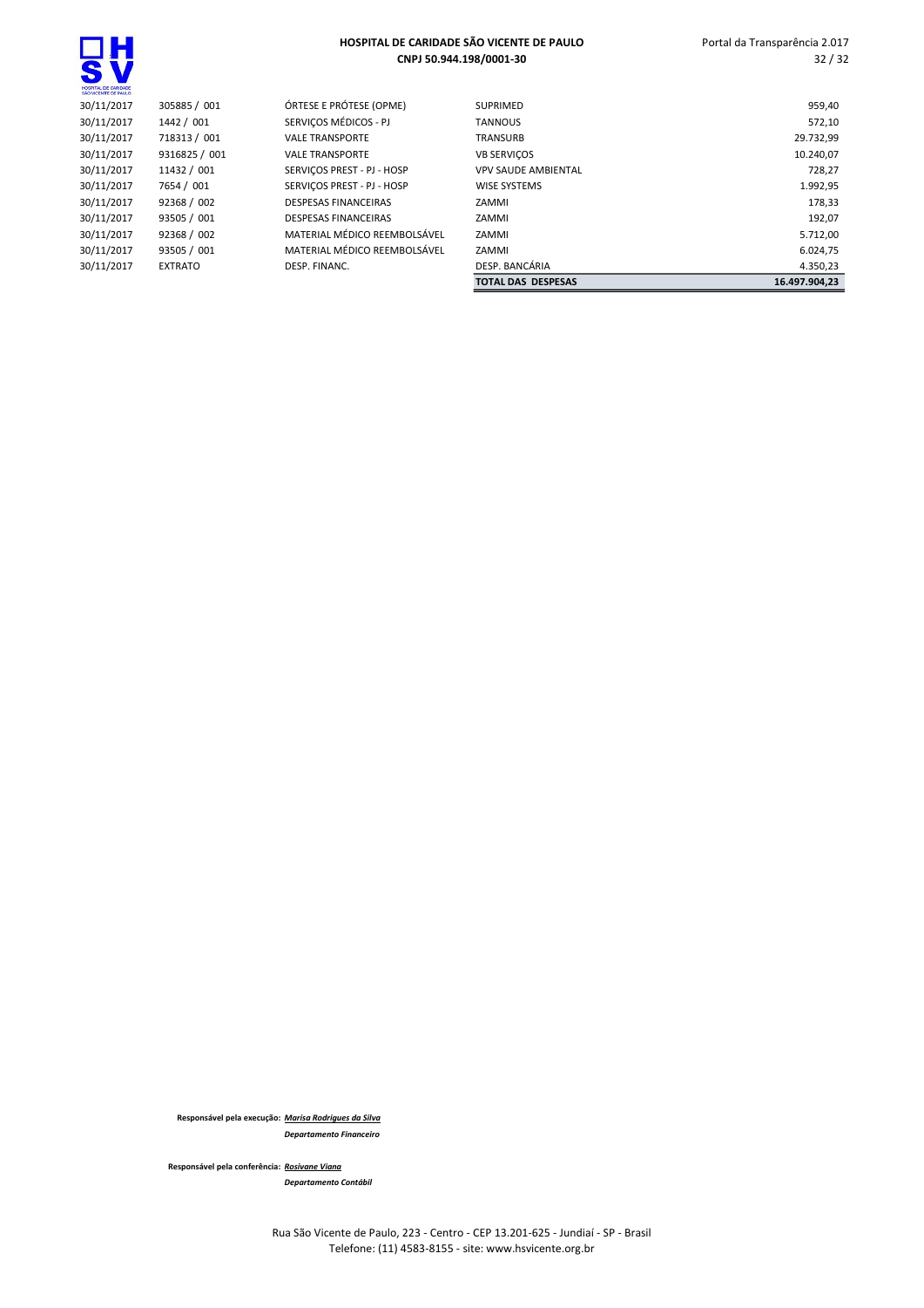| | | | | |
|---|---|---|---|---|
| 30/11/2017 | 305885 / 001 | ÓRTESE E PRÓTESE (OPME) | SUPRIMED | 959,40 |
| 30/11/2017 | 1442 / 001 | SERVIÇOS MÉDICOS - PJ | TANNOUS | 572,10 |
| 30/11/2017 | 718313 / 001 | VALE TRANSPORTE | TRANSURB | 29.732,99 |
| 30/11/2017 | 9316825 / 001 | VALE TRANSPORTE | VB SERVIÇOS | 10.240,07 |
| 30/11/2017 | 11432 / 001 | SERVIÇOS PREST - PJ - HOSP | VPV SAUDE AMBIENTAL | 728,27 |
| 30/11/2017 | 7654 / 001 | SERVIÇOS PREST - PJ - HOSP | WISE SYSTEMS | 1.992,95 |
| 30/11/2017 | 92368 / 002 | DESPESAS FINANCEIRAS | ZAMMI | 178,33 |
| 30/11/2017 | 93505 / 001 | DESPESAS FINANCEIRAS | ZAMMI | 192,07 |
| 30/11/2017 | 92368 / 002 | MATERIAL MÉDICO REEMBOLSÁVEL | ZAMMI | 5.712,00 |
| 30/11/2017 | 93505 / 001 | MATERIAL MÉDICO REEMBOLSÁVEL | ZAMMI | 6.024,75 |
| 30/11/2017 | EXTRATO | DESP. FINANC. | DESP. BANCÁRIA | 4.350,23 |
| | | | **TOTAL DAS DESPESAS** | **16.497.904,23** |

**Responsável pela execução:** ***Marisa Rodrigues da Silva***
***Departamento Financeiro***

**Responsável pela conferência:** ***Rosivane Viana***
***Departamento Contábil***

Rua São Vicente de Paulo, 223 - Centro - CEP 13.201-625 - Jundiaí - SP - Brasil
Telefone: (11) 4583-8155 - site: www.hsvicente.org.br